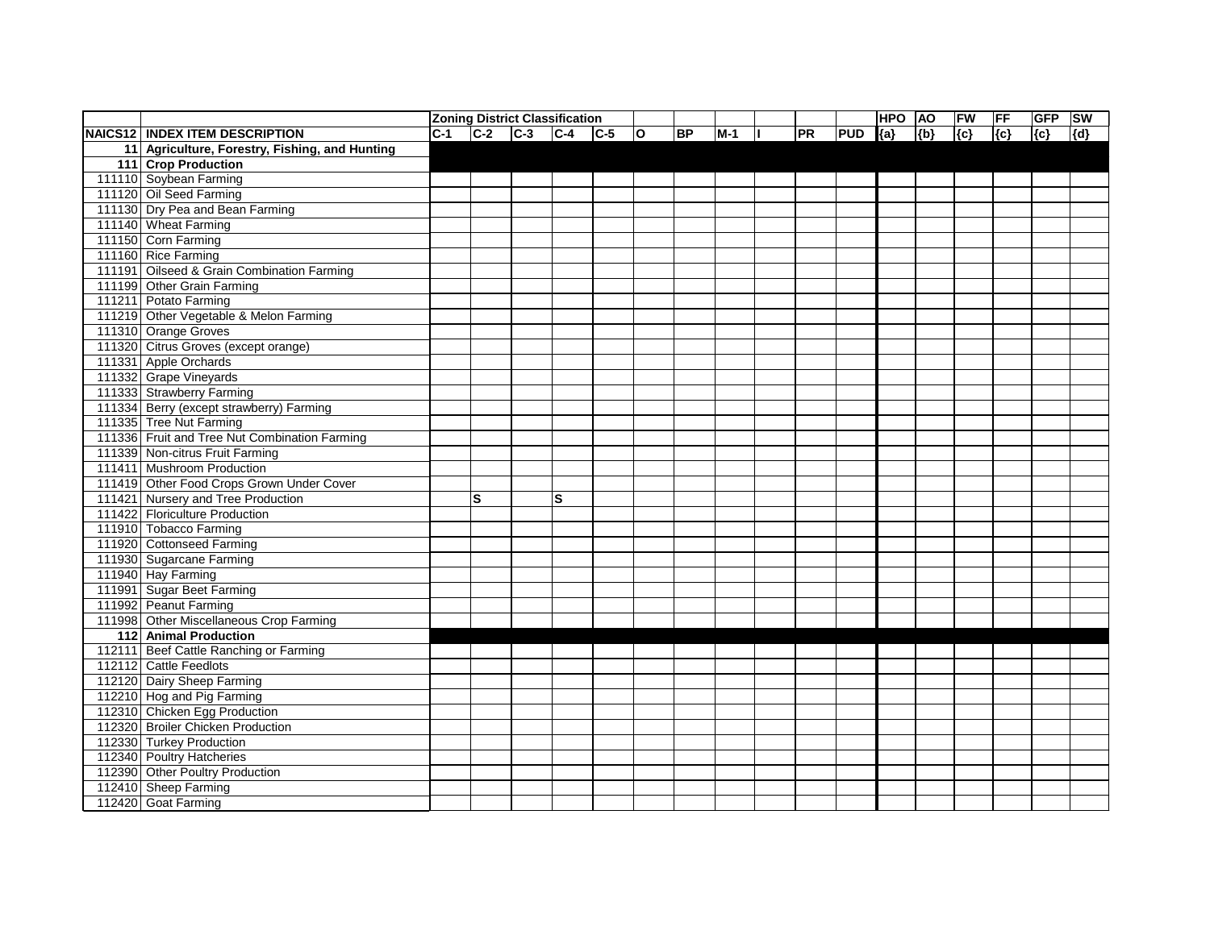| | | Zoning District Classification | | | | | | | | | | | HPO | AO | FW | FF | GFP | SW |
|---|---|---|---|---|---|---|---|---|---|---|---|---|---|---|---|---|---|---|
| NAICS12 | INDEX ITEM DESCRIPTION | C-1 | C-2 | C-3 | C-4 | C-5 | O | BP | M-1 | I | PR | PUD | {a} | {b} | {c} | {c} | {c} | {d} |
| 11 | **Agriculture, Forestry, Fishing, and Hunting** | | | | | | | | | | | | | | | | | |
| 111 | **Crop Production** | | | | | | | | | | | | | | | | | |
| 111110 | Soybean Farming | | | | | | | | | | | | | | | | | |
| 111120 | Oil Seed Farming | | | | | | | | | | | | | | | | | |
| 111130 | Dry Pea and Bean Farming | | | | | | | | | | | | | | | | | |
| 111140 | Wheat Farming | | | | | | | | | | | | | | | | | |
| 111150 | Corn Farming | | | | | | | | | | | | | | | | | |
| 111160 | Rice Farming | | | | | | | | | | | | | | | | | |
| 111191 | Oilseed & Grain Combination Farming | | | | | | | | | | | | | | | | | |
| 111199 | Other Grain Farming | | | | | | | | | | | | | | | | | |
| 111211 | Potato Farming | | | | | | | | | | | | | | | | | |
| 111219 | Other Vegetable & Melon Farming | | | | | | | | | | | | | | | | | |
| 111310 | Orange Groves | | | | | | | | | | | | | | | | | |
| 111320 | Citrus Groves (except orange) | | | | | | | | | | | | | | | | | |
| 111331 | Apple Orchards | | | | | | | | | | | | | | | | | |
| 111332 | Grape Vineyards | | | | | | | | | | | | | | | | | |
| 111333 | Strawberry Farming | | | | | | | | | | | | | | | | | |
| 111334 | Berry (except strawberry) Farming | | | | | | | | | | | | | | | | | |
| 111335 | Tree Nut Farming | | | | | | | | | | | | | | | | | |
| 111336 | Fruit and Tree Nut Combination Farming | | | | | | | | | | | | | | | | | |
| 111339 | Non-citrus Fruit Farming | | | | | | | | | | | | | | | | | |
| 111411 | Mushroom Production | | | | | | | | | | | | | | | | | |
| 111419 | Other Food Crops Grown Under Cover | | | | | | | | | | | | | | | | | |
| 111421 | Nursery and Tree Production | | S | | S | | | | | | | | | | | | | |
| 111422 | Floriculture Production | | | | | | | | | | | | | | | | | |
| 111910 | Tobacco Farming | | | | | | | | | | | | | | | | | |
| 111920 | Cottonseed Farming | | | | | | | | | | | | | | | | | |
| 111930 | Sugarcane Farming | | | | | | | | | | | | | | | | | |
| 111940 | Hay Farming | | | | | | | | | | | | | | | | | |
| 111991 | Sugar Beet Farming | | | | | | | | | | | | | | | | | |
| 111992 | Peanut Farming | | | | | | | | | | | | | | | | | |
| 111998 | Other Miscellaneous Crop Farming | | | | | | | | | | | | | | | | | |
| 112 | **Animal Production** | | | | | | | | | | | | | | | | | |
| 112111 | Beef Cattle Ranching or Farming | | | | | | | | | | | | | | | | | |
| 112112 | Cattle Feedlots | | | | | | | | | | | | | | | | | |
| 112120 | Dairy Sheep Farming | | | | | | | | | | | | | | | | | |
| 112210 | Hog and Pig Farming | | | | | | | | | | | | | | | | | |
| 112310 | Chicken Egg Production | | | | | | | | | | | | | | | | | |
| 112320 | Broiler Chicken Production | | | | | | | | | | | | | | | | | |
| 112330 | Turkey Production | | | | | | | | | | | | | | | | | |
| 112340 | Poultry Hatcheries | | | | | | | | | | | | | | | | | |
| 112390 | Other Poultry Production | | | | | | | | | | | | | | | | | |
| 112410 | Sheep Farming | | | | | | | | | | | | | | | | | |
| 112420 | Goat Farming | | | | | | | | | | | | | | | | | |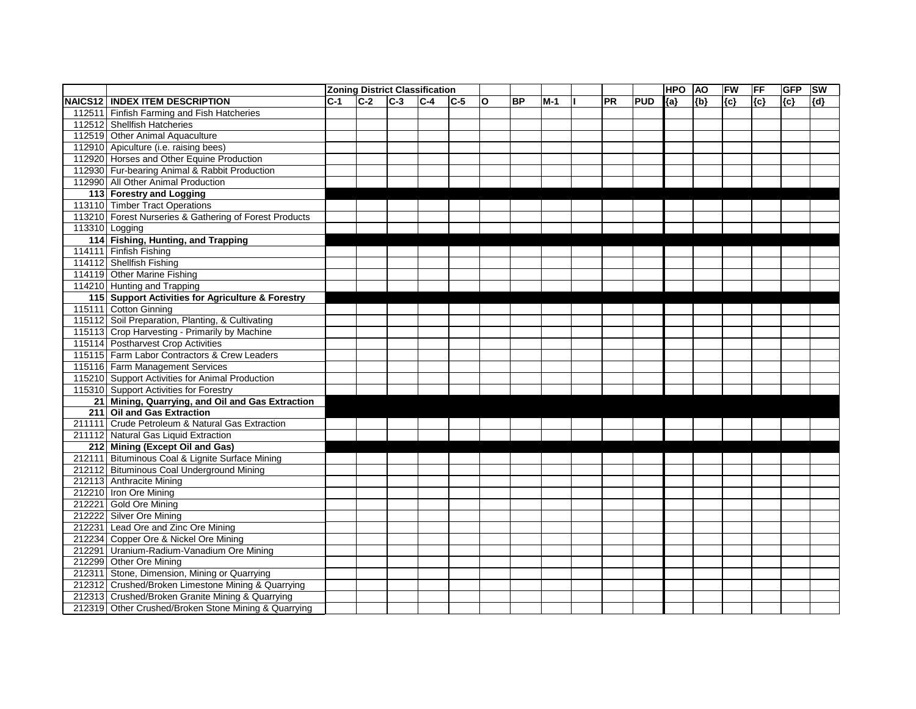| | | Zoning District Classification | | | | | | | | | | | HPO | AO | FW | FF | GFP | SW |
|---|---|---|---|---|---|---|---|---|---|---|---|---|---|---|---|---|---|---|
| NAICS12 | INDEX ITEM DESCRIPTION | C-1 | C-2 | C-3 | C-4 | C-5 | O | BP | M-1 | I | PR | PUD | {a} | {b} | {c} | {c} | {c} | {d} |
| 112511 | Finfish Farming and Fish Hatcheries | | | | | | | | | | | | | | | | | |
| 112512 | Shellfish Hatcheries | | | | | | | | | | | | | | | | | |
| 112519 | Other Animal Aquaculture | | | | | | | | | | | | | | | | | |
| 112910 | Apiculture (i.e. raising bees) | | | | | | | | | | | | | | | | | |
| 112920 | Horses and Other Equine Production | | | | | | | | | | | | | | | | | |
| 112930 | Fur-bearing Animal & Rabbit Production | | | | | | | | | | | | | | | | | |
| 112990 | All Other Animal Production | | | | | | | | | | | | | | | | | |
| **113** | **Forestry and Logging** | | | | | | | | | | | | | | | | | |
| 113110 | Timber Tract Operations | | | | | | | | | | | | | | | | | |
| 113210 | Forest Nurseries & Gathering of Forest Products | | | | | | | | | | | | | | | | | |
| 113310 | Logging | | | | | | | | | | | | | | | | | |
| **114** | **Fishing, Hunting, and Trapping** | | | | | | | | | | | | | | | | | |
| 114111 | Finfish Fishing | | | | | | | | | | | | | | | | | |
| 114112 | Shellfish Fishing | | | | | | | | | | | | | | | | | |
| 114119 | Other Marine Fishing | | | | | | | | | | | | | | | | | |
| 114210 | Hunting and Trapping | | | | | | | | | | | | | | | | | |
| **115** | **Support Activities for Agriculture & Forestry** | | | | | | | | | | | | | | | | | |
| 115111 | Cotton Ginning | | | | | | | | | | | | | | | | | |
| 115112 | Soil Preparation, Planting, & Cultivating | | | | | | | | | | | | | | | | | |
| 115113 | Crop Harvesting - Primarily by Machine | | | | | | | | | | | | | | | | | |
| 115114 | Postharvest Crop Activities | | | | | | | | | | | | | | | | | |
| 115115 | Farm Labor Contractors & Crew Leaders | | | | | | | | | | | | | | | | | |
| 115116 | Farm Management Services | | | | | | | | | | | | | | | | | |
| 115210 | Support Activities for Animal Production | | | | | | | | | | | | | | | | | |
| 115310 | Support Activities for Forestry | | | | | | | | | | | | | | | | | |
| **21** | **Mining, Quarrying, and Oil and Gas Extraction** | | | | | | | | | | | | | | | | | |
| **211** | **Oil and Gas Extraction** | | | | | | | | | | | | | | | | | |
| 211111 | Crude Petroleum & Natural Gas Extraction | | | | | | | | | | | | | | | | | |
| 211112 | Natural Gas Liquid Extraction | | | | | | | | | | | | | | | | | |
| **212** | **Mining (Except Oil and Gas)** | | | | | | | | | | | | | | | | | |
| 212111 | Bituminous Coal & Lignite Surface Mining | | | | | | | | | | | | | | | | | |
| 212112 | Bituminous Coal Underground Mining | | | | | | | | | | | | | | | | | |
| 212113 | Anthracite Mining | | | | | | | | | | | | | | | | | |
| 212210 | Iron Ore Mining | | | | | | | | | | | | | | | | | |
| 212221 | Gold Ore Mining | | | | | | | | | | | | | | | | | |
| 212222 | Silver Ore Mining | | | | | | | | | | | | | | | | | |
| 212231 | Lead Ore and Zinc Ore Mining | | | | | | | | | | | | | | | | | |
| 212234 | Copper Ore & Nickel Ore Mining | | | | | | | | | | | | | | | | | |
| 212291 | Uranium-Radium-Vanadium Ore Mining | | | | | | | | | | | | | | | | | |
| 212299 | Other Ore Mining | | | | | | | | | | | | | | | | | |
| 212311 | Stone, Dimension, Mining or Quarrying | | | | | | | | | | | | | | | | | |
| 212312 | Crushed/Broken Limestone Mining & Quarrying | | | | | | | | | | | | | | | | | |
| 212313 | Crushed/Broken Granite Mining & Quarrying | | | | | | | | | | | | | | | | | |
| 212319 | Other Crushed/Broken Stone Mining & Quarrying | | | | | | | | | | | | | | | | | |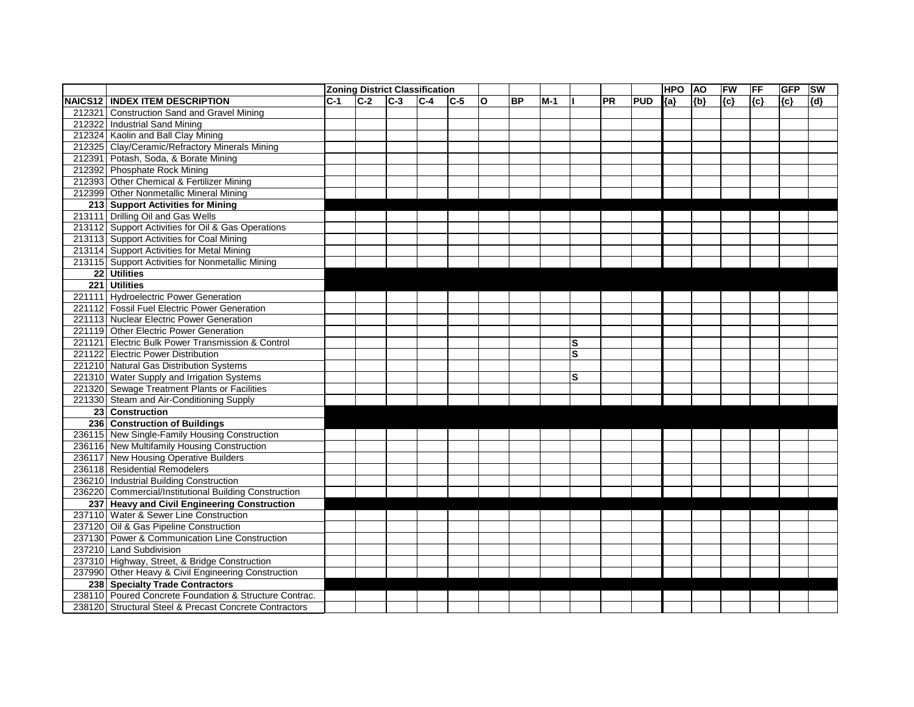| | | Zoning District Classification | | | | | | | | | | | HPO | AO | FW | FF | GFP | SW |
|---|---|---|---|---|---|---|---|---|---|---|---|---|---|---|---|---|---|---|
| NAICS12 | INDEX ITEM DESCRIPTION | C-1 | C-2 | C-3 | C-4 | C-5 | O | BP | M-1 | I | PR | PUD | {a} | {b} | {c} | {c} | {c} | {d} |
| 212321 | Construction Sand and Gravel Mining | | | | | | | | | | | | | | | | | |
| 212322 | Industrial Sand Mining | | | | | | | | | | | | | | | | | |
| 212324 | Kaolin and Ball Clay Mining | | | | | | | | | | | | | | | | | |
| 212325 | Clay/Ceramic/Refractory Minerals Mining | | | | | | | | | | | | | | | | | |
| 212391 | Potash, Soda, & Borate Mining | | | | | | | | | | | | | | | | | |
| 212392 | Phosphate Rock Mining | | | | | | | | | | | | | | | | | |
| 212393 | Other Chemical & Fertilizer Mining | | | | | | | | | | | | | | | | | |
| 212399 | Other Nonmetallic Mineral Mining | | | | | | | | | | | | | | | | | |
| **213** | **Support Activities for Mining** | | | | | | | | | | | | | | | | | |
| 213111 | Drilling Oil and Gas Wells | | | | | | | | | | | | | | | | | |
| 213112 | Support Activities for Oil & Gas Operations | | | | | | | | | | | | | | | | | |
| 213113 | Support Activities for Coal Mining | | | | | | | | | | | | | | | | | |
| 213114 | Support Activities for Metal Mining | | | | | | | | | | | | | | | | | |
| 213115 | Support Activities for Nonmetallic Mining | | | | | | | | | | | | | | | | | |
| **22** | **Utilities** | | | | | | | | | | | | | | | | | |
| **221** | **Utilities** | | | | | | | | | | | | | | | | | |
| 221111 | Hydroelectric Power Generation | | | | | | | | | | | | | | | | | |
| 221112 | Fossil Fuel Electric Power Generation | | | | | | | | | | | | | | | | | |
| 221113 | Nuclear Electric Power Generation | | | | | | | | | | | | | | | | | |
| 221119 | Other Electric Power Generation | | | | | | | | | | | | | | | | | |
| 221121 | Electric Bulk Power Transmission & Control | | | | | | | | | S | | | | | | | | |
| 221122 | Electric Power Distribution | | | | | | | | | S | | | | | | | | |
| 221210 | Natural Gas Distribution Systems | | | | | | | | | | | | | | | | | |
| 221310 | Water Supply and Irrigation Systems | | | | | | | | | S | | | | | | | | |
| 221320 | Sewage Treatment Plants or Facilities | | | | | | | | | | | | | | | | | |
| 221330 | Steam and Air-Conditioning Supply | | | | | | | | | | | | | | | | | |
| **23** | **Construction** | | | | | | | | | | | | | | | | | |
| **236** | **Construction of Buildings** | | | | | | | | | | | | | | | | | |
| 236115 | New Single-Family Housing Construction | | | | | | | | | | | | | | | | | |
| 236116 | New Multifamily Housing Construction | | | | | | | | | | | | | | | | | |
| 236117 | New Housing Operative Builders | | | | | | | | | | | | | | | | | |
| 236118 | Residential Remodelers | | | | | | | | | | | | | | | | | |
| 236210 | Industrial Building Construction | | | | | | | | | | | | | | | | | |
| 236220 | Commercial/Institutional Building Construction | | | | | | | | | | | | | | | | | |
| **237** | **Heavy and Civil Engineering Construction** | | | | | | | | | | | | | | | | | |
| 237110 | Water & Sewer Line Construction | | | | | | | | | | | | | | | | | |
| 237120 | Oil & Gas Pipeline Construction | | | | | | | | | | | | | | | | | |
| 237130 | Power & Communication Line Construction | | | | | | | | | | | | | | | | | |
| 237210 | Land Subdivision | | | | | | | | | | | | | | | | | |
| 237310 | Highway, Street, & Bridge Construction | | | | | | | | | | | | | | | | | |
| 237990 | Other Heavy & Civil Engineering Construction | | | | | | | | | | | | | | | | | |
| **238** | **Specialty Trade Contractors** | | | | | | | | | | | | | | | | | |
| 238110 | Poured Concrete Foundation & Structure Contrac. | | | | | | | | | | | | | | | | | |
| 238120 | Structural Steel & Precast Concrete Contractors | | | | | | | | | | | | | | | | | |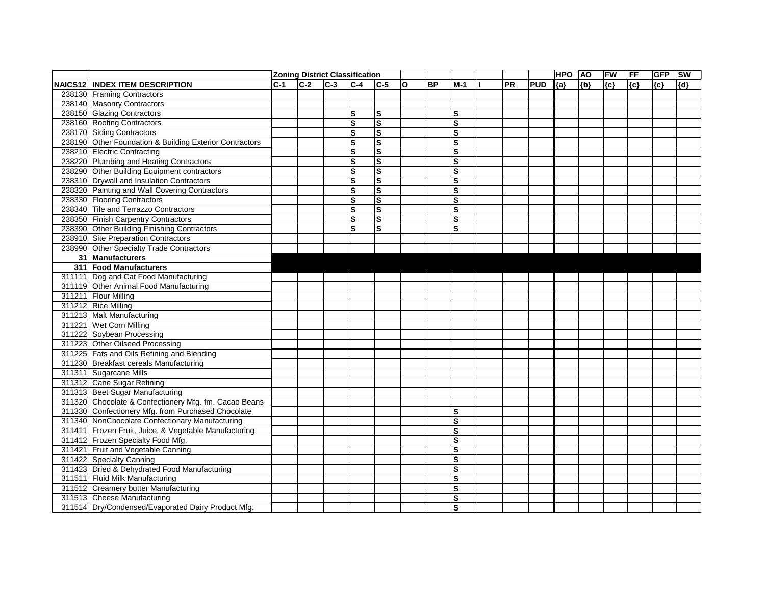| | | Zoning District Classification | | | | | | | | | | | HPO | AO | FW | FF | GFP | SW |
|---|---|---|---|---|---|---|---|---|---|---|---|---|---|---|---|---|---|---|
| NAICS12 | INDEX ITEM DESCRIPTION | C-1 | C-2 | C-3 | C-4 | C-5 | O | BP | M-1 | I | PR | PUD | {a} | {b} | {c} | {c} | {c} | {d} |
| 238130 | Framing Contractors | | | | | | | | | | | | | | | | | |
| 238140 | Masonry Contractors | | | | | | | | | | | | | | | | | |
| 238150 | Glazing Contractors | | | | S | S | | | S | | | | | | | | | |
| 238160 | Roofing Contractors | | | | S | S | | | S | | | | | | | | | |
| 238170 | Siding Contractors | | | | S | S | | | S | | | | | | | | | |
| 238190 | Other Foundation & Building Exterior Contractors | | | | S | S | | | S | | | | | | | | | |
| 238210 | Electric Contracting | | | | S | S | | | S | | | | | | | | | |
| 238220 | Plumbing and Heating Contractors | | | | S | S | | | S | | | | | | | | | |
| 238290 | Other Building Equipment contractors | | | | S | S | | | S | | | | | | | | | |
| 238310 | Drywall and Insulation Contractors | | | | S | S | | | S | | | | | | | | | |
| 238320 | Painting and Wall Covering Contractors | | | | S | S | | | S | | | | | | | | | |
| 238330 | Flooring Contractors | | | | S | S | | | S | | | | | | | | | |
| 238340 | Tile and Terrazzo Contractors | | | | S | S | | | S | | | | | | | | | |
| 238350 | Finish Carpentry Contractors | | | | S | S | | | S | | | | | | | | | |
| 238390 | Other Building Finishing Contractors | | | | S | S | | | S | | | | | | | | | |
| 238910 | Site Preparation Contractors | | | | | | | | | | | | | | | | | |
| 238990 | Other Specialty Trade Contractors | | | | | | | | | | | | | | | | | |
| 31 | **Manufacturers** | | | | | | | | | | | | | | | | | |
| 311 | **Food Manufacturers** | | | | | | | | | | | | | | | | | |
| 311111 | Dog and Cat Food Manufacturing | | | | | | | | | | | | | | | | | |
| 311119 | Other Animal Food Manufacturing | | | | | | | | | | | | | | | | | |
| 311211 | Flour Milling | | | | | | | | | | | | | | | | | |
| 311212 | Rice Milling | | | | | | | | | | | | | | | | | |
| 311213 | Malt Manufacturing | | | | | | | | | | | | | | | | | |
| 311221 | Wet Corn Milling | | | | | | | | | | | | | | | | | |
| 311222 | Soybean Processing | | | | | | | | | | | | | | | | | |
| 311223 | Other Oilseed Processing | | | | | | | | | | | | | | | | | |
| 311225 | Fats and Oils Refining and Blending | | | | | | | | | | | | | | | | | |
| 311230 | Breakfast cereals Manufacturing | | | | | | | | | | | | | | | | | |
| 311311 | Sugarcane Mills | | | | | | | | | | | | | | | | | |
| 311312 | Cane Sugar Refining | | | | | | | | | | | | | | | | | |
| 311313 | Beet Sugar Manufacturing | | | | | | | | | | | | | | | | | |
| 311320 | Chocolate & Confectionery Mfg. fm. Cacao Beans | | | | | | | | | | | | | | | | | |
| 311330 | Confectionery Mfg. from Purchased Chocolate | | | | | | | | S | | | | | | | | | |
| 311340 | NonChocolate Confectionary Manufacturing | | | | | | | | S | | | | | | | | | |
| 311411 | Frozen Fruit, Juice, & Vegetable Manufacturing | | | | | | | | S | | | | | | | | | |
| 311412 | Frozen Specialty Food Mfg. | | | | | | | | S | | | | | | | | | |
| 311421 | Fruit and Vegetable Canning | | | | | | | | S | | | | | | | | | |
| 311422 | Specialty Canning | | | | | | | | S | | | | | | | | | |
| 311423 | Dried & Dehydrated Food Manufacturing | | | | | | | | S | | | | | | | | | |
| 311511 | Fluid Milk Manufacturing | | | | | | | | S | | | | | | | | | |
| 311512 | Creamery butter Manufacturing | | | | | | | | S | | | | | | | | | |
| 311513 | Cheese Manufacturing | | | | | | | | S | | | | | | | | | |
| 311514 | Dry/Condensed/Evaporated Dairy Product Mfg. | | | | | | | | S | | | | | | | | | |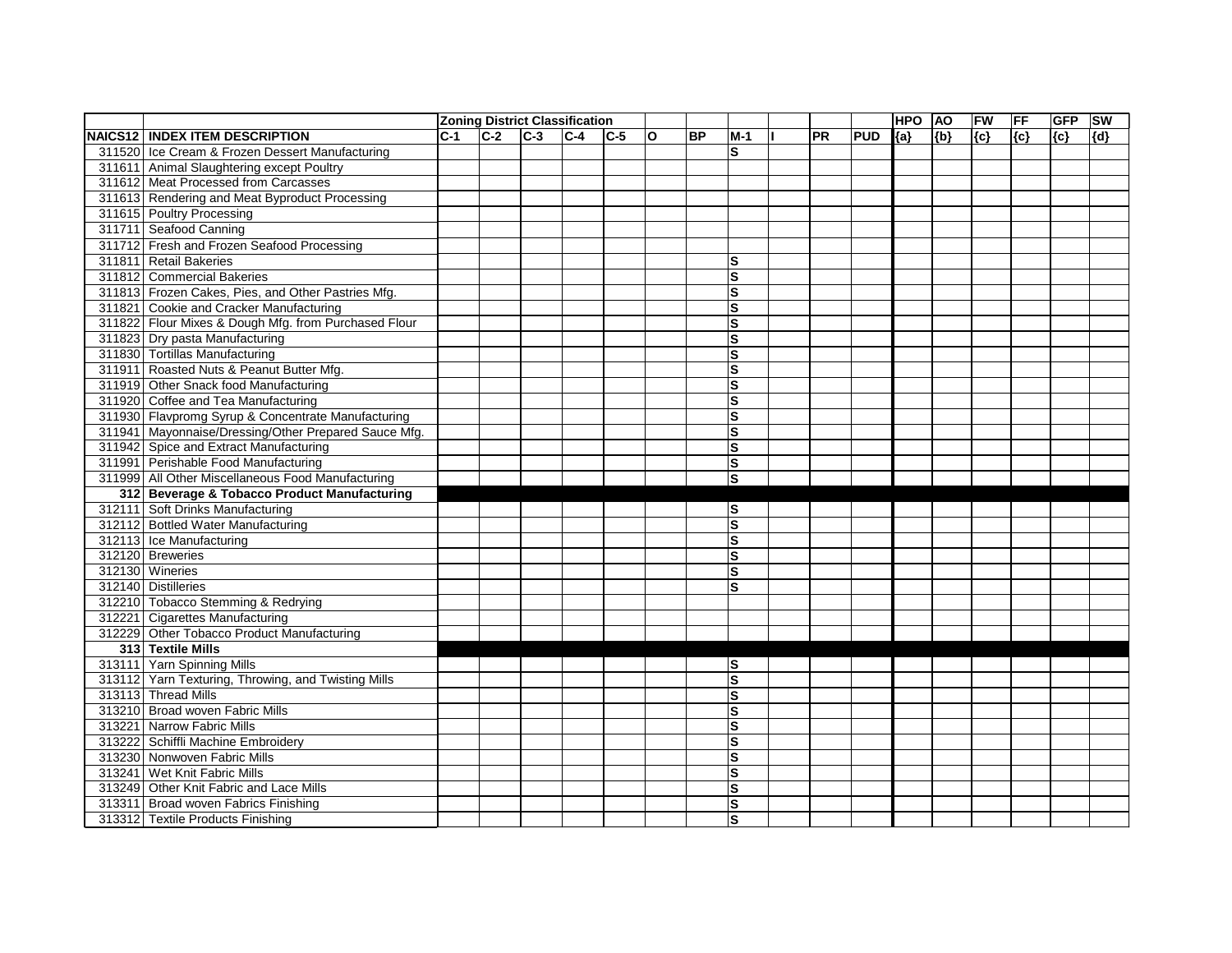| | | Zoning District Classification | | | | | | | | | | | HPO | AO | FW | FF | GFP | SW |
|---|---|---|---|---|---|---|---|---|---|---|---|---|---|---|---|---|---|---|
| NAICS12 | INDEX ITEM DESCRIPTION | C-1 | C-2 | C-3 | C-4 | C-5 | O | BP | M-1 | I | PR | PUD | {a} | {b} | {c} | {c} | {c} | {d} |
| 311520 | Ice Cream & Frozen Dessert Manufacturing | | | | | | | | S | | | | | | | | | |
| 311611 | Animal Slaughtering except Poultry | | | | | | | | | | | | | | | | | |
| 311612 | Meat Processed from Carcasses | | | | | | | | | | | | | | | | | |
| 311613 | Rendering and Meat Byproduct Processing | | | | | | | | | | | | | | | | | |
| 311615 | Poultry Processing | | | | | | | | | | | | | | | | | |
| 311711 | Seafood Canning | | | | | | | | | | | | | | | | | |
| 311712 | Fresh and Frozen Seafood Processing | | | | | | | | | | | | | | | | | |
| 311811 | Retail Bakeries | | | | | | | | S | | | | | | | | | |
| 311812 | Commercial Bakeries | | | | | | | | S | | | | | | | | | |
| 311813 | Frozen Cakes, Pies, and Other Pastries Mfg. | | | | | | | | S | | | | | | | | | |
| 311821 | Cookie and Cracker Manufacturing | | | | | | | | S | | | | | | | | | |
| 311822 | Flour Mixes & Dough Mfg. from Purchased Flour | | | | | | | | S | | | | | | | | | |
| 311823 | Dry pasta Manufacturing | | | | | | | | S | | | | | | | | | |
| 311830 | Tortillas Manufacturing | | | | | | | | S | | | | | | | | | |
| 311911 | Roasted Nuts & Peanut Butter Mfg. | | | | | | | | S | | | | | | | | | |
| 311919 | Other Snack food Manufacturing | | | | | | | | S | | | | | | | | | |
| 311920 | Coffee and Tea Manufacturing | | | | | | | | S | | | | | | | | | |
| 311930 | Flavpromg Syrup & Concentrate Manufacturing | | | | | | | | S | | | | | | | | | |
| 311941 | Mayonnaise/Dressing/Other Prepared Sauce Mfg. | | | | | | | | S | | | | | | | | | |
| 311942 | Spice and Extract Manufacturing | | | | | | | | S | | | | | | | | | |
| 311991 | Perishable Food Manufacturing | | | | | | | | S | | | | | | | | | |
| 311999 | All Other Miscellaneous Food Manufacturing | | | | | | | | S | | | | | | | | | |
| **312** | **Beverage & Tobacco Product Manufacturing** | | | | | | | | | | | | | | | | | |
| 312111 | Soft Drinks Manufacturing | | | | | | | | S | | | | | | | | | |
| 312112 | Bottled Water Manufacturing | | | | | | | | S | | | | | | | | | |
| 312113 | Ice Manufacturing | | | | | | | | S | | | | | | | | | |
| 312120 | Breweries | | | | | | | | S | | | | | | | | | |
| 312130 | Wineries | | | | | | | | S | | | | | | | | | |
| 312140 | Distilleries | | | | | | | | S | | | | | | | | | |
| 312210 | Tobacco Stemming & Redrying | | | | | | | | | | | | | | | | | |
| 312221 | Cigarettes Manufacturing | | | | | | | | | | | | | | | | | |
| 312229 | Other Tobacco Product Manufacturing | | | | | | | | | | | | | | | | | |
| **313** | **Textile Mills** | | | | | | | | | | | | | | | | | |
| 313111 | Yarn Spinning Mills | | | | | | | | S | | | | | | | | | |
| 313112 | Yarn Texturing, Throwing, and Twisting Mills | | | | | | | | S | | | | | | | | | |
| 313113 | Thread Mills | | | | | | | | S | | | | | | | | | |
| 313210 | Broad woven Fabric Mills | | | | | | | | S | | | | | | | | | |
| 313221 | Narrow Fabric Mills | | | | | | | | S | | | | | | | | | |
| 313222 | Schiffli Machine Embroidery | | | | | | | | S | | | | | | | | | |
| 313230 | Nonwoven Fabric Mills | | | | | | | | S | | | | | | | | | |
| 313241 | Wet Knit Fabric Mills | | | | | | | | S | | | | | | | | | |
| 313249 | Other Knit Fabric and Lace Mills | | | | | | | | S | | | | | | | | | |
| 313311 | Broad woven Fabrics Finishing | | | | | | | | S | | | | | | | | | |
| 313312 | Textile Products Finishing | | | | | | | | S | | | | | | | | | |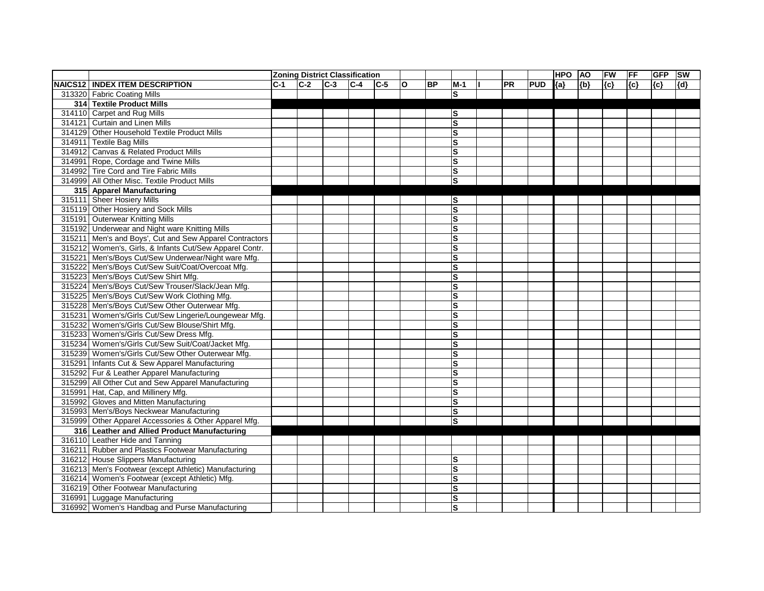| | | Zoning District Classification | | | | | | | | | | | HPO | AO | FW | FF | GFP | SW |
|---|---|---|---|---|---|---|---|---|---|---|---|---|---|---|---|---|---|---|
| NAICS12 | INDEX ITEM DESCRIPTION | C-1 | C-2 | C-3 | C-4 | C-5 | O | BP | M-1 | I | PR | PUD | {a} | {b} | {c} | {c} | {c} | {d} |
| 313320 | Fabric Coating Mills | | | | | | | | S | | | | | | | | | |
| **314** | **Textile Product Mills** | | | | | | | | | | | | | | | | | |
| 314110 | Carpet and Rug Mills | | | | | | | | S | | | | | | | | | |
| 314121 | Curtain and Linen Mills | | | | | | | | S | | | | | | | | | |
| 314129 | Other Household Textile Product Mills | | | | | | | | S | | | | | | | | | |
| 314911 | Textile Bag Mills | | | | | | | | S | | | | | | | | | |
| 314912 | Canvas & Related Product Mills | | | | | | | | S | | | | | | | | | |
| 314991 | Rope, Cordage and Twine Mills | | | | | | | | S | | | | | | | | | |
| 314992 | Tire Cord and Tire Fabric Mills | | | | | | | | S | | | | | | | | | |
| 314999 | All Other Misc. Textile Product Mills | | | | | | | | S | | | | | | | | | |
| **315** | **Apparel Manufacturing** | | | | | | | | | | | | | | | | | |
| 315111 | Sheer Hosiery Mills | | | | | | | | S | | | | | | | | | |
| 315119 | Other Hosiery and Sock Mills | | | | | | | | S | | | | | | | | | |
| 315191 | Outerwear Knitting Mills | | | | | | | | S | | | | | | | | | |
| 315192 | Underwear and Night ware Knitting Mills | | | | | | | | S | | | | | | | | | |
| 315211 | Men's and Boys', Cut and Sew Apparel Contractors | | | | | | | | S | | | | | | | | | |
| 315212 | Women's, Girls, & Infants Cut/Sew Apparel Contr. | | | | | | | | S | | | | | | | | | |
| 315221 | Men's/Boys Cut/Sew Underwear/Night ware Mfg. | | | | | | | | S | | | | | | | | | |
| 315222 | Men's/Boys Cut/Sew Suit/Coat/Overcoat Mfg. | | | | | | | | S | | | | | | | | | |
| 315223 | Men's/Boys Cut/Sew Shirt Mfg. | | | | | | | | S | | | | | | | | | |
| 315224 | Men's/Boys Cut/Sew Trouser/Slack/Jean Mfg. | | | | | | | | S | | | | | | | | | |
| 315225 | Men's/Boys Cut/Sew Work Clothing Mfg. | | | | | | | | S | | | | | | | | | |
| 315228 | Men's/Boys Cut/Sew Other Outerwear Mfg. | | | | | | | | S | | | | | | | | | |
| 315231 | Women's/Girls Cut/Sew Lingerie/Loungewear Mfg. | | | | | | | | S | | | | | | | | | |
| 315232 | Women's/Girls Cut/Sew Blouse/Shirt Mfg. | | | | | | | | S | | | | | | | | | |
| 315233 | Women's/Girls Cut/Sew Dress Mfg. | | | | | | | | S | | | | | | | | | |
| 315234 | Women's/Girls Cut/Sew Suit/Coat/Jacket Mfg. | | | | | | | | S | | | | | | | | | |
| 315239 | Women's/Girls Cut/Sew Other Outerwear Mfg. | | | | | | | | S | | | | | | | | | |
| 315291 | Infants Cut & Sew Apparel Manufacturing | | | | | | | | S | | | | | | | | | |
| 315292 | Fur & Leather Apparel Manufacturing | | | | | | | | S | | | | | | | | | |
| 315299 | All Other Cut and Sew Apparel Manufacturing | | | | | | | | S | | | | | | | | | |
| 315991 | Hat, Cap, and Millinery Mfg. | | | | | | | | S | | | | | | | | | |
| 315992 | Gloves and Mitten Manufacturing | | | | | | | | S | | | | | | | | | |
| 315993 | Men's/Boys Neckwear Manufacturing | | | | | | | | S | | | | | | | | | |
| 315999 | Other Apparel Accessories & Other Apparel Mfg. | | | | | | | | S | | | | | | | | | |
| **316** | **Leather and Allied Product Manufacturing** | | | | | | | | | | | | | | | | | |
| 316110 | Leather Hide and Tanning | | | | | | | | | | | | | | | | | |
| 316211 | Rubber and Plastics Footwear Manufacturing | | | | | | | | | | | | | | | | | |
| 316212 | House Slippers Manufacturing | | | | | | | | S | | | | | | | | | |
| 316213 | Men's Footwear (except Athletic) Manufacturing | | | | | | | | S | | | | | | | | | |
| 316214 | Women's Footwear (except Athletic) Mfg. | | | | | | | | S | | | | | | | | | |
| 316219 | Other Footwear Manufacturing | | | | | | | | S | | | | | | | | | |
| 316991 | Luggage Manufacturing | | | | | | | | S | | | | | | | | | |
| 316992 | Women's Handbag and Purse Manufacturing | | | | | | | | S | | | | | | | | | |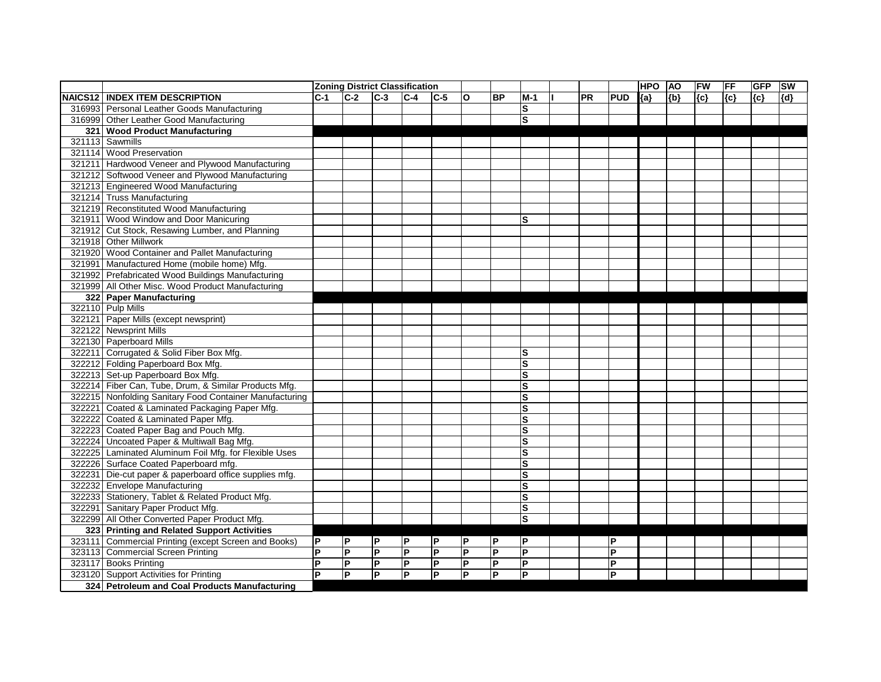| | | Zoning District Classification | | | | | | | | | | | HPO | AO | FW | FF | GFP | SW |
|---|---|---|---|---|---|---|---|---|---|---|---|---|---|---|---|---|---|---|
| NAICS12 | INDEX ITEM DESCRIPTION | C-1 | C-2 | C-3 | C-4 | C-5 | O | BP | M-1 | I | PR | PUD | {a} | {b} | {c} | {c} | {c} | {d} |
| 316993 | Personal Leather Goods Manufacturing | | | | | | | | S | | | | | | | | | |
| 316999 | Other Leather Good Manufacturing | | | | | | | | S | | | | | | | | | |
| **321** | **Wood Product Manufacturing** | | | | | | | | | | | | | | | | | |
| 321113 | Sawmills | | | | | | | | | | | | | | | | | |
| 321114 | Wood Preservation | | | | | | | | | | | | | | | | | |
| 321211 | Hardwood Veneer and Plywood Manufacturing | | | | | | | | | | | | | | | | | |
| 321212 | Softwood Veneer and Plywood Manufacturing | | | | | | | | | | | | | | | | | |
| 321213 | Engineered Wood Manufacturing | | | | | | | | | | | | | | | | | |
| 321214 | Truss Manufacturing | | | | | | | | | | | | | | | | | |
| 321219 | Reconstituted Wood Manufacturing | | | | | | | | | | | | | | | | | |
| 321911 | Wood Window and Door Manicuring | | | | | | | | S | | | | | | | | | |
| 321912 | Cut Stock, Resawing Lumber, and Planning | | | | | | | | | | | | | | | | | |
| 321918 | Other Millwork | | | | | | | | | | | | | | | | | |
| 321920 | Wood Container and Pallet Manufacturing | | | | | | | | | | | | | | | | | |
| 321991 | Manufactured Home (mobile home) Mfg. | | | | | | | | | | | | | | | | | |
| 321992 | Prefabricated Wood Buildings Manufacturing | | | | | | | | | | | | | | | | | |
| 321999 | All Other Misc. Wood Product Manufacturing | | | | | | | | | | | | | | | | | |
| **322** | **Paper Manufacturing** | | | | | | | | | | | | | | | | | |
| 322110 | Pulp Mills | | | | | | | | | | | | | | | | | |
| 322121 | Paper Mills (except newsprint) | | | | | | | | | | | | | | | | | |
| 322122 | Newsprint Mills | | | | | | | | | | | | | | | | | |
| 322130 | Paperboard Mills | | | | | | | | | | | | | | | | | |
| 322211 | Corrugated & Solid Fiber Box Mfg. | | | | | | | | S | | | | | | | | | |
| 322212 | Folding Paperboard Box Mfg. | | | | | | | | S | | | | | | | | | |
| 322213 | Set-up Paperboard Box Mfg. | | | | | | | | S | | | | | | | | | |
| 322214 | Fiber Can, Tube, Drum, & Similar Products Mfg. | | | | | | | | S | | | | | | | | | |
| 322215 | Nonfolding Sanitary Food Container Manufacturing | | | | | | | | S | | | | | | | | | |
| 322221 | Coated & Laminated Packaging Paper Mfg. | | | | | | | | S | | | | | | | | | |
| 322222 | Coated & Laminated Paper Mfg. | | | | | | | | S | | | | | | | | | |
| 322223 | Coated Paper Bag and Pouch Mfg. | | | | | | | | S | | | | | | | | | |
| 322224 | Uncoated Paper & Multiwall Bag Mfg. | | | | | | | | S | | | | | | | | | |
| 322225 | Laminated Aluminum Foil Mfg. for Flexible Uses | | | | | | | | S | | | | | | | | | |
| 322226 | Surface Coated Paperboard mfg. | | | | | | | | S | | | | | | | | | |
| 322231 | Die-cut paper & paperboard office supplies mfg. | | | | | | | | S | | | | | | | | | |
| 322232 | Envelope Manufacturing | | | | | | | | S | | | | | | | | | |
| 322233 | Stationery, Tablet & Related Product Mfg. | | | | | | | | S | | | | | | | | | |
| 322291 | Sanitary Paper Product Mfg. | | | | | | | | S | | | | | | | | | |
| 322299 | All Other Converted Paper Product Mfg. | | | | | | | | S | | | | | | | | | |
| **323** | **Printing and Related Support Activities** | | | | | | | | | | | | | | | | | |
| 323111 | Commercial Printing (except Screen and Books) | P | P | P | P | P | P | P | P | | | P | | | | | | |
| 323113 | Commercial Screen Printing | P | P | P | P | P | P | P | P | | | P | | | | | | |
| 323117 | Books Printing | P | P | P | P | P | P | P | P | | | P | | | | | | |
| 323120 | Support Activities for Printing | P | P | P | P | P | P | P | P | | | P | | | | | | |
| **324** | **Petroleum and Coal Products Manufacturing** | | | | | | | | | | | | | | | | | |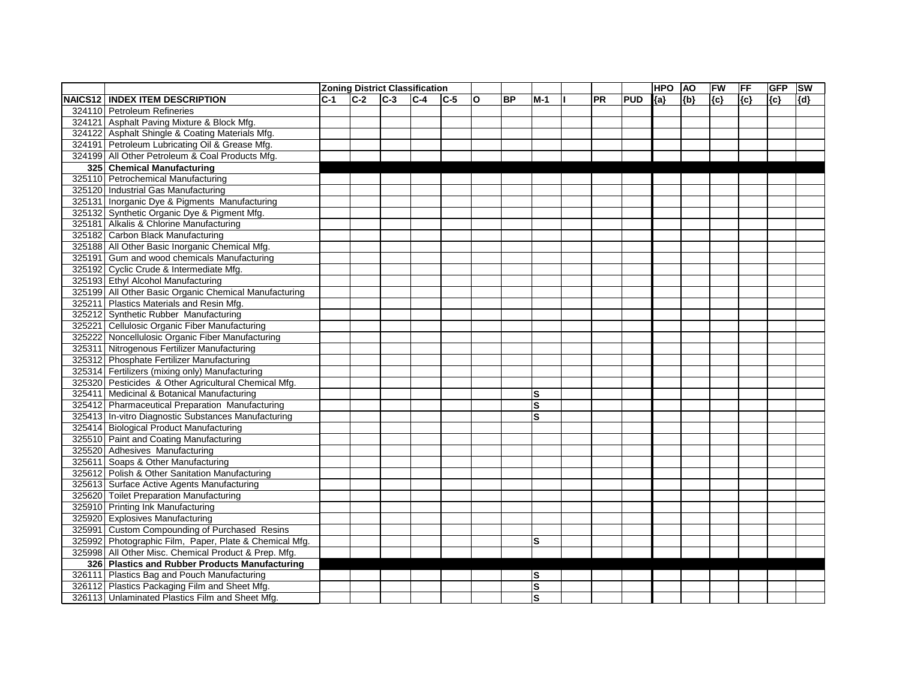| | | Zoning District Classification | | | | | | | | | | | HPO | AO | FW | FF | GFP | SW |
|---|---|---|---|---|---|---|---|---|---|---|---|---|---|---|---|---|---|---|
| NAICS12 | INDEX ITEM DESCRIPTION | C-1 | C-2 | C-3 | C-4 | C-5 | O | BP | M-1 | I | PR | PUD | {a} | {b} | {c} | {c} | {c} | {d} |
| 324110 | Petroleum Refineries | | | | | | | | | | | | | | | | | |
| 324121 | Asphalt Paving Mixture & Block Mfg. | | | | | | | | | | | | | | | | | |
| 324122 | Asphalt Shingle & Coating Materials Mfg. | | | | | | | | | | | | | | | | | |
| 324191 | Petroleum Lubricating Oil & Grease Mfg. | | | | | | | | | | | | | | | | | |
| 324199 | All Other Petroleum & Coal Products Mfg. | | | | | | | | | | | | | | | | | |
| **325** | **Chemical Manufacturing** | | | | | | | | | | | | | | | | | |
| 325110 | Petrochemical Manufacturing | | | | | | | | | | | | | | | | | |
| 325120 | Industrial Gas Manufacturing | | | | | | | | | | | | | | | | | |
| 325131 | Inorganic Dye & Pigments Manufacturing | | | | | | | | | | | | | | | | | |
| 325132 | Synthetic Organic Dye & Pigment Mfg. | | | | | | | | | | | | | | | | | |
| 325181 | Alkalis & Chlorine Manufacturing | | | | | | | | | | | | | | | | | |
| 325182 | Carbon Black Manufacturing | | | | | | | | | | | | | | | | | |
| 325188 | All Other Basic Inorganic Chemical Mfg. | | | | | | | | | | | | | | | | | |
| 325191 | Gum and wood chemicals Manufacturing | | | | | | | | | | | | | | | | | |
| 325192 | Cyclic Crude & Intermediate Mfg. | | | | | | | | | | | | | | | | | |
| 325193 | Ethyl Alcohol Manufacturing | | | | | | | | | | | | | | | | | |
| 325199 | All Other Basic Organic Chemical Manufacturing | | | | | | | | | | | | | | | | | |
| 325211 | Plastics Materials and Resin Mfg. | | | | | | | | | | | | | | | | | |
| 325212 | Synthetic Rubber Manufacturing | | | | | | | | | | | | | | | | | |
| 325221 | Cellulosic Organic Fiber Manufacturing | | | | | | | | | | | | | | | | | |
| 325222 | Noncellulosic Organic Fiber Manufacturing | | | | | | | | | | | | | | | | | |
| 325311 | Nitrogenous Fertilizer Manufacturing | | | | | | | | | | | | | | | | | |
| 325312 | Phosphate Fertilizer Manufacturing | | | | | | | | | | | | | | | | | |
| 325314 | Fertilizers (mixing only) Manufacturing | | | | | | | | | | | | | | | | | |
| 325320 | Pesticides & Other Agricultural Chemical Mfg. | | | | | | | | | | | | | | | | | |
| 325411 | Medicinal & Botanical Manufacturing | | | | | | | | S | | | | | | | | | |
| 325412 | Pharmaceutical Preparation Manufacturing | | | | | | | | S | | | | | | | | | |
| 325413 | In-vitro Diagnostic Substances Manufacturing | | | | | | | | S | | | | | | | | | |
| 325414 | Biological Product Manufacturing | | | | | | | | | | | | | | | | | |
| 325510 | Paint and Coating Manufacturing | | | | | | | | | | | | | | | | | |
| 325520 | Adhesives Manufacturing | | | | | | | | | | | | | | | | | |
| 325611 | Soaps & Other Manufacturing | | | | | | | | | | | | | | | | | |
| 325612 | Polish & Other Sanitation Manufacturing | | | | | | | | | | | | | | | | | |
| 325613 | Surface Active Agents Manufacturing | | | | | | | | | | | | | | | | | |
| 325620 | Toilet Preparation Manufacturing | | | | | | | | | | | | | | | | | |
| 325910 | Printing Ink Manufacturing | | | | | | | | | | | | | | | | | |
| 325920 | Explosives Manufacturing | | | | | | | | | | | | | | | | | |
| 325991 | Custom Compounding of Purchased Resins | | | | | | | | | | | | | | | | | |
| 325992 | Photographic Film, Paper, Plate & Chemical Mfg. | | | | | | | | S | | | | | | | | | |
| 325998 | All Other Misc. Chemical Product & Prep. Mfg. | | | | | | | | | | | | | | | | | |
| **326** | **Plastics and Rubber Products Manufacturing** | | | | | | | | | | | | | | | | | |
| 326111 | Plastics Bag and Pouch Manufacturing | | | | | | | | S | | | | | | | | | |
| 326112 | Plastics Packaging Film and Sheet Mfg. | | | | | | | | S | | | | | | | | | |
| 326113 | Unlaminated Plastics Film and Sheet Mfg. | | | | | | | | S | | | | | | | | | |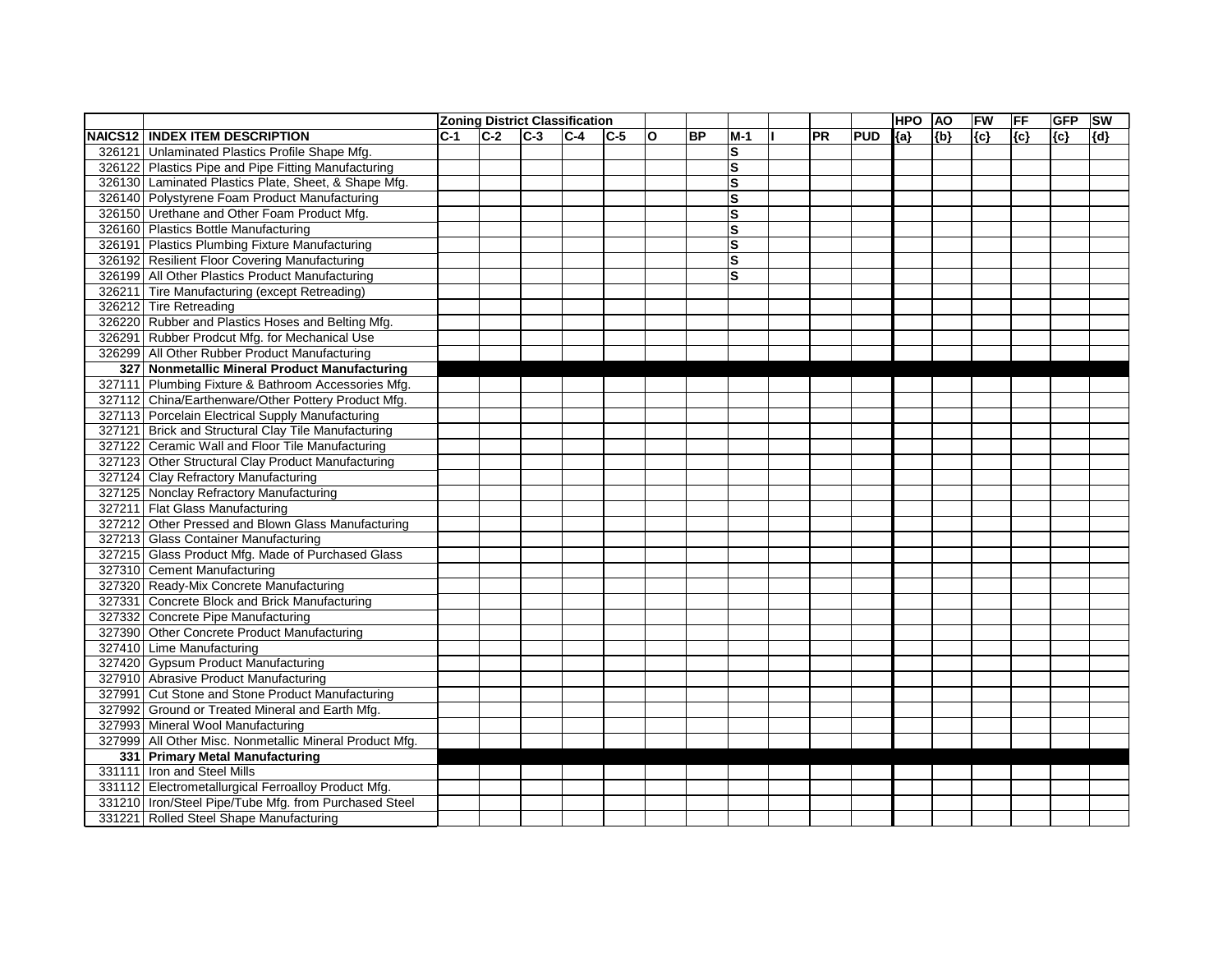| | | Zoning District Classification | | | | | | | | | | | HPO | AO | FW | FF | GFP | SW |
|---|---|---|---|---|---|---|---|---|---|---|---|---|---|---|---|---|---|---|
| NAICS12 | INDEX ITEM DESCRIPTION | C-1 | C-2 | C-3 | C-4 | C-5 | O | BP | M-1 | I | PR | PUD | {a} | {b} | {c} | {c} | {c} | {d} |
| 326121 | Unlaminated Plastics Profile Shape Mfg. | | | | | | | | S | | | | | | | | | |
| 326122 | Plastics Pipe and Pipe Fitting Manufacturing | | | | | | | | S | | | | | | | | | |
| 326130 | Laminated Plastics Plate, Sheet, & Shape Mfg. | | | | | | | | S | | | | | | | | | |
| 326140 | Polystyrene Foam Product Manufacturing | | | | | | | | S | | | | | | | | | |
| 326150 | Urethane and Other Foam Product Mfg. | | | | | | | | S | | | | | | | | | |
| 326160 | Plastics Bottle Manufacturing | | | | | | | | S | | | | | | | | | |
| 326191 | Plastics Plumbing Fixture Manufacturing | | | | | | | | S | | | | | | | | | |
| 326192 | Resilient Floor Covering Manufacturing | | | | | | | | S | | | | | | | | | |
| 326199 | All Other Plastics Product Manufacturing | | | | | | | | S | | | | | | | | | |
| 326211 | Tire Manufacturing (except Retreading) | | | | | | | | | | | | | | | | | |
| 326212 | Tire Retreading | | | | | | | | | | | | | | | | | |
| 326220 | Rubber and Plastics Hoses and Belting Mfg. | | | | | | | | | | | | | | | | | |
| 326291 | Rubber Prodcut Mfg. for Mechanical Use | | | | | | | | | | | | | | | | | |
| 326299 | All Other Rubber Product Manufacturing | | | | | | | | | | | | | | | | | |
| **327** | **Nonmetallic Mineral Product Manufacturing** | | | | | | | | | | | | | | | | | |
| 327111 | Plumbing Fixture & Bathroom Accessories Mfg. | | | | | | | | | | | | | | | | | |
| 327112 | China/Earthenware/Other Pottery Product Mfg. | | | | | | | | | | | | | | | | | |
| 327113 | Porcelain Electrical Supply Manufacturing | | | | | | | | | | | | | | | | | |
| 327121 | Brick and Structural Clay Tile Manufacturing | | | | | | | | | | | | | | | | | |
| 327122 | Ceramic Wall and Floor Tile Manufacturing | | | | | | | | | | | | | | | | | |
| 327123 | Other Structural Clay Product Manufacturing | | | | | | | | | | | | | | | | | |
| 327124 | Clay Refractory Manufacturing | | | | | | | | | | | | | | | | | |
| 327125 | Nonclay Refractory Manufacturing | | | | | | | | | | | | | | | | | |
| 327211 | Flat Glass Manufacturing | | | | | | | | | | | | | | | | | |
| 327212 | Other Pressed and Blown Glass Manufacturing | | | | | | | | | | | | | | | | | |
| 327213 | Glass Container Manufacturing | | | | | | | | | | | | | | | | | |
| 327215 | Glass Product Mfg. Made of Purchased Glass | | | | | | | | | | | | | | | | | |
| 327310 | Cement Manufacturing | | | | | | | | | | | | | | | | | |
| 327320 | Ready-Mix Concrete Manufacturing | | | | | | | | | | | | | | | | | |
| 327331 | Concrete Block and Brick Manufacturing | | | | | | | | | | | | | | | | | |
| 327332 | Concrete Pipe Manufacturing | | | | | | | | | | | | | | | | | |
| 327390 | Other Concrete Product Manufacturing | | | | | | | | | | | | | | | | | |
| 327410 | Lime Manufacturing | | | | | | | | | | | | | | | | | |
| 327420 | Gypsum Product Manufacturing | | | | | | | | | | | | | | | | | |
| 327910 | Abrasive Product Manufacturing | | | | | | | | | | | | | | | | | |
| 327991 | Cut Stone and Stone Product Manufacturing | | | | | | | | | | | | | | | | | |
| 327992 | Ground or Treated Mineral and Earth Mfg. | | | | | | | | | | | | | | | | | |
| 327993 | Mineral Wool Manufacturing | | | | | | | | | | | | | | | | | |
| 327999 | All Other Misc. Nonmetallic Mineral Product Mfg. | | | | | | | | | | | | | | | | | |
| **331** | **Primary Metal Manufacturing** | | | | | | | | | | | | | | | | | |
| 331111 | Iron and Steel Mills | | | | | | | | | | | | | | | | | |
| 331112 | Electrometallurgical Ferroalloy Product Mfg. | | | | | | | | | | | | | | | | | |
| 331210 | Iron/Steel Pipe/Tube Mfg. from Purchased Steel | | | | | | | | | | | | | | | | | |
| 331221 | Rolled Steel Shape Manufacturing | | | | | | | | | | | | | | | | | |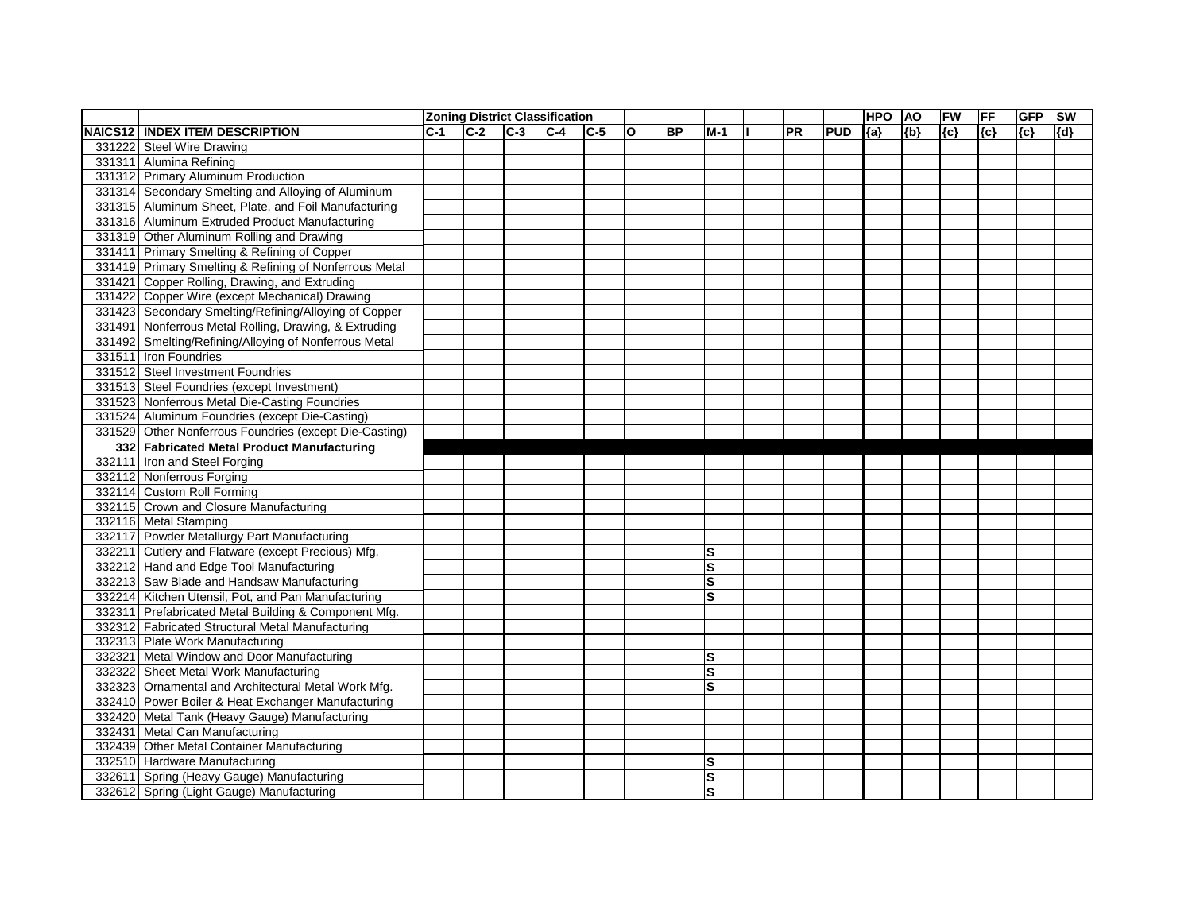| | | Zoning District Classification | | | | | | | | | | | HPO | AO | FW | FF | GFP | SW |
|---|---|---|---|---|---|---|---|---|---|---|---|---|---|---|---|---|---|---|
| NAICS12 | INDEX ITEM DESCRIPTION | C-1 | C-2 | C-3 | C-4 | C-5 | O | BP | M-1 | I | PR | PUD | {a} | {b} | {c} | {c} | {c} | {d} |
| 331222 | Steel Wire Drawing | | | | | | | | | | | | | | | | | |
| 331311 | Alumina Refining | | | | | | | | | | | | | | | | | |
| 331312 | Primary Aluminum Production | | | | | | | | | | | | | | | | | |
| 331314 | Secondary Smelting and Alloying of Aluminum | | | | | | | | | | | | | | | | | |
| 331315 | Aluminum Sheet, Plate, and Foil Manufacturing | | | | | | | | | | | | | | | | | |
| 331316 | Aluminum Extruded Product Manufacturing | | | | | | | | | | | | | | | | | |
| 331319 | Other Aluminum Rolling and Drawing | | | | | | | | | | | | | | | | | |
| 331411 | Primary Smelting & Refining of Copper | | | | | | | | | | | | | | | | | |
| 331419 | Primary Smelting & Refining of Nonferrous Metal | | | | | | | | | | | | | | | | | |
| 331421 | Copper Rolling, Drawing, and Extruding | | | | | | | | | | | | | | | | | |
| 331422 | Copper Wire (except Mechanical) Drawing | | | | | | | | | | | | | | | | | |
| 331423 | Secondary Smelting/Refining/Alloying of Copper | | | | | | | | | | | | | | | | | |
| 331491 | Nonferrous Metal Rolling, Drawing, & Extruding | | | | | | | | | | | | | | | | | |
| 331492 | Smelting/Refining/Alloying of Nonferrous Metal | | | | | | | | | | | | | | | | | |
| 331511 | Iron Foundries | | | | | | | | | | | | | | | | | |
| 331512 | Steel Investment Foundries | | | | | | | | | | | | | | | | | |
| 331513 | Steel Foundries (except Investment) | | | | | | | | | | | | | | | | | |
| 331523 | Nonferrous Metal Die-Casting Foundries | | | | | | | | | | | | | | | | | |
| 331524 | Aluminum Foundries (except Die-Casting) | | | | | | | | | | | | | | | | | |
| 331529 | Other Nonferrous Foundries (except Die-Casting) | | | | | | | | | | | | | | | | | |
| **332** | **Fabricated Metal Product Manufacturing** | | | | | | | | | | | | | | | | | |
| 332111 | Iron and Steel Forging | | | | | | | | | | | | | | | | | |
| 332112 | Nonferrous Forging | | | | | | | | | | | | | | | | | |
| 332114 | Custom Roll Forming | | | | | | | | | | | | | | | | | |
| 332115 | Crown and Closure Manufacturing | | | | | | | | | | | | | | | | | |
| 332116 | Metal Stamping | | | | | | | | | | | | | | | | | |
| 332117 | Powder Metallurgy Part Manufacturing | | | | | | | | | | | | | | | | | |
| 332211 | Cutlery and Flatware (except Precious) Mfg. | | | | | | | | S | | | | | | | | | |
| 332212 | Hand and Edge Tool Manufacturing | | | | | | | | S | | | | | | | | | |
| 332213 | Saw Blade and Handsaw Manufacturing | | | | | | | | S | | | | | | | | | |
| 332214 | Kitchen Utensil, Pot, and Pan Manufacturing | | | | | | | | S | | | | | | | | | |
| 332311 | Prefabricated Metal Building & Component Mfg. | | | | | | | | | | | | | | | | | |
| 332312 | Fabricated Structural Metal Manufacturing | | | | | | | | | | | | | | | | | |
| 332313 | Plate Work Manufacturing | | | | | | | | | | | | | | | | | |
| 332321 | Metal Window and Door Manufacturing | | | | | | | | S | | | | | | | | | |
| 332322 | Sheet Metal Work Manufacturing | | | | | | | | S | | | | | | | | | |
| 332323 | Ornamental and Architectural Metal Work Mfg. | | | | | | | | S | | | | | | | | | |
| 332410 | Power Boiler & Heat Exchanger Manufacturing | | | | | | | | | | | | | | | | | |
| 332420 | Metal Tank (Heavy Gauge) Manufacturing | | | | | | | | | | | | | | | | | |
| 332431 | Metal Can Manufacturing | | | | | | | | | | | | | | | | | |
| 332439 | Other Metal Container Manufacturing | | | | | | | | | | | | | | | | | |
| 332510 | Hardware Manufacturing | | | | | | | | S | | | | | | | | | |
| 332611 | Spring (Heavy Gauge) Manufacturing | | | | | | | | S | | | | | | | | | |
| 332612 | Spring (Light Gauge) Manufacturing | | | | | | | | S | | | | | | | | | |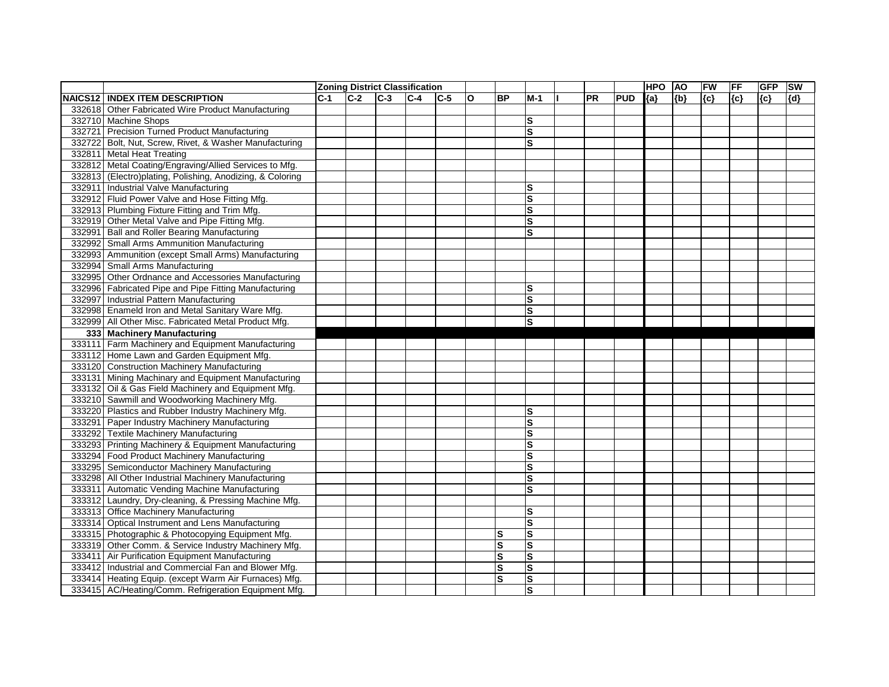| | | Zoning District Classification | | | | | | | | | | | HPO | AO | FW | FF | GFP | SW |
|---|---|---|---|---|---|---|---|---|---|---|---|---|---|---|---|---|---|---|
| NAICS12 | INDEX ITEM DESCRIPTION | C-1 | C-2 | C-3 | C-4 | C-5 | O | BP | M-1 | I | PR | PUD | {a} | {b} | {c} | {c} | {c} | {d} |
| 332618 | Other Fabricated Wire Product Manufacturing | | | | | | | | | | | | | | | | | |
| 332710 | Machine Shops | | | | | | | | S | | | | | | | | | |
| 332721 | Precision Turned Product Manufacturing | | | | | | | | S | | | | | | | | | |
| 332722 | Bolt, Nut, Screw, Rivet, & Washer Manufacturing | | | | | | | | S | | | | | | | | | |
| 332811 | Metal Heat Treating | | | | | | | | | | | | | | | | | |
| 332812 | Metal Coating/Engraving/Allied Services to Mfg. | | | | | | | | | | | | | | | | | |
| 332813 | (Electro)plating, Polishing, Anodizing, & Coloring | | | | | | | | | | | | | | | | | |
| 332911 | Industrial Valve Manufacturing | | | | | | | | S | | | | | | | | | |
| 332912 | Fluid Power Valve and Hose Fitting Mfg. | | | | | | | | S | | | | | | | | | |
| 332913 | Plumbing Fixture Fitting and Trim Mfg. | | | | | | | | S | | | | | | | | | |
| 332919 | Other Metal Valve and Pipe Fitting Mfg. | | | | | | | | S | | | | | | | | | |
| 332991 | Ball and Roller Bearing Manufacturing | | | | | | | | S | | | | | | | | | |
| 332992 | Small Arms Ammunition Manufacturing | | | | | | | | | | | | | | | | | |
| 332993 | Ammunition (except Small Arms) Manufacturing | | | | | | | | | | | | | | | | | |
| 332994 | Small Arms Manufacturing | | | | | | | | | | | | | | | | | |
| 332995 | Other Ordnance and Accessories Manufacturing | | | | | | | | | | | | | | | | | |
| 332996 | Fabricated Pipe and Pipe Fitting Manufacturing | | | | | | | | S | | | | | | | | | |
| 332997 | Industrial Pattern Manufacturing | | | | | | | | S | | | | | | | | | |
| 332998 | Enameld Iron and Metal Sanitary Ware Mfg. | | | | | | | | S | | | | | | | | | |
| 332999 | All Other Misc. Fabricated Metal Product Mfg. | | | | | | | | S | | | | | | | | | |
| **333** | **Machinery Manufacturing** | | | | | | | | | | | | | | | | | |
| 333111 | Farm Machinery and Equipment Manufacturing | | | | | | | | | | | | | | | | | |
| 333112 | Home Lawn and Garden Equipment Mfg. | | | | | | | | | | | | | | | | | |
| 333120 | Construction Machinery Manufacturing | | | | | | | | | | | | | | | | | |
| 333131 | Mining Machinary and Equipment Manufacturing | | | | | | | | | | | | | | | | | |
| 333132 | Oil & Gas Field Machinery and Equipment Mfg. | | | | | | | | | | | | | | | | | |
| 333210 | Sawmill and Woodworking Machinery Mfg. | | | | | | | | | | | | | | | | | |
| 333220 | Plastics and Rubber Industry Machinery Mfg. | | | | | | | | S | | | | | | | | | |
| 333291 | Paper Industry Machinery Manufacturing | | | | | | | | S | | | | | | | | | |
| 333292 | Textile Machinery Manufacturing | | | | | | | | S | | | | | | | | | |
| 333293 | Printing Machinery & Equipment Manufacturing | | | | | | | | S | | | | | | | | | |
| 333294 | Food Product Machinery Manufacturing | | | | | | | | S | | | | | | | | | |
| 333295 | Semiconductor Machinery Manufacturing | | | | | | | | S | | | | | | | | | |
| 333298 | All Other Industrial Machinery Manufacturing | | | | | | | | S | | | | | | | | | |
| 333311 | Automatic Vending Machine Manufacturing | | | | | | | | S | | | | | | | | | |
| 333312 | Laundry, Dry-cleaning, & Pressing Machine Mfg. | | | | | | | | | | | | | | | | | |
| 333313 | Office Machinery Manufacturing | | | | | | | | S | | | | | | | | | |
| 333314 | Optical Instrument and Lens Manufacturing | | | | | | | | S | | | | | | | | | |
| 333315 | Photographic & Photocopying Equipment Mfg. | | | | | | | S | S | | | | | | | | | |
| 333319 | Other Comm. & Service Industry Machinery Mfg. | | | | | | | S | S | | | | | | | | | |
| 333411 | Air Purification Equipment Manufacturing | | | | | | | S | S | | | | | | | | | |
| 333412 | Industrial and Commercial Fan and Blower Mfg. | | | | | | | S | S | | | | | | | | | |
| 333414 | Heating Equip. (except Warm Air Furnaces) Mfg. | | | | | | | S | S | | | | | | | | | |
| 333415 | AC/Heating/Comm. Refrigeration Equipment Mfg. | | | | | | | | S | | | | | | | | | |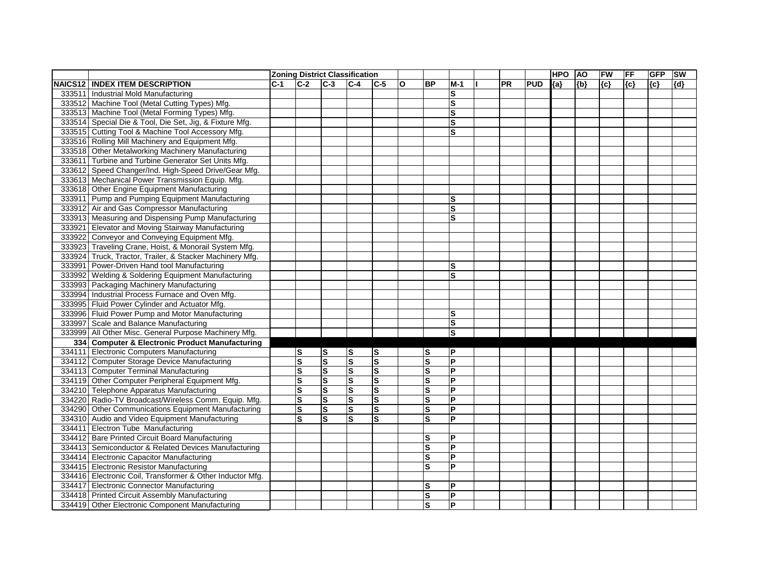| | | Zoning District Classification | | | | | | | | | | | HPO | AO | FW | FF | GFP | SW |
|---|---|---|---|---|---|---|---|---|---|---|---|---|---|---|---|---|---|---|
| NAICS12 | INDEX ITEM DESCRIPTION | C-1 | C-2 | C-3 | C-4 | C-5 | O | BP | M-1 | I | PR | PUD | {a} | {b} | {c} | {c} | {c} | {d} |
| 333511 | Industrial Mold Manufacturing | | | | | | | | S | | | | | | | | | |
| 333512 | Machine Tool (Metal Cutting Types) Mfg. | | | | | | | | S | | | | | | | | | |
| 333513 | Machine Tool (Metal Forming Types) Mfg. | | | | | | | | S | | | | | | | | | |
| 333514 | Special Die & Tool, Die Set, Jig, & Fixture Mfg. | | | | | | | | S | | | | | | | | | |
| 333515 | Cutting Tool & Machine Tool Accessory Mfg. | | | | | | | | S | | | | | | | | | |
| 333516 | Rolling Mill Machinery and Equipment Mfg. | | | | | | | | | | | | | | | | | |
| 333518 | Other Metalworking Machinery Manufacturing | | | | | | | | | | | | | | | | | |
| 333611 | Turbine and Turbine Generator Set Units Mfg. | | | | | | | | | | | | | | | | | |
| 333612 | Speed Changer/Ind. High-Speed Drive/Gear Mfg. | | | | | | | | | | | | | | | | | |
| 333613 | Mechanical Power Transmission Equip. Mfg. | | | | | | | | | | | | | | | | | |
| 333618 | Other Engine Equipment Manufacturing | | | | | | | | | | | | | | | | | |
| 333911 | Pump and Pumping Equipment Manufacturing | | | | | | | | S | | | | | | | | | |
| 333912 | Air and Gas Compressor Manufacturing | | | | | | | | S | | | | | | | | | |
| 333913 | Measuring and Dispensing Pump Manufacturing | | | | | | | | S | | | | | | | | | |
| 333921 | Elevator and Moving Stairway Manufacturing | | | | | | | | | | | | | | | | | |
| 333922 | Conveyor and Conveying Equipment Mfg. | | | | | | | | | | | | | | | | | |
| 333923 | Traveling Crane, Hoist, & Monorail System Mfg. | | | | | | | | | | | | | | | | | |
| 333924 | Truck, Tractor, Trailer, & Stacker Machinery Mfg. | | | | | | | | | | | | | | | | | |
| 333991 | Power-Driven Hand tool Manufacturing | | | | | | | | S | | | | | | | | | |
| 333992 | Welding & Soldering Equipment Manufacturing | | | | | | | | S | | | | | | | | | |
| 333993 | Packaging Machinery Manufacturing | | | | | | | | | | | | | | | | | |
| 333994 | Industrial Process Furnace and Oven Mfg. | | | | | | | | | | | | | | | | | |
| 333995 | Fluid Power Cylinder and Actuator Mfg. | | | | | | | | | | | | | | | | | |
| 333996 | Fluid Power Pump and Motor Manufacturing | | | | | | | | S | | | | | | | | | |
| 333997 | Scale and Balance Manufacturing | | | | | | | | S | | | | | | | | | |
| 333999 | All Other Misc. General Purpose Machinery Mfg. | | | | | | | | S | | | | | | | | | |
| **334** | **Computer & Electronic Product Manufacturing** | | | | | | | | | | | | | | | | | |
| 334111 | Electronic Computers Manufacturing | | S | S | S | S | | S | P | | | | | | | | | |
| 334112 | Computer Storage Device Manufacturing | | S | S | S | S | | S | P | | | | | | | | | |
| 334113 | Computer Terminal Manufacturing | | S | S | S | S | | S | P | | | | | | | | | |
| 334119 | Other Computer Peripheral Equipment Mfg. | | S | S | S | S | | S | P | | | | | | | | | |
| 334210 | Telephone Apparatus Manufacturing | | S | S | S | S | | S | P | | | | | | | | | |
| 334220 | Radio-TV Broadcast/Wireless Comm. Equip. Mfg. | | S | S | S | S | | S | P | | | | | | | | | |
| 334290 | Other Communications Equipment Manufacturing | | S | S | S | S | | S | P | | | | | | | | | |
| 334310 | Audio and Video Equipment Manufacturing | | S | S | S | S | | S | P | | | | | | | | | |
| 334411 | Electron Tube Manufacturing | | | | | | | | | | | | | | | | | |
| 334412 | Bare Printed Circuit Board Manufacturing | | | | | | | S | P | | | | | | | | | |
| 334413 | Semiconductor & Related Devices Manufacturing | | | | | | | S | P | | | | | | | | | |
| 334414 | Electronic Capacitor Manufacturing | | | | | | | S | P | | | | | | | | | |
| 334415 | Electronic Resistor Manufacturing | | | | | | | S | P | | | | | | | | | |
| 334416 | Electronic Coil, Transformer & Other Inductor Mfg. | | | | | | | | | | | | | | | | | |
| 334417 | Electronic Connector Manufacturing | | | | | | | S | P | | | | | | | | | |
| 334418 | Printed Circuit Assembly Manufacturing | | | | | | | S | P | | | | | | | | | |
| 334419 | Other Electronic Component Manufacturing | | | | | | | S | P | | | | | | | | | |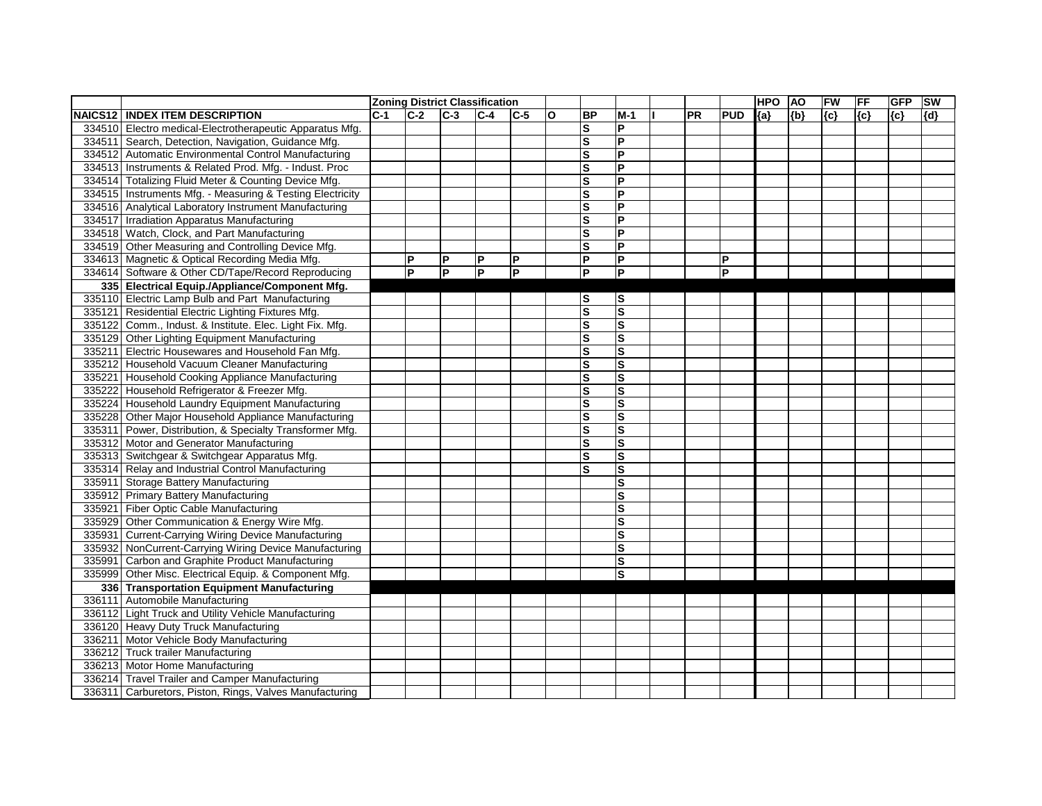| | | Zoning District Classification | | | | | | | | | | | HPO | AO | FW | FF | GFP | SW |
|---|---|---|---|---|---|---|---|---|---|---|---|---|---|---|---|---|---|---|
| NAICS12 | INDEX ITEM DESCRIPTION | C-1 | C-2 | C-3 | C-4 | C-5 | O | BP | M-1 | I | PR | PUD | {a} | {b} | {c} | {c} | {c} | {d} |
| 334510 | Electro medical-Electrotherapeutic Apparatus Mfg. | | | | | | | S | P | | | | | | | | | |
| 334511 | Search, Detection, Navigation, Guidance Mfg. | | | | | | | S | P | | | | | | | | | |
| 334512 | Automatic Environmental Control Manufacturing | | | | | | | S | P | | | | | | | | | |
| 334513 | Instruments & Related Prod. Mfg. - Indust. Proc | | | | | | | S | P | | | | | | | | | |
| 334514 | Totalizing Fluid Meter & Counting Device Mfg. | | | | | | | S | P | | | | | | | | | |
| 334515 | Instruments Mfg. - Measuring & Testing Electricity | | | | | | | S | P | | | | | | | | | |
| 334516 | Analytical Laboratory Instrument Manufacturing | | | | | | | S | P | | | | | | | | | |
| 334517 | Irradiation Apparatus Manufacturing | | | | | | | S | P | | | | | | | | | |
| 334518 | Watch, Clock, and Part Manufacturing | | | | | | | S | P | | | | | | | | | |
| 334519 | Other Measuring and Controlling Device Mfg. | | | | | | | S | P | | | | | | | | | |
| 334613 | Magnetic & Optical Recording Media Mfg. | | P | P | P | P | | P | P | | | P | | | | | | |
| 334614 | Software & Other CD/Tape/Record Reproducing | | P | P | P | P | | P | P | | | P | | | | | | |
| **335** | **Electrical Equip./Appliance/Component Mfg.** | | | | | | | | | | | | | | | | | |
| 335110 | Electric Lamp Bulb and Part Manufacturing | | | | | | | S | S | | | | | | | | | |
| 335121 | Residential Electric Lighting Fixtures Mfg. | | | | | | | S | S | | | | | | | | | |
| 335122 | Comm., Indust. & Institute. Elec. Light Fix. Mfg. | | | | | | | S | S | | | | | | | | | |
| 335129 | Other Lighting Equipment Manufacturing | | | | | | | S | S | | | | | | | | | |
| 335211 | Electric Housewares and Household Fan Mfg. | | | | | | | S | S | | | | | | | | | |
| 335212 | Household Vacuum Cleaner Manufacturing | | | | | | | S | S | | | | | | | | | |
| 335221 | Household Cooking Appliance Manufacturing | | | | | | | S | S | | | | | | | | | |
| 335222 | Household Refrigerator & Freezer Mfg. | | | | | | | S | S | | | | | | | | | |
| 335224 | Household Laundry Equipment Manufacturing | | | | | | | S | S | | | | | | | | | |
| 335228 | Other Major Household Appliance Manufacturing | | | | | | | S | S | | | | | | | | | |
| 335311 | Power, Distribution, & Specialty Transformer Mfg. | | | | | | | S | S | | | | | | | | | |
| 335312 | Motor and Generator Manufacturing | | | | | | | S | S | | | | | | | | | |
| 335313 | Switchgear & Switchgear Apparatus Mfg. | | | | | | | S | S | | | | | | | | | |
| 335314 | Relay and Industrial Control Manufacturing | | | | | | | S | S | | | | | | | | | |
| 335911 | Storage Battery Manufacturing | | | | | | | | S | | | | | | | | | |
| 335912 | Primary Battery Manufacturing | | | | | | | | S | | | | | | | | | |
| 335921 | Fiber Optic Cable Manufacturing | | | | | | | | S | | | | | | | | | |
| 335929 | Other Communication & Energy Wire Mfg. | | | | | | | | S | | | | | | | | | |
| 335931 | Current-Carrying Wiring Device Manufacturing | | | | | | | | S | | | | | | | | | |
| 335932 | NonCurrent-Carrying Wiring Device Manufacturing | | | | | | | | S | | | | | | | | | |
| 335991 | Carbon and Graphite Product Manufacturing | | | | | | | | S | | | | | | | | | |
| 335999 | Other Misc. Electrical Equip. & Component Mfg. | | | | | | | | S | | | | | | | | | |
| **336** | **Transportation Equipment Manufacturing** | | | | | | | | | | | | | | | | | |
| 336111 | Automobile Manufacturing | | | | | | | | | | | | | | | | | |
| 336112 | Light Truck and Utility Vehicle Manufacturing | | | | | | | | | | | | | | | | | |
| 336120 | Heavy Duty Truck Manufacturing | | | | | | | | | | | | | | | | | |
| 336211 | Motor Vehicle Body Manufacturing | | | | | | | | | | | | | | | | | |
| 336212 | Truck trailer Manufacturing | | | | | | | | | | | | | | | | | |
| 336213 | Motor Home Manufacturing | | | | | | | | | | | | | | | | | |
| 336214 | Travel Trailer and Camper Manufacturing | | | | | | | | | | | | | | | | | |
| 336311 | Carburetors, Piston, Rings, Valves Manufacturing | | | | | | | | | | | | | | | | | |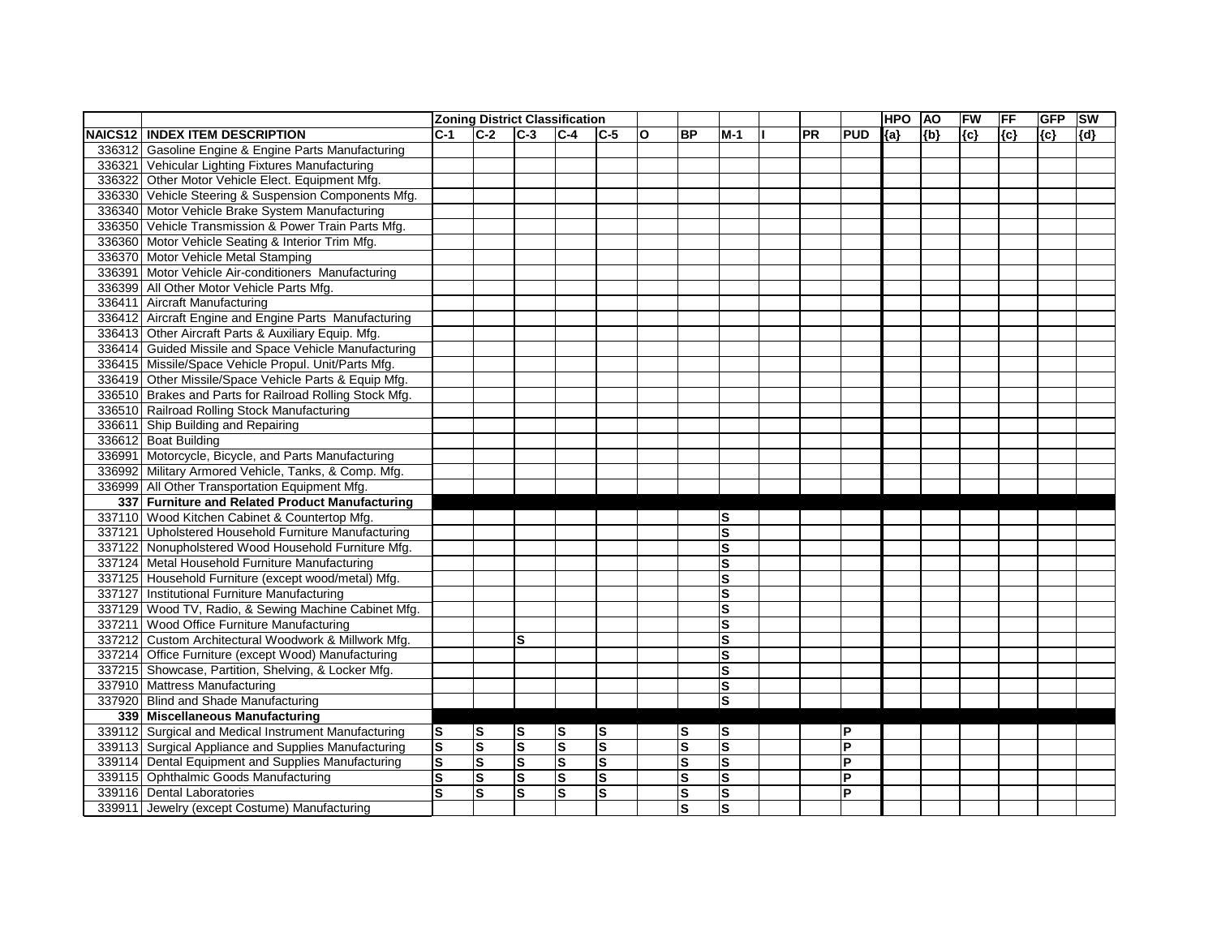| | | Zoning District Classification | | | | | | | | | | | HPO | AO | FW | FF | GFP | SW |
|---|---|---|---|---|---|---|---|---|---|---|---|---|---|---|---|---|---|---|
| NAICS12 | INDEX ITEM DESCRIPTION | C-1 | C-2 | C-3 | C-4 | C-5 | O | BP | M-1 | I | PR | PUD | {a} | {b} | {c} | {c} | {c} | {d} |
| 336312 | Gasoline Engine & Engine Parts Manufacturing | | | | | | | | | | | | | | | | | |
| 336321 | Vehicular Lighting Fixtures Manufacturing | | | | | | | | | | | | | | | | | |
| 336322 | Other Motor Vehicle Elect. Equipment Mfg. | | | | | | | | | | | | | | | | | |
| 336330 | Vehicle Steering & Suspension Components Mfg. | | | | | | | | | | | | | | | | | |
| 336340 | Motor Vehicle Brake System Manufacturing | | | | | | | | | | | | | | | | | |
| 336350 | Vehicle Transmission & Power Train Parts Mfg. | | | | | | | | | | | | | | | | | |
| 336360 | Motor Vehicle Seating & Interior Trim Mfg. | | | | | | | | | | | | | | | | | |
| 336370 | Motor Vehicle Metal Stamping | | | | | | | | | | | | | | | | | |
| 336391 | Motor Vehicle Air-conditioners Manufacturing | | | | | | | | | | | | | | | | | |
| 336399 | All Other Motor Vehicle Parts Mfg. | | | | | | | | | | | | | | | | | |
| 336411 | Aircraft Manufacturing | | | | | | | | | | | | | | | | | |
| 336412 | Aircraft Engine and Engine Parts Manufacturing | | | | | | | | | | | | | | | | | |
| 336413 | Other Aircraft Parts & Auxiliary Equip. Mfg. | | | | | | | | | | | | | | | | | |
| 336414 | Guided Missile and Space Vehicle Manufacturing | | | | | | | | | | | | | | | | | |
| 336415 | Missile/Space Vehicle Propul. Unit/Parts Mfg. | | | | | | | | | | | | | | | | | |
| 336419 | Other Missile/Space Vehicle Parts & Equip Mfg. | | | | | | | | | | | | | | | | | |
| 336510 | Brakes and Parts for Railroad Rolling Stock Mfg. | | | | | | | | | | | | | | | | | |
| 336510 | Railroad Rolling Stock Manufacturing | | | | | | | | | | | | | | | | | |
| 336611 | Ship Building and Repairing | | | | | | | | | | | | | | | | | |
| 336612 | Boat Building | | | | | | | | | | | | | | | | | |
| 336991 | Motorcycle, Bicycle, and Parts Manufacturing | | | | | | | | | | | | | | | | | |
| 336992 | Military Armored Vehicle, Tanks, & Comp. Mfg. | | | | | | | | | | | | | | | | | |
| 336999 | All Other Transportation Equipment Mfg. | | | | | | | | | | | | | | | | | |
| **337** | **Furniture and Related Product Manufacturing** | | | | | | | | | | | | | | | | | |
| 337110 | Wood Kitchen Cabinet & Countertop Mfg. | | | | | | | | S | | | | | | | | | |
| 337121 | Upholstered Household Furniture Manufacturing | | | | | | | | S | | | | | | | | | |
| 337122 | Nonupholstered Wood Household Furniture Mfg. | | | | | | | | S | | | | | | | | | |
| 337124 | Metal Household Furniture Manufacturing | | | | | | | | S | | | | | | | | | |
| 337125 | Household Furniture (except wood/metal) Mfg. | | | | | | | | S | | | | | | | | | |
| 337127 | Institutional Furniture Manufacturing | | | | | | | | S | | | | | | | | | |
| 337129 | Wood TV, Radio, & Sewing Machine Cabinet Mfg. | | | | | | | | S | | | | | | | | | |
| 337211 | Wood Office Furniture Manufacturing | | | | | | | | S | | | | | | | | | |
| 337212 | Custom Architectural Woodwork & Millwork Mfg. | | | S | | | | | S | | | | | | | | | |
| 337214 | Office Furniture (except Wood) Manufacturing | | | | | | | | S | | | | | | | | | |
| 337215 | Showcase, Partition, Shelving, & Locker Mfg. | | | | | | | | S | | | | | | | | | |
| 337910 | Mattress Manufacturing | | | | | | | | S | | | | | | | | | |
| 337920 | Blind and Shade Manufacturing | | | | | | | | S | | | | | | | | | |
| **339** | **Miscellaneous Manufacturing** | | | | | | | | | | | | | | | | | |
| 339112 | Surgical and Medical Instrument Manufacturing | S | S | S | S | S | | S | S | | | P | | | | | | |
| 339113 | Surgical Appliance and Supplies Manufacturing | S | S | S | S | S | | S | S | | | P | | | | | | |
| 339114 | Dental Equipment and Supplies Manufacturing | S | S | S | S | S | | S | S | | | P | | | | | | |
| 339115 | Ophthalmic Goods Manufacturing | S | S | S | S | S | | S | S | | | P | | | | | | |
| 339116 | Dental Laboratories | S | S | S | S | S | | S | S | | | P | | | | | | |
| 339911 | Jewelry (except Costume) Manufacturing | | | | | | | S | S | | | | | | | | | |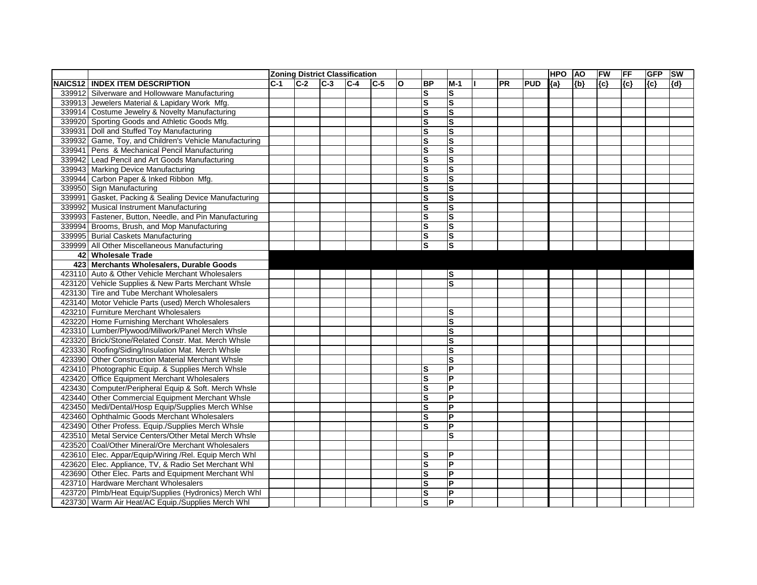| | | Zoning District Classification | | | | | | | | | | | HPO | AO | FW | FF | GFP | SW |
|---|---|---|---|---|---|---|---|---|---|---|---|---|---|---|---|---|---|---|
| NAICS12 | INDEX ITEM DESCRIPTION | C-1 | C-2 | C-3 | C-4 | C-5 | O | BP | M-1 | I | PR | PUD | {a} | {b} | {c} | {c} | {c} | {d} |
| 339912 | Silverware and Hollowware Manufacturing | | | | | | | S | S | | | | | | | | | |
| 339913 | Jewelers Material & Lapidary Work Mfg. | | | | | | | S | S | | | | | | | | | |
| 339914 | Costume Jewelry & Novelty Manufacturing | | | | | | | S | S | | | | | | | | | |
| 339920 | Sporting Goods and Athletic Goods Mfg. | | | | | | | S | S | | | | | | | | | |
| 339931 | Doll and Stuffed Toy Manufacturing | | | | | | | S | S | | | | | | | | | |
| 339932 | Game, Toy, and Children's Vehicle Manufacturing | | | | | | | S | S | | | | | | | | | |
| 339941 | Pens & Mechanical Pencil Manufacturing | | | | | | | S | S | | | | | | | | | |
| 339942 | Lead Pencil and Art Goods Manufacturing | | | | | | | S | S | | | | | | | | | |
| 339943 | Marking Device Manufacturing | | | | | | | S | S | | | | | | | | | |
| 339944 | Carbon Paper & Inked Ribbon Mfg. | | | | | | | S | S | | | | | | | | | |
| 339950 | Sign Manufacturing | | | | | | | S | S | | | | | | | | | |
| 339991 | Gasket, Packing & Sealing Device Manufacturing | | | | | | | S | S | | | | | | | | | |
| 339992 | Musical Instrument Manufacturing | | | | | | | S | S | | | | | | | | | |
| 339993 | Fastener, Button, Needle, and Pin Manufacturing | | | | | | | S | S | | | | | | | | | |
| 339994 | Brooms, Brush, and Mop Manufacturing | | | | | | | S | S | | | | | | | | | |
| 339995 | Burial Caskets Manufacturing | | | | | | | S | S | | | | | | | | | |
| 339999 | All Other Miscellaneous Manufacturing | | | | | | | S | S | | | | | | | | | |
| **42** | **Wholesale Trade** | | | | | | | | | | | | | | | | | |
| **423** | **Merchants Wholesalers, Durable Goods** | | | | | | | | | | | | | | | | | |
| 423110 | Auto & Other Vehicle Merchant Wholesalers | | | | | | | | S | | | | | | | | | |
| 423120 | Vehicle Supplies & New Parts Merchant Whsle | | | | | | | | S | | | | | | | | | |
| 423130 | Tire and Tube Merchant Wholesalers | | | | | | | | | | | | | | | | | |
| 423140 | Motor Vehicle Parts (used) Merch Wholesalers | | | | | | | | | | | | | | | | | |
| 423210 | Furniture Merchant Wholesalers | | | | | | | | S | | | | | | | | | |
| 423220 | Home Furnishing Merchant Wholesalers | | | | | | | | S | | | | | | | | | |
| 423310 | Lumber/Plywood/Millwork/Panel Merch Whsle | | | | | | | | S | | | | | | | | | |
| 423320 | Brick/Stone/Related Constr. Mat. Merch Whsle | | | | | | | | S | | | | | | | | | |
| 423330 | Roofing/Siding/Insulation Mat. Merch Whsle | | | | | | | | S | | | | | | | | | |
| 423390 | Other Construction Material Merchant Whsle | | | | | | | | S | | | | | | | | | |
| 423410 | Photographic Equip. & Supplies Merch Whsle | | | | | | | S | P | | | | | | | | | |
| 423420 | Office Equipment Merchant Wholesalers | | | | | | | S | P | | | | | | | | | |
| 423430 | Computer/Peripheral Equip & Soft. Merch Whsle | | | | | | | S | P | | | | | | | | | |
| 423440 | Other Commercial Equipment Merchant Whsle | | | | | | | S | P | | | | | | | | | |
| 423450 | Medi/Dental/Hosp Equip/Supplies Merch Whlse | | | | | | | S | P | | | | | | | | | |
| 423460 | Ophthalmic Goods Merchant Wholesalers | | | | | | | S | P | | | | | | | | | |
| 423490 | Other Profess. Equip./Supplies Merch Whsle | | | | | | | S | P | | | | | | | | | |
| 423510 | Metal Service Centers/Other Metal Merch Whsle | | | | | | | | S | | | | | | | | | |
| 423520 | Coal/Other Mineral/Ore Merchant Wholesalers | | | | | | | | | | | | | | | | | |
| 423610 | Elec. Appar/Equip/Wiring /Rel. Equip Merch Whl | | | | | | | S | P | | | | | | | | | |
| 423620 | Elec. Appliance, TV, & Radio Set Merchant Whl | | | | | | | S | P | | | | | | | | | |
| 423690 | Other Elec. Parts and Equipment Merchant Whl | | | | | | | S | P | | | | | | | | | |
| 423710 | Hardware Merchant Wholesalers | | | | | | | S | P | | | | | | | | | |
| 423720 | Plmb/Heat Equip/Supplies (Hydronics) Merch Whl | | | | | | | S | P | | | | | | | | | |
| 423730 | Warm Air Heat/AC Equip./Supplies Merch Whl | | | | | | | S | P | | | | | | | | | |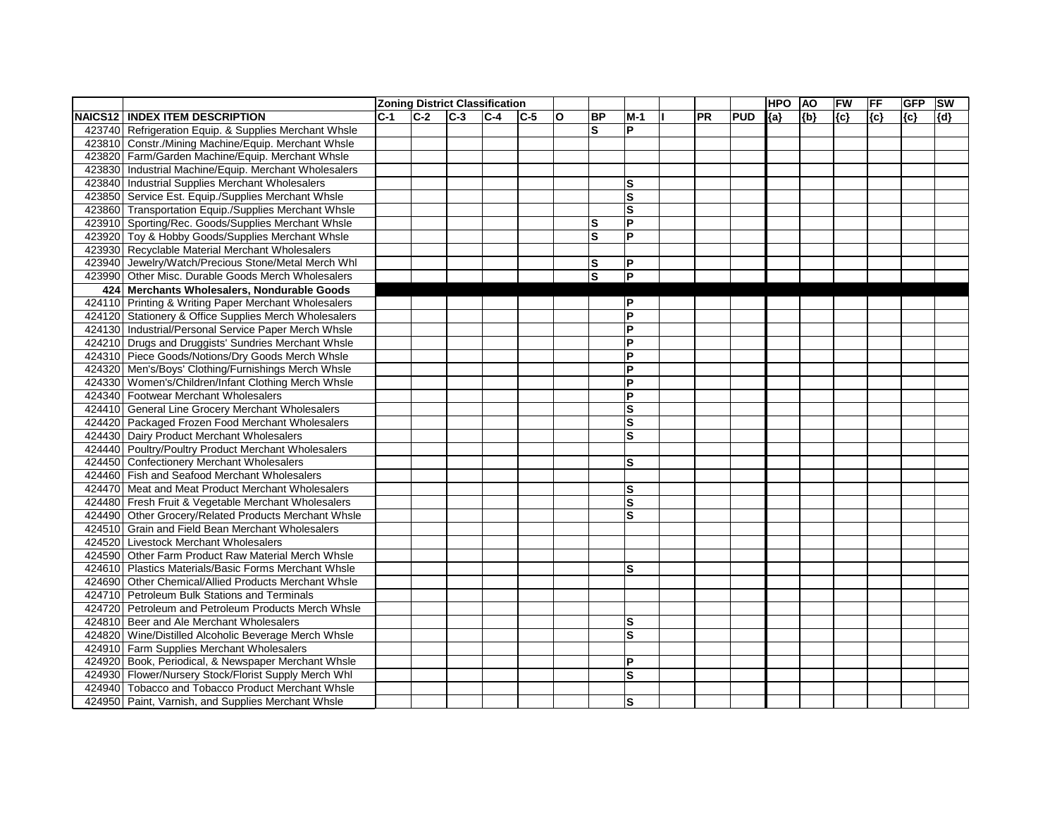| | | Zoning District Classification | | | | | | | | | | | HPO | AO | FW | FF | GFP | SW |
|---|---|---|---|---|---|---|---|---|---|---|---|---|---|---|---|---|---|---|
| NAICS12 | INDEX ITEM DESCRIPTION | C-1 | C-2 | C-3 | C-4 | C-5 | O | BP | M-1 | I | PR | PUD | {a} | {b} | {c} | {c} | {c} | {d} |
| 423740 | Refrigeration Equip. & Supplies Merchant Whsle | | | | | | | S | P | | | | | | | | | |
| 423810 | Constr./Mining Machine/Equip. Merchant Whsle | | | | | | | | | | | | | | | | | |
| 423820 | Farm/Garden Machine/Equip. Merchant Whsle | | | | | | | | | | | | | | | | | |
| 423830 | Industrial Machine/Equip. Merchant Wholesalers | | | | | | | | | | | | | | | | | |
| 423840 | Industrial Supplies Merchant Wholesalers | | | | | | | | S | | | | | | | | | |
| 423850 | Service Est. Equip./Supplies Merchant Whsle | | | | | | | | S | | | | | | | | | |
| 423860 | Transportation Equip./Supplies Merchant Whsle | | | | | | | | S | | | | | | | | | |
| 423910 | Sporting/Rec. Goods/Supplies Merchant Whsle | | | | | | | S | P | | | | | | | | | |
| 423920 | Toy & Hobby Goods/Supplies Merchant Whsle | | | | | | | S | P | | | | | | | | | |
| 423930 | Recyclable Material Merchant Wholesalers | | | | | | | | | | | | | | | | | |
| 423940 | Jewelry/Watch/Precious Stone/Metal Merch Whl | | | | | | | S | P | | | | | | | | | |
| 423990 | Other Misc. Durable Goods Merch Wholesalers | | | | | | | S | P | | | | | | | | | |
| **424** | **Merchants Wholesalers, Nondurable Goods** | | | | | | | | | | | | | | | | | |
| 424110 | Printing & Writing Paper Merchant Wholesalers | | | | | | | | P | | | | | | | | | |
| 424120 | Stationery & Office Supplies Merch Wholesalers | | | | | | | | P | | | | | | | | | |
| 424130 | Industrial/Personal Service Paper Merch Whsle | | | | | | | | P | | | | | | | | | |
| 424210 | Drugs and Druggists' Sundries Merchant Whsle | | | | | | | | P | | | | | | | | | |
| 424310 | Piece Goods/Notions/Dry Goods Merch Whsle | | | | | | | | P | | | | | | | | | |
| 424320 | Men's/Boys' Clothing/Furnishings Merch Whsle | | | | | | | | P | | | | | | | | | |
| 424330 | Women's/Children/Infant Clothing Merch Whsle | | | | | | | | P | | | | | | | | | |
| 424340 | Footwear Merchant Wholesalers | | | | | | | | P | | | | | | | | | |
| 424410 | General Line Grocery Merchant Wholesalers | | | | | | | | S | | | | | | | | | |
| 424420 | Packaged Frozen Food Merchant Wholesalers | | | | | | | | S | | | | | | | | | |
| 424430 | Dairy Product Merchant Wholesalers | | | | | | | | S | | | | | | | | | |
| 424440 | Poultry/Poultry Product Merchant Wholesalers | | | | | | | | | | | | | | | | | |
| 424450 | Confectionery Merchant Wholesalers | | | | | | | | S | | | | | | | | | |
| 424460 | Fish and Seafood Merchant Wholesalers | | | | | | | | | | | | | | | | | |
| 424470 | Meat and Meat Product Merchant Wholesalers | | | | | | | | S | | | | | | | | | |
| 424480 | Fresh Fruit & Vegetable Merchant Wholesalers | | | | | | | | S | | | | | | | | | |
| 424490 | Other Grocery/Related Products Merchant Whsle | | | | | | | | S | | | | | | | | | |
| 424510 | Grain and Field Bean Merchant Wholesalers | | | | | | | | | | | | | | | | | |
| 424520 | Livestock Merchant Wholesalers | | | | | | | | | | | | | | | | | |
| 424590 | Other Farm Product Raw Material Merch Whsle | | | | | | | | | | | | | | | | | |
| 424610 | Plastics Materials/Basic Forms Merchant Whsle | | | | | | | | S | | | | | | | | | |
| 424690 | Other Chemical/Allied Products Merchant Whsle | | | | | | | | | | | | | | | | | |
| 424710 | Petroleum Bulk Stations and Terminals | | | | | | | | | | | | | | | | | |
| 424720 | Petroleum and Petroleum Products Merch Whsle | | | | | | | | | | | | | | | | | |
| 424810 | Beer and Ale Merchant Wholesalers | | | | | | | | S | | | | | | | | | |
| 424820 | Wine/Distilled Alcoholic Beverage Merch Whsle | | | | | | | | S | | | | | | | | | |
| 424910 | Farm Supplies Merchant Wholesalers | | | | | | | | | | | | | | | | | |
| 424920 | Book, Periodical, & Newspaper Merchant Whsle | | | | | | | | P | | | | | | | | | |
| 424930 | Flower/Nursery Stock/Florist Supply Merch Whl | | | | | | | | S | | | | | | | | | |
| 424940 | Tobacco and Tobacco Product Merchant Whsle | | | | | | | | | | | | | | | | | |
| 424950 | Paint, Varnish, and Supplies Merchant Whsle | | | | | | | | S | | | | | | | | | |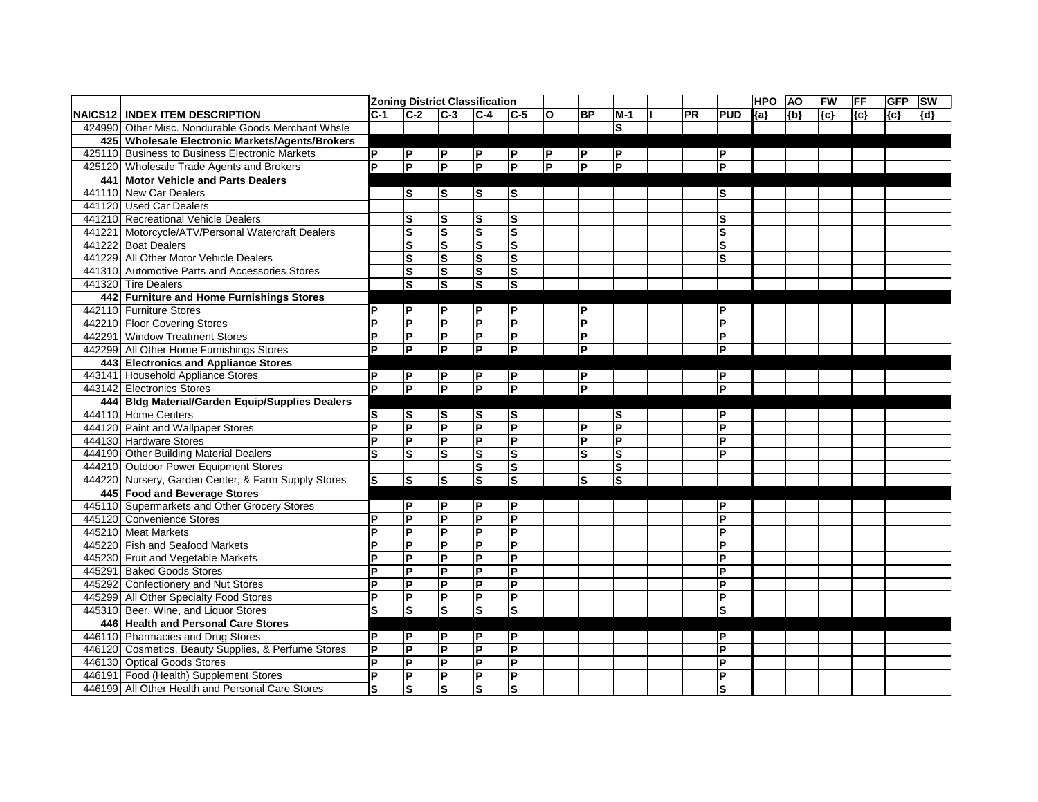|  |  | Zoning District Classification |  |  |  |  |  |  |  |  |  |  | HPO | AO | FW | FF | GFP | SW |
|---|---|---|---|---|---|---|---|---|---|---|---|---|---|---|---|---|---|---|
| NAICS12 | INDEX ITEM DESCRIPTION | C-1 | C-2 | C-3 | C-4 | C-5 | O | BP | M-1 | I | PR | PUD | {a} | {b} | {c} | {c} | {c} | {d} |
| 424990 | Other Misc. Nondurable Goods Merchant Whsle |  |  |  |  |  |  |  | S |  |  |  |  |  |  |  |  |  |
| 425 | **Wholesale Electronic Markets/Agents/Brokers** |  |  |  |  |  |  |  |  |  |  |  |  |  |  |  |  |  |
| 425110 | Business to Business Electronic Markets | P | P | P | P | P | P | P | P |  |  | P |  |  |  |  |  |  |
| 425120 | Wholesale Trade Agents and Brokers | P | P | P | P | P | P | P | P |  |  | P |  |  |  |  |  |  |
| 441 | **Motor Vehicle and Parts Dealers** |  |  |  |  |  |  |  |  |  |  |  |  |  |  |  |  |  |
| 441110 | New Car Dealers |  | S | S | S | S |  |  |  |  |  | S |  |  |  |  |  |  |
| 441120 | Used Car Dealers |  |  |  |  |  |  |  |  |  |  |  |  |  |  |  |  |  |
| 441210 | Recreational Vehicle Dealers |  | S | S | S | S |  |  |  |  |  | S |  |  |  |  |  |  |
| 441221 | Motorcycle/ATV/Personal Watercraft Dealers |  | S | S | S | S |  |  |  |  |  | S |  |  |  |  |  |  |
| 441222 | Boat Dealers |  | S | S | S | S |  |  |  |  |  | S |  |  |  |  |  |  |
| 441229 | All Other Motor Vehicle Dealers |  | S | S | S | S |  |  |  |  |  | S |  |  |  |  |  |  |
| 441310 | Automotive Parts and Accessories Stores |  | S | S | S | S |  |  |  |  |  |  |  |  |  |  |  |  |
| 441320 | Tire Dealers |  | S | S | S | S |  |  |  |  |  |  |  |  |  |  |  |  |
| 442 | **Furniture and Home Furnishings Stores** |  |  |  |  |  |  |  |  |  |  |  |  |  |  |  |  |  |
| 442110 | Furniture Stores | P | P | P | P | P |  | P |  |  |  | P |  |  |  |  |  |  |
| 442210 | Floor Covering Stores | P | P | P | P | P |  | P |  |  |  | P |  |  |  |  |  |  |
| 442291 | Window Treatment Stores | P | P | P | P | P |  | P |  |  |  | P |  |  |  |  |  |  |
| 442299 | All Other Home Furnishings Stores | P | P | P | P | P |  | P |  |  |  | P |  |  |  |  |  |  |
| 443 | **Electronics and Appliance Stores** |  |  |  |  |  |  |  |  |  |  |  |  |  |  |  |  |  |
| 443141 | Household Appliance Stores | P | P | P | P | P |  | P |  |  |  | P |  |  |  |  |  |  |
| 443142 | Electronics Stores | P | P | P | P | P |  | P |  |  |  | P |  |  |  |  |  |  |
| 444 | **Bldg Material/Garden Equip/Supplies Dealers** |  |  |  |  |  |  |  |  |  |  |  |  |  |  |  |  |  |
| 444110 | Home Centers | S | S | S | S | S |  |  | S |  |  | P |  |  |  |  |  |  |
| 444120 | Paint and Wallpaper Stores | P | P | P | P | P |  | P | P |  |  | P |  |  |  |  |  |  |
| 444130 | Hardware Stores | P | P | P | P | P |  | P | P |  |  | P |  |  |  |  |  |  |
| 444190 | Other Building Material Dealers | S | S | S | S | S |  | S | S |  |  | P |  |  |  |  |  |  |
| 444210 | Outdoor Power Equipment Stores |  |  |  | S | S |  |  | S |  |  |  |  |  |  |  |  |  |
| 444220 | Nursery, Garden Center, & Farm Supply Stores | S | S | S | S | S |  | S | S |  |  |  |  |  |  |  |  |  |
| 445 | **Food and Beverage Stores** |  |  |  |  |  |  |  |  |  |  |  |  |  |  |  |  |  |
| 445110 | Supermarkets and Other Grocery Stores |  | P | P | P | P |  |  |  |  |  | P |  |  |  |  |  |  |
| 445120 | Convenience Stores | P | P | P | P | P |  |  |  |  |  | P |  |  |  |  |  |  |
| 445210 | Meat Markets | P | P | P | P | P |  |  |  |  |  | P |  |  |  |  |  |  |
| 445220 | Fish and Seafood Markets | P | P | P | P | P |  |  |  |  |  | P |  |  |  |  |  |  |
| 445230 | Fruit and Vegetable Markets | P | P | P | P | P |  |  |  |  |  | P |  |  |  |  |  |  |
| 445291 | Baked Goods Stores | P | P | P | P | P |  |  |  |  |  | P |  |  |  |  |  |  |
| 445292 | Confectionery and Nut Stores | P | P | P | P | P |  |  |  |  |  | P |  |  |  |  |  |  |
| 445299 | All Other Specialty Food Stores | P | P | P | P | P |  |  |  |  |  | P |  |  |  |  |  |  |
| 445310 | Beer, Wine, and Liquor Stores | S | S | S | S | S |  |  |  |  |  | S |  |  |  |  |  |  |
| 446 | **Health and Personal Care Stores** |  |  |  |  |  |  |  |  |  |  |  |  |  |  |  |  |  |
| 446110 | Pharmacies and Drug Stores | P | P | P | P | P |  |  |  |  |  | P |  |  |  |  |  |  |
| 446120 | Cosmetics, Beauty Supplies, & Perfume Stores | P | P | P | P | P |  |  |  |  |  | P |  |  |  |  |  |  |
| 446130 | Optical Goods Stores | P | P | P | P | P |  |  |  |  |  | P |  |  |  |  |  |  |
| 446191 | Food (Health) Supplement Stores | P | P | P | P | P |  |  |  |  |  | P |  |  |  |  |  |  |
| 446199 | All Other Health and Personal Care Stores | S | S | S | S | S |  |  |  |  |  | S |  |  |  |  |  |  |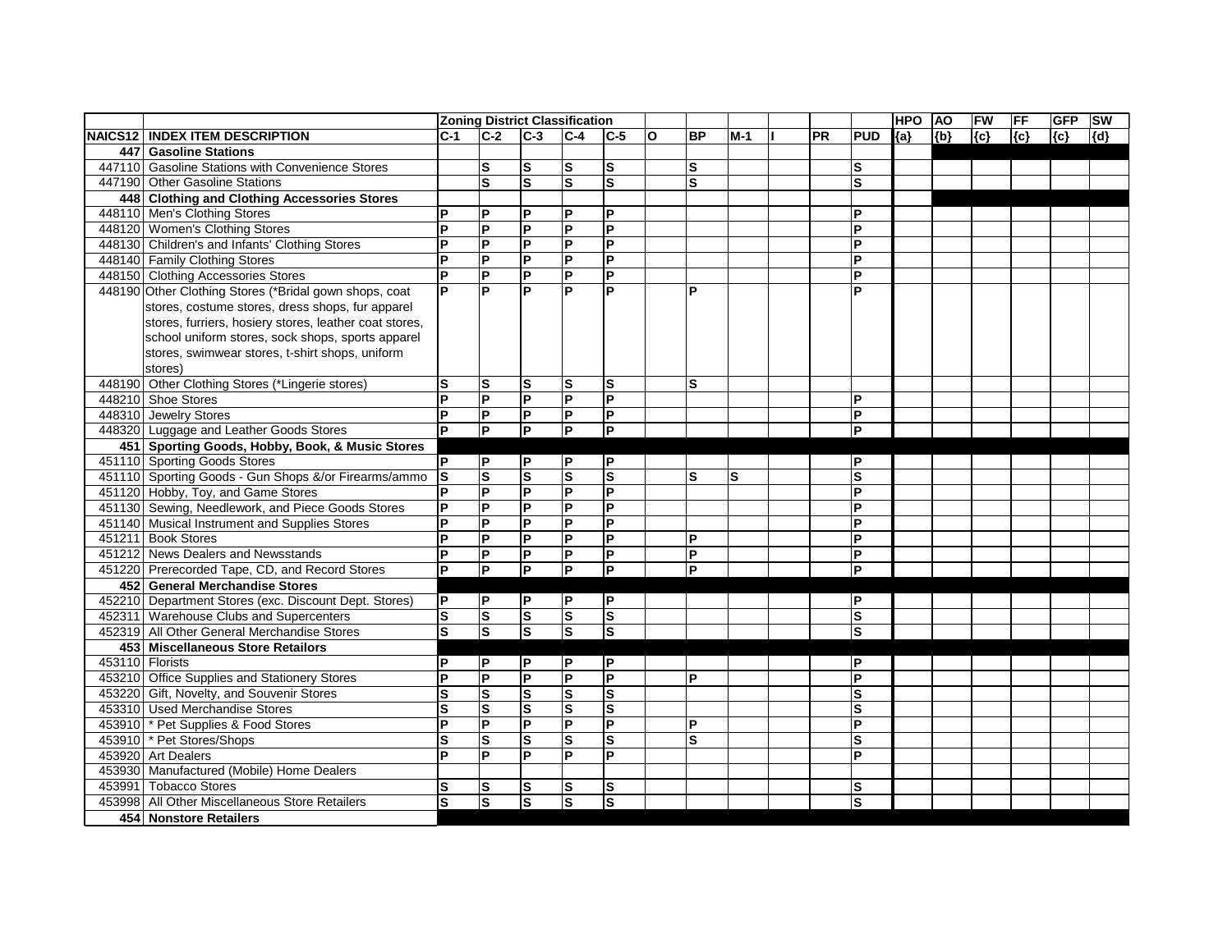| | | Zoning District Classification | | | | | | | | | | | HPO | AO | FW | FF | GFP | SW |
|---|---|---|---|---|---|---|---|---|---|---|---|---|---|---|---|---|---|---|
| NAICS12 | INDEX ITEM DESCRIPTION | C-1 | C-2 | C-3 | C-4 | C-5 | O | BP | M-1 | I | PR | PUD | {a} | {b} | {c} | {c} | {c} | {d} |
| 447 | Gasoline Stations | | | | | | | | | | | | | | | | | |
| 447110 | Gasoline Stations with Convenience Stores | | S | S | S | S | | S | | | | S | | | | | | |
| 447190 | Other Gasoline Stations | | S | S | S | S | | S | | | | S | | | | | | |
| 448 | Clothing and Clothing Accessories Stores | | | | | | | | | | | | | | | | | |
| 448110 | Men's Clothing Stores | P | P | P | P | P | | | | | | P | | | | | | |
| 448120 | Women's Clothing Stores | P | P | P | P | P | | | | | | P | | | | | | |
| 448130 | Children's and Infants' Clothing Stores | P | P | P | P | P | | | | | | P | | | | | | |
| 448140 | Family Clothing Stores | P | P | P | P | P | | | | | | P | | | | | | |
| 448150 | Clothing Accessories Stores | P | P | P | P | P | | | | | | P | | | | | | |
| 448190 | Other Clothing Stores (*Bridal gown shops, coat stores, costume stores, dress shops, fur apparel stores, furriers, hosiery stores, leather coat stores, school uniform stores, sock shops, sports apparel stores, swimwear stores, t-shirt shops, uniform stores) | P | P | P | P | P | | P | | | | P | | | | | | |
| 448190 | Other Clothing Stores (*Lingerie stores) | S | S | S | S | S | | S | | | | | | | | | | |
| 448210 | Shoe Stores | P | P | P | P | P | | | | | | P | | | | | | |
| 448310 | Jewelry Stores | P | P | P | P | P | | | | | | P | | | | | | |
| 448320 | Luggage and Leather Goods Stores | P | P | P | P | P | | | | | | P | | | | | | |
| 451 | Sporting Goods, Hobby, Book, & Music Stores | | | | | | | | | | | | | | | | | |
| 451110 | Sporting Goods Stores | P | P | P | P | P | | | | | | P | | | | | | |
| 451110 | Sporting Goods - Gun Shops &/or Firearms/ammo | S | S | S | S | S | | S | S | | | S | | | | | | |
| 451120 | Hobby, Toy, and Game Stores | P | P | P | P | P | | | | | | P | | | | | | |
| 451130 | Sewing, Needlework, and Piece Goods Stores | P | P | P | P | P | | | | | | P | | | | | | |
| 451140 | Musical Instrument and Supplies Stores | P | P | P | P | P | | | | | | P | | | | | | |
| 451211 | Book Stores | P | P | P | P | P | | P | | | | P | | | | | | |
| 451212 | News Dealers and Newsstands | P | P | P | P | P | | P | | | | P | | | | | | |
| 451220 | Prerecorded Tape, CD, and Record Stores | P | P | P | P | P | | P | | | | P | | | | | | |
| 452 | General Merchandise Stores | | | | | | | | | | | | | | | | | |
| 452210 | Department Stores (exc. Discount Dept. Stores) | P | P | P | P | P | | | | | | P | | | | | | |
| 452311 | Warehouse Clubs and Supercenters | S | S | S | S | S | | | | | | S | | | | | | |
| 452319 | All Other General Merchandise Stores | S | S | S | S | S | | | | | | S | | | | | | |
| 453 | Miscellaneous Store Retailors | | | | | | | | | | | | | | | | | |
| 453110 | Florists | P | P | P | P | P | | | | | | P | | | | | | |
| 453210 | Office Supplies and Stationery Stores | P | P | P | P | P | | P | | | | P | | | | | | |
| 453220 | Gift, Novelty, and Souvenir Stores | S | S | S | S | S | | | | | | S | | | | | | |
| 453310 | Used Merchandise Stores | S | S | S | S | S | | | | | | S | | | | | | |
| 453910 | * Pet Supplies & Food Stores | P | P | P | P | P | | P | | | | P | | | | | | |
| 453910 | * Pet Stores/Shops | S | S | S | S | S | | S | | | | S | | | | | | |
| 453920 | Art Dealers | P | P | P | P | P | | | | | | P | | | | | | |
| 453930 | Manufactured (Mobile) Home Dealers | | | | | | | | | | | | | | | | | |
| 453991 | Tobacco Stores | S | S | S | S | S | | | | | | S | | | | | | |
| 453998 | All Other Miscellaneous Store Retailers | S | S | S | S | S | | | | | | S | | | | | | |
| 454 | Nonstore Retailers | | | | | | | | | | | | | | | | | |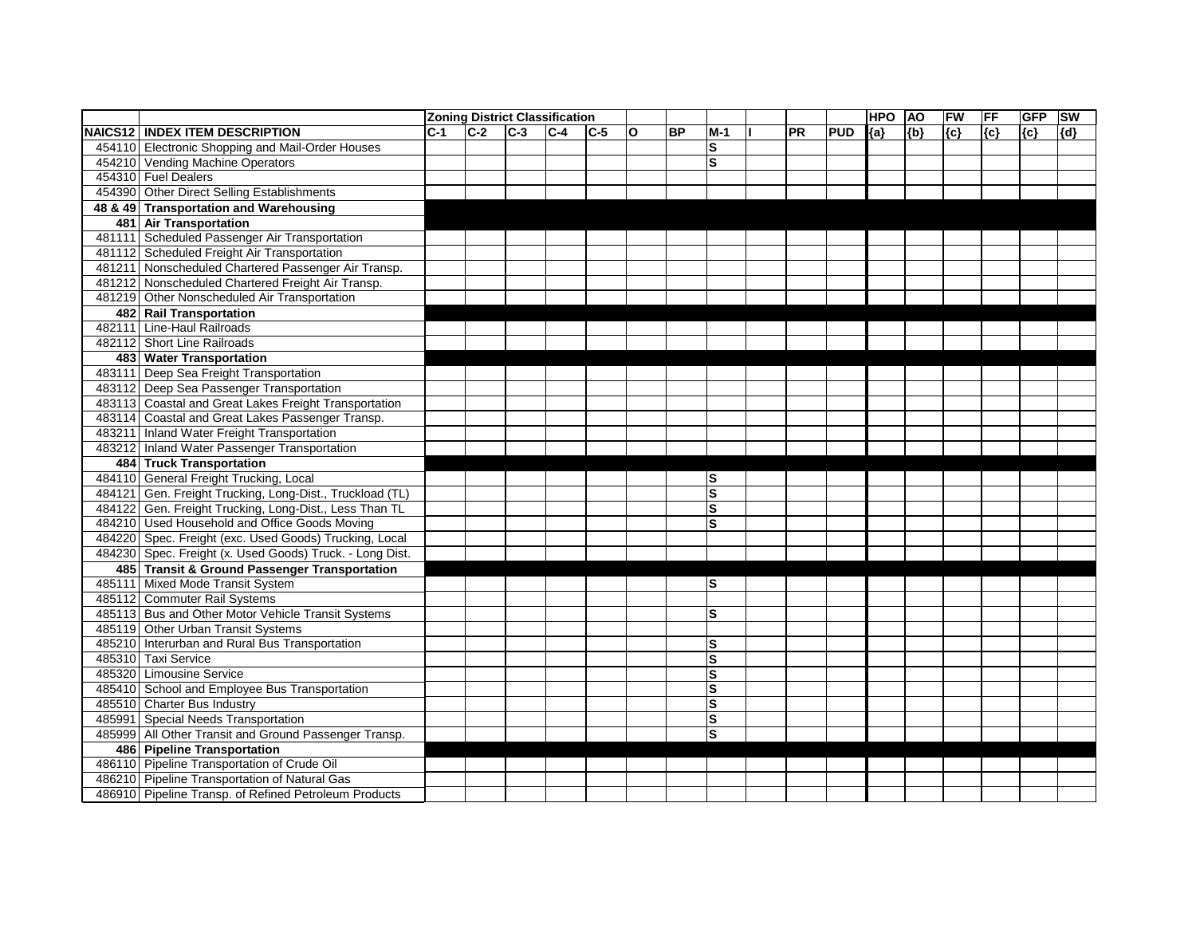| | | Zoning District Classification | | | | | | | | | | | HPO | AO | FW | FF | GFP | SW |
|---|---|---|---|---|---|---|---|---|---|---|---|---|---|---|---|---|---|---|
| NAICS12 | INDEX ITEM DESCRIPTION | C-1 | C-2 | C-3 | C-4 | C-5 | O | BP | M-1 | I | PR | PUD | {a} | {b} | {c} | {c} | {c} | {d} |
| 454110 | Electronic Shopping and Mail-Order Houses | | | | | | | | S | | | | | | | | | |
| 454210 | Vending Machine Operators | | | | | | | | S | | | | | | | | | |
| 454310 | Fuel Dealers | | | | | | | | | | | | | | | | | |
| 454390 | Other Direct Selling Establishments | | | | | | | | | | | | | | | | | |
| **48 & 49** | **Transportation and Warehousing** | | | | | | | | | | | | | | | | | |
| **481** | **Air Transportation** | | | | | | | | | | | | | | | | | |
| 481111 | Scheduled Passenger Air Transportation | | | | | | | | | | | | | | | | | |
| 481112 | Scheduled Freight Air Transportation | | | | | | | | | | | | | | | | | |
| 481211 | Nonscheduled Chartered Passenger Air Transp. | | | | | | | | | | | | | | | | | |
| 481212 | Nonscheduled Chartered Freight Air Transp. | | | | | | | | | | | | | | | | | |
| 481219 | Other Nonscheduled Air Transportation | | | | | | | | | | | | | | | | | |
| **482** | **Rail Transportation** | | | | | | | | | | | | | | | | | |
| 482111 | Line-Haul Railroads | | | | | | | | | | | | | | | | | |
| 482112 | Short Line Railroads | | | | | | | | | | | | | | | | | |
| **483** | **Water Transportation** | | | | | | | | | | | | | | | | | |
| 483111 | Deep Sea Freight Transportation | | | | | | | | | | | | | | | | | |
| 483112 | Deep Sea Passenger Transportation | | | | | | | | | | | | | | | | | |
| 483113 | Coastal and Great Lakes Freight Transportation | | | | | | | | | | | | | | | | | |
| 483114 | Coastal and Great Lakes Passenger Transp. | | | | | | | | | | | | | | | | | |
| 483211 | Inland Water Freight Transportation | | | | | | | | | | | | | | | | | |
| 483212 | Inland Water Passenger Transportation | | | | | | | | | | | | | | | | | |
| **484** | **Truck Transportation** | | | | | | | | | | | | | | | | | |
| 484110 | General Freight Trucking, Local | | | | | | | | S | | | | | | | | | |
| 484121 | Gen. Freight Trucking, Long-Dist., Truckload (TL) | | | | | | | | S | | | | | | | | | |
| 484122 | Gen. Freight Trucking, Long-Dist., Less Than TL | | | | | | | | S | | | | | | | | | |
| 484210 | Used Household and Office Goods Moving | | | | | | | | S | | | | | | | | | |
| 484220 | Spec. Freight (exc. Used Goods) Trucking, Local | | | | | | | | | | | | | | | | | |
| 484230 | Spec. Freight (x. Used Goods) Truck. - Long Dist. | | | | | | | | | | | | | | | | | |
| **485** | **Transit & Ground Passenger Transportation** | | | | | | | | | | | | | | | | | |
| 485111 | Mixed Mode Transit System | | | | | | | | S | | | | | | | | | |
| 485112 | Commuter Rail Systems | | | | | | | | | | | | | | | | | |
| 485113 | Bus and Other Motor Vehicle Transit Systems | | | | | | | | S | | | | | | | | | |
| 485119 | Other Urban Transit Systems | | | | | | | | | | | | | | | | | |
| 485210 | Interurban and Rural Bus Transportation | | | | | | | | S | | | | | | | | | |
| 485310 | Taxi Service | | | | | | | | S | | | | | | | | | |
| 485320 | Limousine Service | | | | | | | | S | | | | | | | | | |
| 485410 | School and Employee Bus Transportation | | | | | | | | S | | | | | | | | | |
| 485510 | Charter Bus Industry | | | | | | | | S | | | | | | | | | |
| 485991 | Special Needs Transportation | | | | | | | | S | | | | | | | | | |
| 485999 | All Other Transit and Ground Passenger Transp. | | | | | | | | S | | | | | | | | | |
| **486** | **Pipeline Transportation** | | | | | | | | | | | | | | | | | |
| 486110 | Pipeline Transportation of Crude Oil | | | | | | | | | | | | | | | | | |
| 486210 | Pipeline Transportation of Natural Gas | | | | | | | | | | | | | | | | | |
| 486910 | Pipeline Transp. of Refined Petroleum Products | | | | | | | | | | | | | | | | | |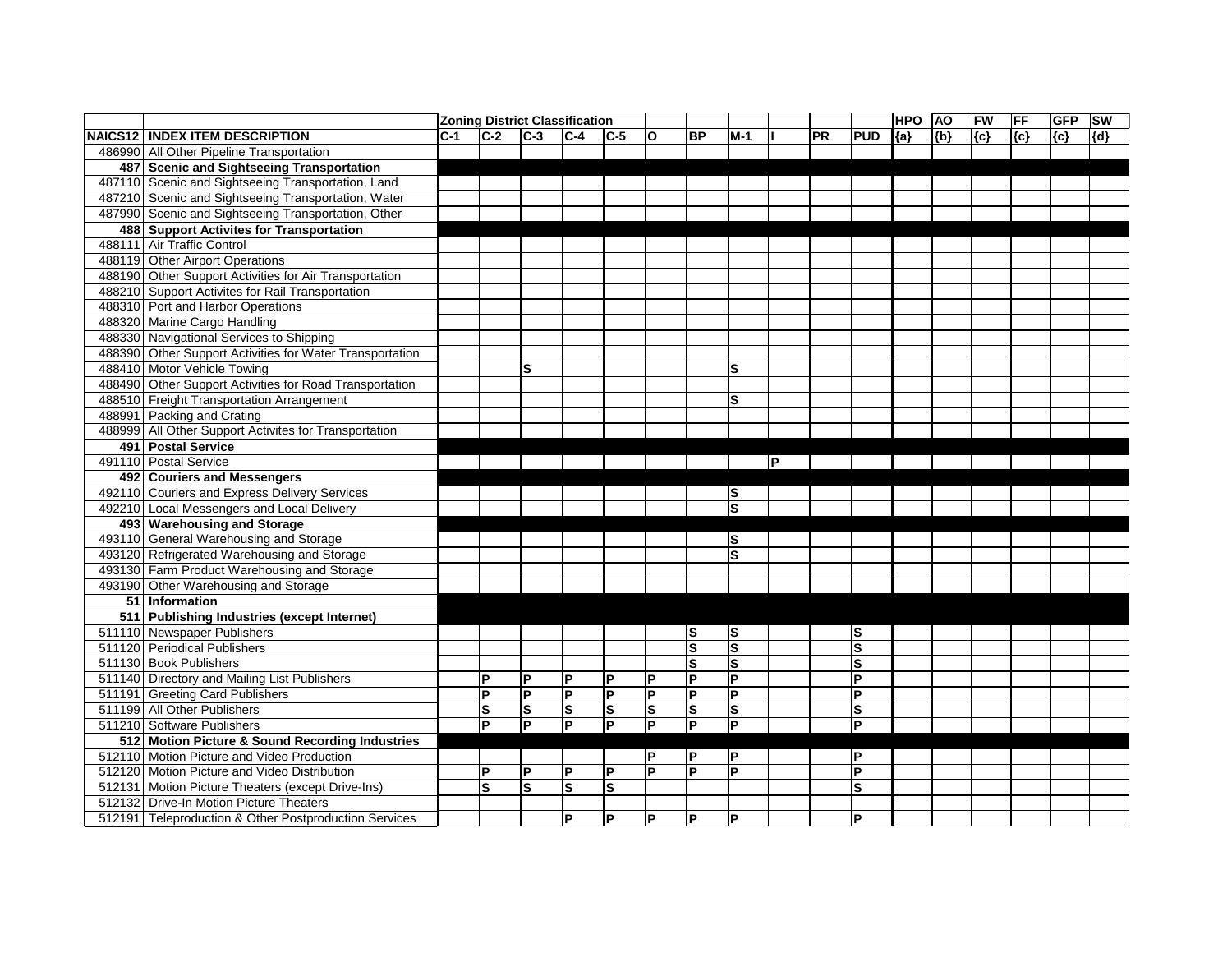| | | Zoning District Classification | | | | | | | | | | | HPO | AO | FW | FF | GFP | SW |
|---|---|---|---|---|---|---|---|---|---|---|---|---|---|---|---|---|---|---|
| NAICS12 | INDEX ITEM DESCRIPTION | C-1 | C-2 | C-3 | C-4 | C-5 | O | BP | M-1 | I | PR | PUD | {a} | {b} | {c} | {c} | {c} | {d} |
| 486990 | All Other Pipeline Transportation | | | | | | | | | | | | | | | | | |
| **487** | **Scenic and Sightseeing Transportation** | | | | | | | | | | | | | | | | | |
| 487110 | Scenic and Sightseeing Transportation, Land | | | | | | | | | | | | | | | | | |
| 487210 | Scenic and Sightseeing Transportation, Water | | | | | | | | | | | | | | | | | |
| 487990 | Scenic and Sightseeing Transportation, Other | | | | | | | | | | | | | | | | | |
| **488** | **Support Activites for Transportation** | | | | | | | | | | | | | | | | | |
| 488111 | Air Traffic Control | | | | | | | | | | | | | | | | | |
| 488119 | Other Airport Operations | | | | | | | | | | | | | | | | | |
| 488190 | Other Support Activities for Air Transportation | | | | | | | | | | | | | | | | | |
| 488210 | Support Activites for Rail Transportation | | | | | | | | | | | | | | | | | |
| 488310 | Port and Harbor Operations | | | | | | | | | | | | | | | | | |
| 488320 | Marine Cargo Handling | | | | | | | | | | | | | | | | | |
| 488330 | Navigational Services to Shipping | | | | | | | | | | | | | | | | | |
| 488390 | Other Support Activities for Water Transportation | | | | | | | | | | | | | | | | | |
| 488410 | Motor Vehicle Towing | | | S | | | | | S | | | | | | | | | |
| 488490 | Other Support Activities for Road Transportation | | | | | | | | | | | | | | | | | |
| 488510 | Freight Transportation Arrangement | | | | | | | | S | | | | | | | | | |
| 488991 | Packing and Crating | | | | | | | | | | | | | | | | | |
| 488999 | All Other Support Activites for Transportation | | | | | | | | | | | | | | | | | |
| **491** | **Postal Service** | | | | | | | | | | | | | | | | | |
| 491110 | Postal Service | | | | | | | | | P | | | | | | | | |
| **492** | **Couriers and Messengers** | | | | | | | | | | | | | | | | | |
| 492110 | Couriers and Express Delivery Services | | | | | | | | S | | | | | | | | | |
| 492210 | Local Messengers and Local Delivery | | | | | | | | S | | | | | | | | | |
| **493** | **Warehousing and Storage** | | | | | | | | | | | | | | | | | |
| 493110 | General Warehousing and Storage | | | | | | | | S | | | | | | | | | |
| 493120 | Refrigerated Warehousing and Storage | | | | | | | | S | | | | | | | | | |
| 493130 | Farm Product Warehousing and Storage | | | | | | | | | | | | | | | | | |
| 493190 | Other Warehousing and Storage | | | | | | | | | | | | | | | | | |
| **51** | **Information** | | | | | | | | | | | | | | | | | |
| **511** | **Publishing Industries (except Internet)** | | | | | | | | | | | | | | | | | |
| 511110 | Newspaper Publishers | | | | | | | S | S | | | S | | | | | | |
| 511120 | Periodical Publishers | | | | | | | S | S | | | S | | | | | | |
| 511130 | Book Publishers | | | | | | | S | S | | | S | | | | | | |
| 511140 | Directory and Mailing List Publishers | | P | P | P | P | P | P | P | | | P | | | | | | |
| 511191 | Greeting Card Publishers | | P | P | P | P | P | P | P | | | P | | | | | | |
| 511199 | All Other Publishers | | S | S | S | S | S | S | S | | | S | | | | | | |
| 511210 | Software Publishers | | P | P | P | P | P | P | P | | | P | | | | | | |
| **512** | **Motion Picture & Sound Recording Industries** | | | | | | | | | | | | | | | | | |
| 512110 | Motion Picture and Video Production | | | | | | P | P | P | | | P | | | | | | |
| 512120 | Motion Picture and Video Distribution | | P | P | P | P | P | P | P | | | P | | | | | | |
| 512131 | Motion Picture Theaters (except Drive-Ins) | | S | S | S | S | | | | | | S | | | | | | |
| 512132 | Drive-In Motion Picture Theaters | | | | | | | | | | | | | | | | | |
| 512191 | Teleproduction & Other Postproduction Services | | | | P | P | P | P | P | | | P | | | | | | |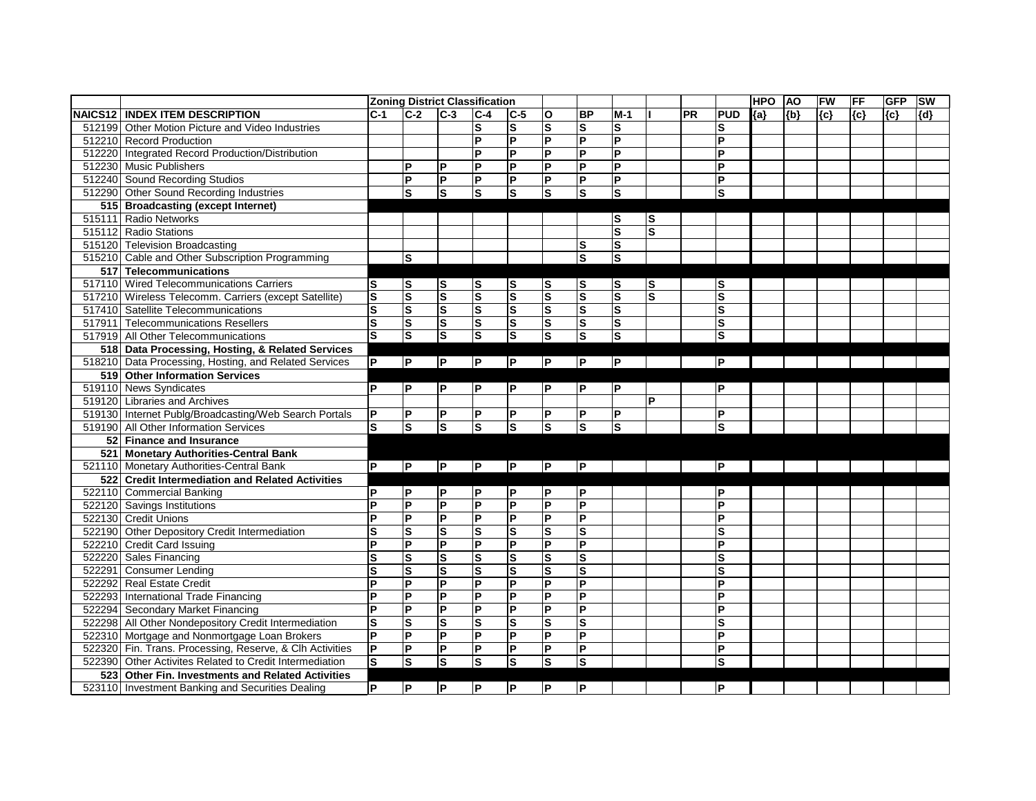| | | Zoning District Classification | | | | | | | | | | | HPO | AO | FW | FF | GFP | SW |
|---|---|---|---|---|---|---|---|---|---|---|---|---|---|---|---|---|---|---|
| NAICS12 | INDEX ITEM DESCRIPTION | C-1 | C-2 | C-3 | C-4 | C-5 | O | BP | M-1 | I | PR | PUD | {a} | {b} | {c} | {c} | {c} | {d} |
| 512199 | Other Motion Picture and Video Industries | | | | S | S | S | S | S | | | S | | | | | | |
| 512210 | Record Production | | | | P | P | P | P | P | | | P | | | | | | |
| 512220 | Integrated Record Production/Distribution | | | | P | P | P | P | P | | | P | | | | | | |
| 512230 | Music Publishers | | P | P | P | P | P | P | P | | | P | | | | | | |
| 512240 | Sound Recording Studios | | P | P | P | P | P | P | P | | | P | | | | | | |
| 512290 | Other Sound Recording Industries | | S | S | S | S | S | S | S | | | S | | | | | | |
| 515 | **Broadcasting (except Internet)** | | | | | | | | | | | | | | | | | |
| 515111 | Radio Networks | | | | | | | | S | S | | | | | | | | |
| 515112 | Radio Stations | | | | | | | | S | S | | | | | | | | |
| 515120 | Television Broadcasting | | | | | | | S | S | | | | | | | | | |
| 515210 | Cable and Other Subscription Programming | | S | | | | | S | S | | | | | | | | | |
| 517 | **Telecommunications** | | | | | | | | | | | | | | | | | |
| 517110 | Wired Telecommunications Carriers | S | S | S | S | S | S | S | S | S | | S | | | | | | |
| 517210 | Wireless Telecomm. Carriers (except Satellite) | S | S | S | S | S | S | S | S | S | | S | | | | | | |
| 517410 | Satellite Telecommunications | S | S | S | S | S | S | S | S | | | S | | | | | | |
| 517911 | Telecommunications Resellers | S | S | S | S | S | S | S | S | | | S | | | | | | |
| 517919 | All Other Telecommunications | S | S | S | S | S | S | S | S | | | S | | | | | | |
| 518 | **Data Processing, Hosting, & Related Services** | | | | | | | | | | | | | | | | | |
| 518210 | Data Processing, Hosting, and Related Services | P | P | P | P | P | P | P | P | | | P | | | | | | |
| 519 | **Other Information Services** | | | | | | | | | | | | | | | | | |
| 519110 | News Syndicates | P | P | P | P | P | P | P | P | | | P | | | | | | |
| 519120 | Libraries and Archives | | | | | | | | | P | | | | | | | | |
| 519130 | Internet Publg/Broadcasting/Web Search Portals | P | P | P | P | P | P | P | P | | | P | | | | | | |
| 519190 | All Other Information Services | S | S | S | S | S | S | S | S | | | S | | | | | | |
| 52 | **Finance and Insurance** | | | | | | | | | | | | | | | | | |
| 521 | **Monetary Authorities-Central Bank** | | | | | | | | | | | | | | | | | |
| 521110 | Monetary Authorities-Central Bank | P | P | P | P | P | P | P | | | | P | | | | | | |
| 522 | **Credit Intermediation and Related Activities** | | | | | | | | | | | | | | | | | |
| 522110 | Commercial Banking | P | P | P | P | P | P | P | | | | P | | | | | | |
| 522120 | Savings Institutions | P | P | P | P | P | P | P | | | | P | | | | | | |
| 522130 | Credit Unions | P | P | P | P | P | P | P | | | | P | | | | | | |
| 522190 | Other Depository Credit Intermediation | S | S | S | S | S | S | S | | | | S | | | | | | |
| 522210 | Credit Card Issuing | P | P | P | P | P | P | P | | | | P | | | | | | |
| 522220 | Sales Financing | S | S | S | S | S | S | S | | | | S | | | | | | |
| 522291 | Consumer Lending | S | S | S | S | S | S | S | | | | S | | | | | | |
| 522292 | Real Estate Credit | P | P | P | P | P | P | P | | | | P | | | | | | |
| 522293 | International Trade Financing | P | P | P | P | P | P | P | | | | P | | | | | | |
| 522294 | Secondary Market Financing | P | P | P | P | P | P | P | | | | P | | | | | | |
| 522298 | All Other Nondepository Credit Intermediation | S | S | S | S | S | S | S | | | | S | | | | | | |
| 522310 | Mortgage and Nonmortgage Loan Brokers | P | P | P | P | P | P | P | | | | P | | | | | | |
| 522320 | Fin. Trans. Processing, Reserve, & Clh Activities | P | P | P | P | P | P | P | | | | P | | | | | | |
| 522390 | Other Activites Related to Credit Intermediation | S | S | S | S | S | S | S | | | | S | | | | | | |
| 523 | **Other Fin. Investments and Related Activities** | | | | | | | | | | | | | | | | | |
| 523110 | Investment Banking and Securities Dealing | P | P | P | P | P | P | P | | | | P | | | | | | |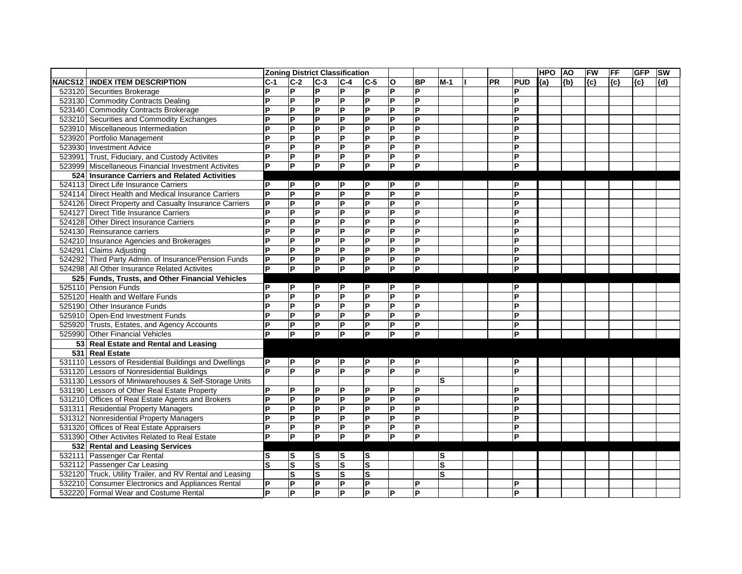| | | Zoning District Classification | | | | | | | | | | | HPO | AO | FW | FF | GFP | SW |
|---|---|---|---|---|---|---|---|---|---|---|---|---|---|---|---|---|---|---|
| NAICS12 | INDEX ITEM DESCRIPTION | C-1 | C-2 | C-3 | C-4 | C-5 | O | BP | M-1 | I | PR | PUD | {a} | {b} | {c} | {c} | {c} | {d} |
| 523120 | Securities Brokerage | P | P | P | P | P | P | P | | | | P | | | | | | |
| 523130 | Commodity Contracts Dealing | P | P | P | P | P | P | P | | | | P | | | | | | |
| 523140 | Commodity Contracts Brokerage | P | P | P | P | P | P | P | | | | P | | | | | | |
| 523210 | Securities and Commodity Exchanges | P | P | P | P | P | P | P | | | | P | | | | | | |
| 523910 | Miscellaneous Intermediation | P | P | P | P | P | P | P | | | | P | | | | | | |
| 523920 | Portfolio Management | P | P | P | P | P | P | P | | | | P | | | | | | |
| 523930 | Investment Advice | P | P | P | P | P | P | P | | | | P | | | | | | |
| 523991 | Trust, Fiduciary, and Custody Activites | P | P | P | P | P | P | P | | | | P | | | | | | |
| 523999 | Miscellaneous Financial Investment Activites | P | P | P | P | P | P | P | | | | P | | | | | | |
| **524** | **Insurance Carriers and Related Activities** | | | | | | | | | | | | | | | | | |
| 524113 | Direct Life Insurance Carriers | P | P | P | P | P | P | P | | | | P | | | | | | |
| 524114 | Direct Health and Medical Insurance Carriers | P | P | P | P | P | P | P | | | | P | | | | | | |
| 524126 | Direct Property and Casualty Insurance Carriers | P | P | P | P | P | P | P | | | | P | | | | | | |
| 524127 | Direct Title Insurance Carriers | P | P | P | P | P | P | P | | | | P | | | | | | |
| 524128 | Other Direct Insurance Carriers | P | P | P | P | P | P | P | | | | P | | | | | | |
| 524130 | Reinsurance carriers | P | P | P | P | P | P | P | | | | P | | | | | | |
| 524210 | Insurance Agencies and Brokerages | P | P | P | P | P | P | P | | | | P | | | | | | |
| 524291 | Claims Adjusting | P | P | P | P | P | P | P | | | | P | | | | | | |
| 524292 | Third Party Admin. of Insurance/Pension Funds | P | P | P | P | P | P | P | | | | P | | | | | | |
| 524298 | All Other Insurance Related Activites | P | P | P | P | P | P | P | | | | P | | | | | | |
| **525** | **Funds, Trusts, and Other Financial Vehicles** | | | | | | | | | | | | | | | | | |
| 525110 | Pension Funds | P | P | P | P | P | P | P | | | | P | | | | | | |
| 525120 | Health and Welfare Funds | P | P | P | P | P | P | P | | | | P | | | | | | |
| 525190 | Other Insurance Funds | P | P | P | P | P | P | P | | | | P | | | | | | |
| 525910 | Open-End Investment Funds | P | P | P | P | P | P | P | | | | P | | | | | | |
| 525920 | Trusts, Estates, and Agency Accounts | P | P | P | P | P | P | P | | | | P | | | | | | |
| 525990 | Other Financial Vehicles | P | P | P | P | P | P | P | | | | P | | | | | | |
| **53** | **Real Estate and Rental and Leasing** | | | | | | | | | | | | | | | | | |
| **531** | **Real Estate** | | | | | | | | | | | | | | | | | |
| 531110 | Lessors of Residential Buildings and Dwellings | P | P | P | P | P | P | P | | | | P | | | | | | |
| 531120 | Lessors of Nonresidential Buildings | P | P | P | P | P | P | P | | | | P | | | | | | |
| 531130 | Lessors of Miniwarehouses & Self-Storage Units | | | | | | | | S | | | | | | | | | |
| 531190 | Lessors of Other Real Estate Property | P | P | P | P | P | P | P | | | | P | | | | | | |
| 531210 | Offices of Real Estate Agents and Brokers | P | P | P | P | P | P | P | | | | P | | | | | | |
| 531311 | Residential Property Managers | P | P | P | P | P | P | P | | | | P | | | | | | |
| 531312 | Nonresidential Property Managers | P | P | P | P | P | P | P | | | | P | | | | | | |
| 531320 | Offices of Real Estate Appraisers | P | P | P | P | P | P | P | | | | P | | | | | | |
| 531390 | Other Activites Related to Real Estate | P | P | P | P | P | P | P | | | | P | | | | | | |
| **532** | **Rental and Leasing Services** | | | | | | | | | | | | | | | | | |
| 532111 | Passenger Car Rental | S | S | S | S | S | | | S | | | | | | | | | |
| 532112 | Passenger Car Leasing | S | S | S | S | S | | | S | | | | | | | | | |
| 532120 | Truck, Utility Trailer, and RV Rental and Leasing | | S | S | S | S | | | S | | | | | | | | | |
| 532210 | Consumer Electronics and Appliances Rental | P | P | P | P | P | | P | | | | P | | | | | | |
| 532220 | Formal Wear and Costume Rental | P | P | P | P | P | P | P | | | | P | | | | | | |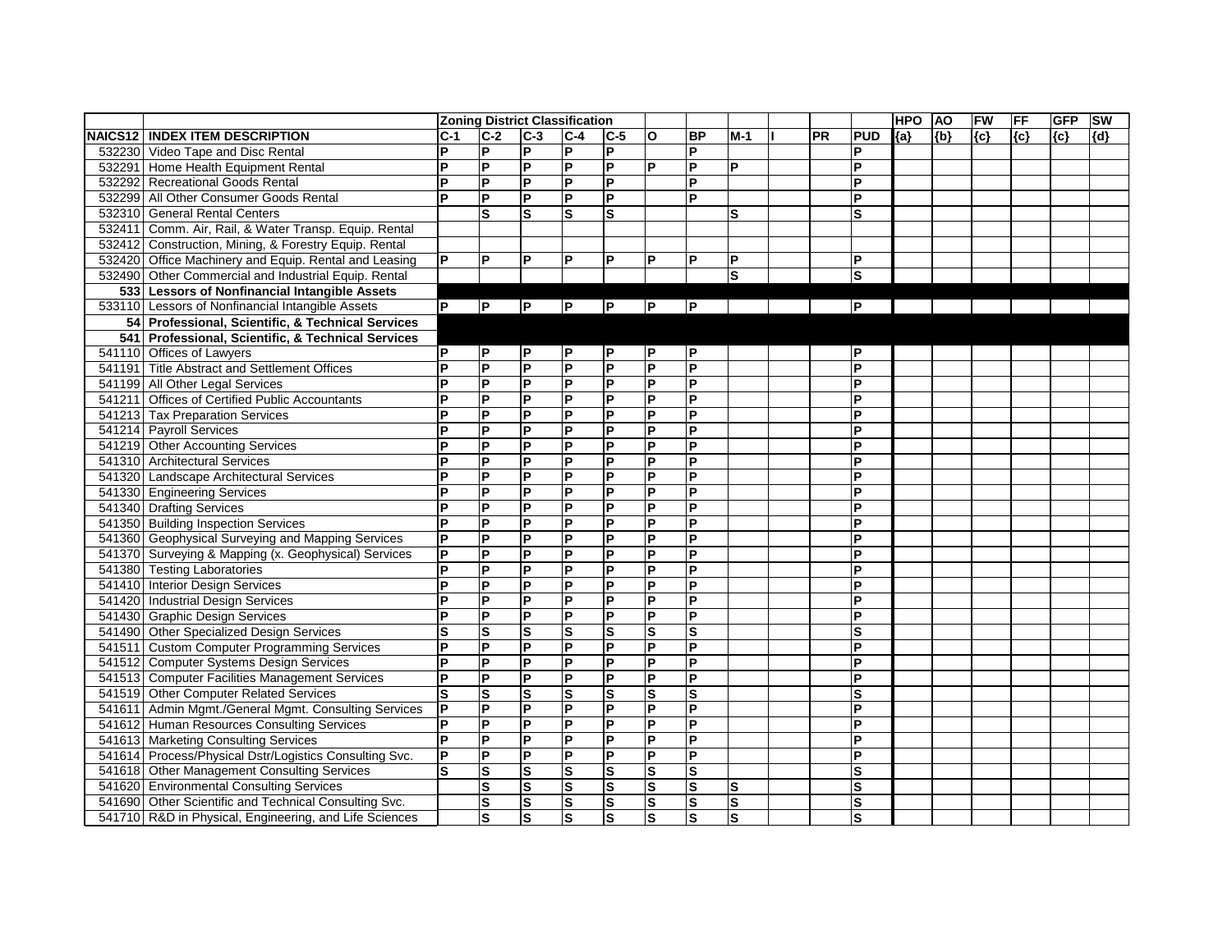| | | Zoning District Classification | | | | | | | | | | | HPO | AO | FW | FF | GFP | SW |
|---|---|---|---|---|---|---|---|---|---|---|---|---|---|---|---|---|---|---|
| NAICS12 | INDEX ITEM DESCRIPTION | C-1 | C-2 | C-3 | C-4 | C-5 | O | BP | M-1 | I | PR | PUD | {a} | {b} | {c} | {c} | {c} | {d} |
| 532230 | Video Tape and Disc Rental | P | P | P | P | P | | P | | | | P | | | | | | |
| 532291 | Home Health Equipment Rental | P | P | P | P | P | P | P | P | | | P | | | | | | |
| 532292 | Recreational Goods Rental | P | P | P | P | P | | P | | | | P | | | | | | |
| 532299 | All Other Consumer Goods Rental | P | P | P | P | P | | P | | | | P | | | | | | |
| 532310 | General Rental Centers | | S | S | S | S | | | S | | | S | | | | | | |
| 532411 | Comm. Air, Rail, & Water Transp. Equip. Rental | | | | | | | | | | | | | | | | | |
| 532412 | Construction, Mining, & Forestry Equip. Rental | | | | | | | | | | | | | | | | | |
| 532420 | Office Machinery and Equip. Rental and Leasing | P | P | P | P | P | P | P | P | | | P | | | | | | |
| 532490 | Other Commercial and Industrial Equip. Rental | | | | | | | | S | | | S | | | | | | |
| **533** | **Lessors of Nonfinancial Intangible Assets** | | | | | | | | | | | | | | | | | |
| 533110 | Lessors of Nonfinancial Intangible Assets | P | P | P | P | P | P | P | | | | P | | | | | | |
| **54** | **Professional, Scientific, & Technical Services** | | | | | | | | | | | | | | | | | |
| **541** | **Professional, Scientific, & Technical Services** | | | | | | | | | | | | | | | | | |
| 541110 | Offices of Lawyers | P | P | P | P | P | P | P | | | | P | | | | | | |
| 541191 | Title Abstract and Settlement Offices | P | P | P | P | P | P | P | | | | P | | | | | | |
| 541199 | All Other Legal Services | P | P | P | P | P | P | P | | | | P | | | | | | |
| 541211 | Offices of Certified Public Accountants | P | P | P | P | P | P | P | | | | P | | | | | | |
| 541213 | Tax Preparation Services | P | P | P | P | P | P | P | | | | P | | | | | | |
| 541214 | Payroll Services | P | P | P | P | P | P | P | | | | P | | | | | | |
| 541219 | Other Accounting Services | P | P | P | P | P | P | P | | | | P | | | | | | |
| 541310 | Architectural Services | P | P | P | P | P | P | P | | | | P | | | | | | |
| 541320 | Landscape Architectural Services | P | P | P | P | P | P | P | | | | P | | | | | | |
| 541330 | Engineering Services | P | P | P | P | P | P | P | | | | P | | | | | | |
| 541340 | Drafting Services | P | P | P | P | P | P | P | | | | P | | | | | | |
| 541350 | Building Inspection Services | P | P | P | P | P | P | P | | | | P | | | | | | |
| 541360 | Geophysical Surveying and Mapping Services | P | P | P | P | P | P | P | | | | P | | | | | | |
| 541370 | Surveying & Mapping (x. Geophysical) Services | P | P | P | P | P | P | P | | | | P | | | | | | |
| 541380 | Testing Laboratories | P | P | P | P | P | P | P | | | | P | | | | | | |
| 541410 | Interior Design Services | P | P | P | P | P | P | P | | | | P | | | | | | |
| 541420 | Industrial Design Services | P | P | P | P | P | P | P | | | | P | | | | | | |
| 541430 | Graphic Design Services | P | P | P | P | P | P | P | | | | P | | | | | | |
| 541490 | Other Specialized Design Services | S | S | S | S | S | S | S | | | | S | | | | | | |
| 541511 | Custom Computer Programming Services | P | P | P | P | P | P | P | | | | P | | | | | | |
| 541512 | Computer Systems Design Services | P | P | P | P | P | P | P | | | | P | | | | | | |
| 541513 | Computer Facilities Management Services | P | P | P | P | P | P | P | | | | P | | | | | | |
| 541519 | Other Computer Related Services | S | S | S | S | S | S | S | | | | S | | | | | | |
| 541611 | Admin Mgmt./General Mgmt. Consulting Services | P | P | P | P | P | P | P | | | | P | | | | | | |
| 541612 | Human Resources Consulting Services | P | P | P | P | P | P | P | | | | P | | | | | | |
| 541613 | Marketing Consulting Services | P | P | P | P | P | P | P | | | | P | | | | | | |
| 541614 | Process/Physical Dstr/Logistics Consulting Svc. | P | P | P | P | P | P | P | | | | P | | | | | | |
| 541618 | Other Management Consulting Services | S | S | S | S | S | S | S | | | | S | | | | | | |
| 541620 | Environmental Consulting Services | | S | S | S | S | S | S | S | | | S | | | | | | |
| 541690 | Other Scientific and Technical Consulting Svc. | | S | S | S | S | S | S | S | | | S | | | | | | |
| 541710 | R&D in Physical, Engineering, and Life Sciences | | S | S | S | S | S | S | S | | | S | | | | | | |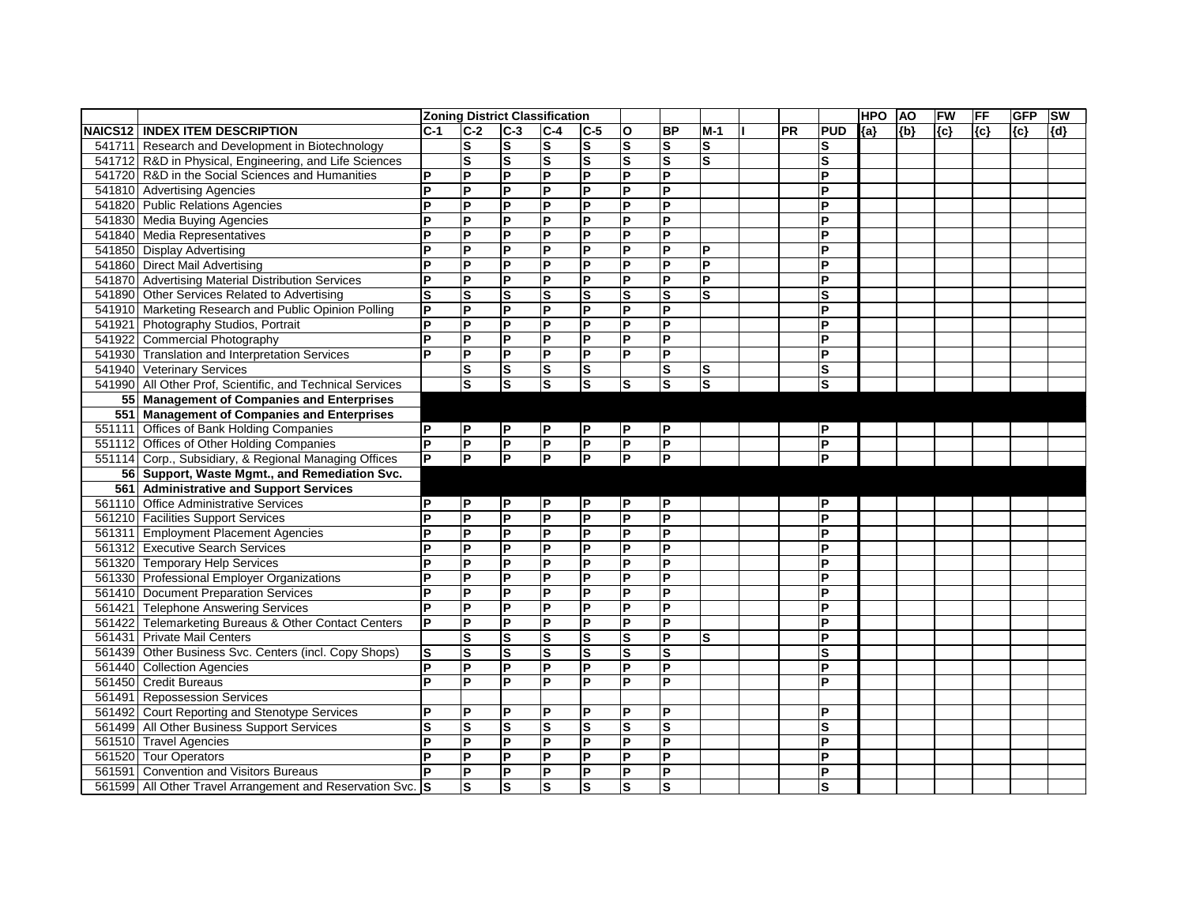| | | Zoning District Classification | | | | | | | | | | | HPO | AO | FW | FF | GFP | SW |
|---|---|---|---|---|---|---|---|---|---|---|---|---|---|---|---|---|---|---|
| NAICS12 | INDEX ITEM DESCRIPTION | C-1 | C-2 | C-3 | C-4 | C-5 | O | BP | M-1 | I | PR | PUD | {a} | {b} | {c} | {c} | {c} | {d} |
| 541711 | Research and Development in Biotechnology | | S | S | S | S | S | S | S | | | S | | | | | | |
| 541712 | R&D in Physical, Engineering, and Life Sciences | | S | S | S | S | S | S | S | | | S | | | | | | |
| 541720 | R&D in the Social Sciences and Humanities | P | P | P | P | P | P | P | | | | P | | | | | | |
| 541810 | Advertising Agencies | P | P | P | P | P | P | P | | | | P | | | | | | |
| 541820 | Public Relations Agencies | P | P | P | P | P | P | P | | | | P | | | | | | |
| 541830 | Media Buying Agencies | P | P | P | P | P | P | P | | | | P | | | | | | |
| 541840 | Media Representatives | P | P | P | P | P | P | P | | | | P | | | | | | |
| 541850 | Display Advertising | P | P | P | P | P | P | P | P | | | P | | | | | | |
| 541860 | Direct Mail Advertising | P | P | P | P | P | P | P | P | | | P | | | | | | |
| 541870 | Advertising Material Distribution Services | P | P | P | P | P | P | P | P | | | P | | | | | | |
| 541890 | Other Services Related to Advertising | S | S | S | S | S | S | S | S | | | S | | | | | | |
| 541910 | Marketing Research and Public Opinion Polling | P | P | P | P | P | P | P | | | | P | | | | | | |
| 541921 | Photography Studios, Portrait | P | P | P | P | P | P | P | | | | P | | | | | | |
| 541922 | Commercial Photography | P | P | P | P | P | P | P | | | | P | | | | | | |
| 541930 | Translation and Interpretation Services | P | P | P | P | P | P | P | | | | P | | | | | | |
| 541940 | Veterinary Services | | S | S | S | S | | S | S | | | S | | | | | | |
| 541990 | All Other Prof, Scientific, and Technical Services | | S | S | S | S | S | S | S | | | S | | | | | | |
| 55 | Management of Companies and Enterprises | | | | | | | | | | | | | | | | | |
| 551 | Management of Companies and Enterprises | | | | | | | | | | | | | | | | | |
| 551111 | Offices of Bank Holding Companies | P | P | P | P | P | P | P | | | | P | | | | | | |
| 551112 | Offices of Other Holding Companies | P | P | P | P | P | P | P | | | | P | | | | | | |
| 551114 | Corp., Subsidiary, & Regional Managing Offices | P | P | P | P | P | P | P | | | | P | | | | | | |
| 56 | Support, Waste Mgmt., and Remediation Svc. | | | | | | | | | | | | | | | | | |
| 561 | Administrative and Support Services | | | | | | | | | | | | | | | | | |
| 561110 | Office Administrative Services | P | P | P | P | P | P | P | | | | P | | | | | | |
| 561210 | Facilities Support Services | P | P | P | P | P | P | P | | | | P | | | | | | |
| 561311 | Employment Placement Agencies | P | P | P | P | P | P | P | | | | P | | | | | | |
| 561312 | Executive Search Services | P | P | P | P | P | P | P | | | | P | | | | | | |
| 561320 | Temporary Help Services | P | P | P | P | P | P | P | | | | P | | | | | | |
| 561330 | Professional Employer Organizations | P | P | P | P | P | P | P | | | | P | | | | | | |
| 561410 | Document Preparation Services | P | P | P | P | P | P | P | | | | P | | | | | | |
| 561421 | Telephone Answering Services | P | P | P | P | P | P | P | | | | P | | | | | | |
| 561422 | Telemarketing Bureaus & Other Contact Centers | P | P | P | P | P | P | P | | | | P | | | | | | |
| 561431 | Private Mail Centers | | S | S | S | S | S | P | S | | | P | | | | | | |
| 561439 | Other Business Svc. Centers (incl. Copy Shops) | S | S | S | S | S | S | S | | | | S | | | | | | |
| 561440 | Collection Agencies | P | P | P | P | P | P | P | | | | P | | | | | | |
| 561450 | Credit Bureaus | P | P | P | P | P | P | P | | | | P | | | | | | |
| 561491 | Repossession Services | | | | | | | | | | | | | | | | | |
| 561492 | Court Reporting and Stenotype Services | P | P | P | P | P | P | P | | | | P | | | | | | |
| 561499 | All Other Business Support Services | S | S | S | S | S | S | S | | | | S | | | | | | |
| 561510 | Travel Agencies | P | P | P | P | P | P | P | | | | P | | | | | | |
| 561520 | Tour Operators | P | P | P | P | P | P | P | | | | P | | | | | | |
| 561591 | Convention and Visitors Bureaus | P | P | P | P | P | P | P | | | | P | | | | | | |
| 561599 | All Other Travel Arrangement and Reservation Svc. | S | S | S | S | S | S | S | | | | S | | | | | | |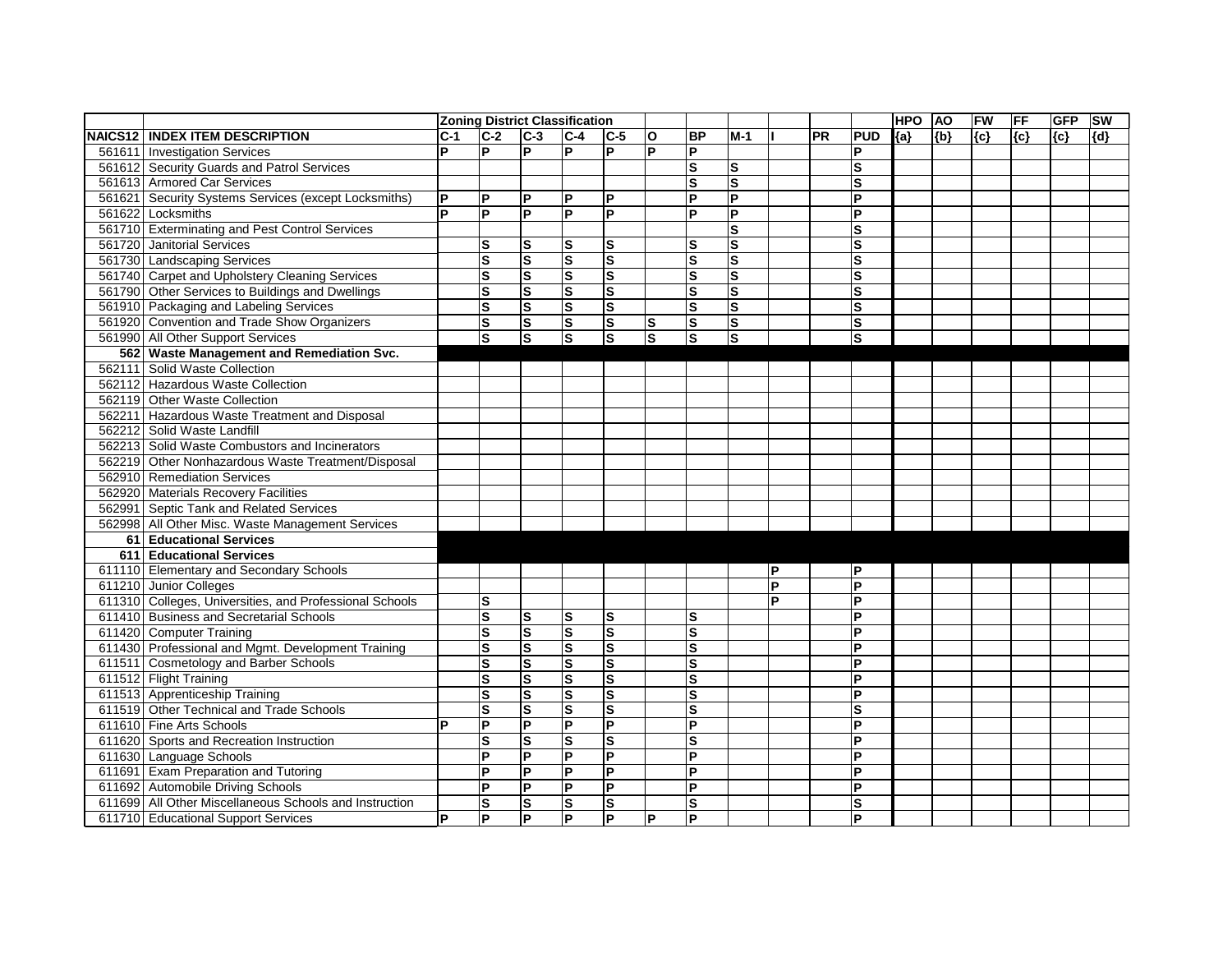| | | Zoning District Classification | | | | | | | | | | | HPO | AO | FW | FF | GFP | SW |
|---|---|---|---|---|---|---|---|---|---|---|---|---|---|---|---|---|---|---|
| NAICS12 | INDEX ITEM DESCRIPTION | C-1 | C-2 | C-3 | C-4 | C-5 | O | BP | M-1 | I | PR | PUD | {a} | {b} | {c} | {c} | {c} | {d} |
| 561611 | Investigation Services | P | P | P | P | P | P | P | | | | P | | | | | | |
| 561612 | Security Guards and Patrol Services | | | | | | | S | S | | | S | | | | | | |
| 561613 | Armored Car Services | | | | | | | S | S | | | S | | | | | | |
| 561621 | Security Systems Services (except Locksmiths) | P | P | P | P | P | | P | P | | | P | | | | | | |
| 561622 | Locksmiths | P | P | P | P | P | | P | P | | | P | | | | | | |
| 561710 | Exterminating and Pest Control Services | | | | | | | | S | | | S | | | | | | |
| 561720 | Janitorial Services | | S | S | S | S | | S | S | | | S | | | | | | |
| 561730 | Landscaping Services | | S | S | S | S | | S | S | | | S | | | | | | |
| 561740 | Carpet and Upholstery Cleaning Services | | S | S | S | S | | S | S | | | S | | | | | | |
| 561790 | Other Services to Buildings and Dwellings | | S | S | S | S | | S | S | | | S | | | | | | |
| 561910 | Packaging and Labeling Services | | S | S | S | S | | S | S | | | S | | | | | | |
| 561920 | Convention and Trade Show Organizers | | S | S | S | S | S | S | S | | | S | | | | | | |
| 561990 | All Other Support Services | | S | S | S | S | S | S | S | | | S | | | | | | |
| 562 | **Waste Management and Remediation Svc.** | | | | | | | | | | | | | | | | | |
| 562111 | Solid Waste Collection | | | | | | | | | | | | | | | | | |
| 562112 | Hazardous Waste Collection | | | | | | | | | | | | | | | | | |
| 562119 | Other Waste Collection | | | | | | | | | | | | | | | | | |
| 562211 | Hazardous Waste Treatment and Disposal | | | | | | | | | | | | | | | | | |
| 562212 | Solid Waste Landfill | | | | | | | | | | | | | | | | | |
| 562213 | Solid Waste Combustors and Incinerators | | | | | | | | | | | | | | | | | |
| 562219 | Other Nonhazardous Waste Treatment/Disposal | | | | | | | | | | | | | | | | | |
| 562910 | Remediation Services | | | | | | | | | | | | | | | | | |
| 562920 | Materials Recovery Facilities | | | | | | | | | | | | | | | | | |
| 562991 | Septic Tank and Related Services | | | | | | | | | | | | | | | | | |
| 562998 | All Other Misc. Waste Management Services | | | | | | | | | | | | | | | | | |
| 61 | **Educational Services** | | | | | | | | | | | | | | | | | |
| 611 | **Educational Services** | | | | | | | | | | | | | | | | | |
| 611110 | Elementary and Secondary Schools | | | | | | | | | P | | P | | | | | | |
| 611210 | Junior Colleges | | | | | | | | | P | | P | | | | | | |
| 611310 | Colleges, Universities, and Professional Schools | | S | | | | | | | P | | P | | | | | | |
| 611410 | Business and Secretarial Schools | | S | S | S | S | | S | | | | P | | | | | | |
| 611420 | Computer Training | | S | S | S | S | | S | | | | P | | | | | | |
| 611430 | Professional and Mgmt. Development Training | | S | S | S | S | | S | | | | P | | | | | | |
| 611511 | Cosmetology and Barber Schools | | S | S | S | S | | S | | | | P | | | | | | |
| 611512 | Flight Training | | S | S | S | S | | S | | | | P | | | | | | |
| 611513 | Apprenticeship Training | | S | S | S | S | | S | | | | P | | | | | | |
| 611519 | Other Technical and Trade Schools | | S | S | S | S | | S | | | | S | | | | | | |
| 611610 | Fine Arts Schools | P | P | P | P | P | | P | | | | P | | | | | | |
| 611620 | Sports and Recreation Instruction | | S | S | S | S | | S | | | | P | | | | | | |
| 611630 | Language Schools | | P | P | P | P | | P | | | | P | | | | | | |
| 611691 | Exam Preparation and Tutoring | | P | P | P | P | | P | | | | P | | | | | | |
| 611692 | Automobile Driving Schools | | P | P | P | P | | P | | | | P | | | | | | |
| 611699 | All Other Miscellaneous Schools and Instruction | | S | S | S | S | | S | | | | S | | | | | | |
| 611710 | Educational Support Services | P | P | P | P | P | P | P | | | | P | | | | | | |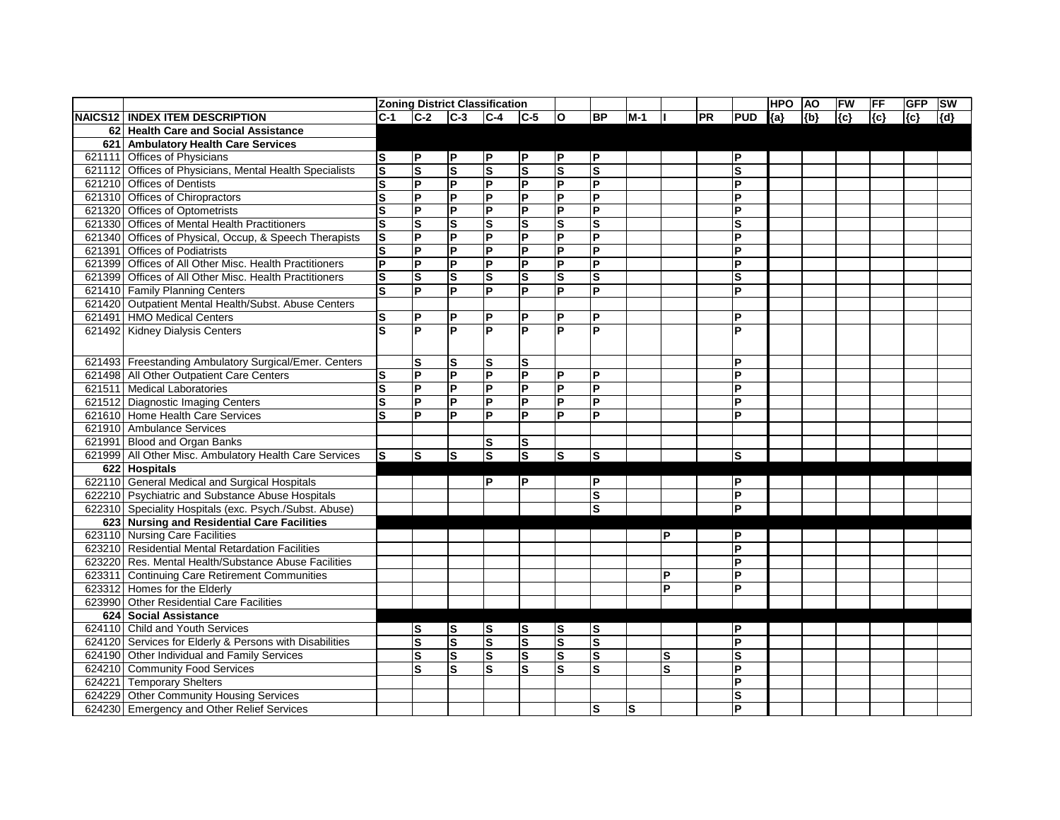| | | Zoning District Classification | | | | | | | | | | | HPO | AO | FW | FF | GFP | SW |
|---|---|---|---|---|---|---|---|---|---|---|---|---|---|---|---|---|---|---|
| NAICS12 | INDEX ITEM DESCRIPTION | C-1 | C-2 | C-3 | C-4 | C-5 | O | BP | M-1 | I | PR | PUD | {a} | {b} | {c} | {c} | {c} | {d} |
| 62 | **Health Care and Social Assistance** | | | | | | | | | | | | | | | | | |
| 621 | **Ambulatory Health Care Services** | | | | | | | | | | | | | | | | | |
| 621111 | Offices of Physicians | S | P | P | P | P | P | P | | | | P | | | | | | |
| 621112 | Offices of Physicians, Mental Health Specialists | S | S | S | S | S | S | S | | | | S | | | | | | |
| 621210 | Offices of Dentists | S | P | P | P | P | P | P | | | | P | | | | | | |
| 621310 | Offices of Chiropractors | S | P | P | P | P | P | P | | | | P | | | | | | |
| 621320 | Offices of Optometrists | S | P | P | P | P | P | P | | | | P | | | | | | |
| 621330 | Offices of Mental Health Practitioners | S | S | S | S | S | S | S | | | | S | | | | | | |
| 621340 | Offices of Physical, Occup, & Speech Therapists | S | P | P | P | P | P | P | | | | P | | | | | | |
| 621391 | Offices of Podiatrists | S | P | P | P | P | P | P | | | | P | | | | | | |
| 621399 | Offices of All Other Misc. Health Practitioners | P | P | P | P | P | P | P | | | | P | | | | | | |
| 621399 | Offices of All Other Misc. Health Practitioners | S | S | S | S | S | S | S | | | | S | | | | | | |
| 621410 | Family Planning Centers | S | P | P | P | P | P | P | | | | P | | | | | | |
| 621420 | Outpatient Mental Health/Subst. Abuse Centers | | | | | | | | | | | | | | | | | |
| 621491 | HMO Medical Centers | S | P | P | P | P | P | P | | | | P | | | | | | |
| 621492 | Kidney Dialysis Centers | S | P | P | P | P | P | P | | | | P | | | | | | |
| 621493 | Freestanding Ambulatory Surgical/Emer. Centers | | S | S | S | S | | | | | | P | | | | | | |
| 621498 | All Other Outpatient Care Centers | S | P | P | P | P | P | P | | | | P | | | | | | |
| 621511 | Medical Laboratories | S | P | P | P | P | P | P | | | | P | | | | | | |
| 621512 | Diagnostic Imaging Centers | S | P | P | P | P | P | P | | | | P | | | | | | |
| 621610 | Home Health Care Services | S | P | P | P | P | P | P | | | | P | | | | | | |
| 621910 | Ambulance Services | | | | | | | | | | | | | | | | | |
| 621991 | Blood and Organ Banks | | | | S | S | | | | | | | | | | | | |
| 621999 | All Other Misc. Ambulatory Health Care Services | S | S | S | S | S | S | S | | | | S | | | | | | |
| 622 | **Hospitals** | | | | | | | | | | | | | | | | | |
| 622110 | General Medical and Surgical Hospitals | | | | P | P | | P | | | | P | | | | | | |
| 622210 | Psychiatric and Substance Abuse Hospitals | | | | | | | S | | | | P | | | | | | |
| 622310 | Speciality Hospitals (exc. Psych./Subst. Abuse) | | | | | | | S | | | | P | | | | | | |
| 623 | **Nursing and Residential Care Facilities** | | | | | | | | | | | | | | | | | |
| 623110 | Nursing Care Facilities | | | | | | | | | P | | P | | | | | | |
| 623210 | Residential Mental Retardation Facilities | | | | | | | | | | | P | | | | | | |
| 623220 | Res. Mental Health/Substance Abuse Facilities | | | | | | | | | | | P | | | | | | |
| 623311 | Continuing Care Retirement Communities | | | | | | | | | P | | P | | | | | | |
| 623312 | Homes for the Elderly | | | | | | | | | P | | P | | | | | | |
| 623990 | Other Residential Care Facilities | | | | | | | | | | | | | | | | | |
| 624 | **Social Assistance** | | | | | | | | | | | | | | | | | |
| 624110 | Child and Youth Services | | S | S | S | S | S | S | | | | P | | | | | | |
| 624120 | Services for Elderly & Persons with Disabilities | | S | S | S | S | S | S | | | | P | | | | | | |
| 624190 | Other Individual and Family Services | | S | S | S | S | S | S | | S | | S | | | | | | |
| 624210 | Community Food Services | | S | S | S | S | S | S | | S | | P | | | | | | |
| 624221 | Temporary Shelters | | | | | | | | | | | P | | | | | | |
| 624229 | Other Community Housing Services | | | | | | | | | | | S | | | | | | |
| 624230 | Emergency and Other Relief Services | | | | | | | S | S | | | P | | | | | | |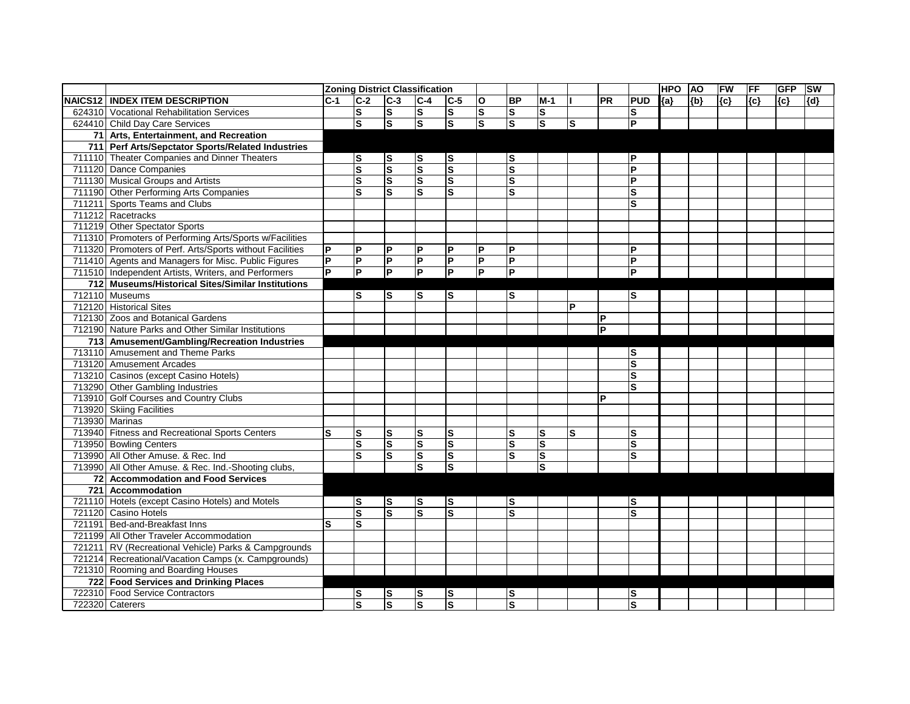| | | Zoning District Classification | | | | | | | | | | | HPO | AO | FW | FF | GFP | SW |
|---|---|---|---|---|---|---|---|---|---|---|---|---|---|---|---|---|---|---|
| NAICS12 | INDEX ITEM DESCRIPTION | C-1 | C-2 | C-3 | C-4 | C-5 | O | BP | M-1 | I | PR | PUD | {a} | {b} | {c} | {c} | {c} | {d} |
| 624310 | Vocational Rehabilitation Services | | S | S | S | S | S | S | S | | | S | | | | | | |
| 624410 | Child Day Care Services | | S | S | S | S | S | S | S | S | | P | | | | | | |
| 71 | **Arts, Entertainment, and Recreation** | | | | | | | | | | | | | | | | | |
| 711 | **Perf Arts/Sepctator Sports/Related Industries** | | | | | | | | | | | | | | | | | |
| 711110 | Theater Companies and Dinner Theaters | | S | S | S | S | | S | | | | P | | | | | | |
| 711120 | Dance Companies | | S | S | S | S | | S | | | | P | | | | | | |
| 711130 | Musical Groups and Artists | | S | S | S | S | | S | | | | P | | | | | | |
| 711190 | Other Performing Arts Companies | | S | S | S | S | | S | | | | S | | | | | | |
| 711211 | Sports Teams and Clubs | | | | | | | | | | | S | | | | | | |
| 711212 | Racetracks | | | | | | | | | | | | | | | | | |
| 711219 | Other Spectator Sports | | | | | | | | | | | | | | | | | |
| 711310 | Promoters of Performing Arts/Sports w/Facilities | | | | | | | | | | | | | | | | | |
| 711320 | Promoters of Perf. Arts/Sports without Facilities | P | P | P | P | P | P | P | | | | P | | | | | | |
| 711410 | Agents and Managers for Misc. Public Figures | P | P | P | P | P | P | P | | | | P | | | | | | |
| 711510 | Independent Artists, Writers, and Performers | P | P | P | P | P | P | P | | | | P | | | | | | |
| 712 | **Museums/Historical Sites/Similar Institutions** | | | | | | | | | | | | | | | | | |
| 712110 | Museums | | S | S | S | S | | S | | | | S | | | | | | |
| 712120 | Historical Sites | | | | | | | | | P | | | | | | | | |
| 712130 | Zoos and Botanical Gardens | | | | | | | | | | P | | | | | | | |
| 712190 | Nature Parks and Other Similar Institutions | | | | | | | | | | P | | | | | | | |
| 713 | **Amusement/Gambling/Recreation Industries** | | | | | | | | | | | | | | | | | |
| 713110 | Amusement and Theme Parks | | | | | | | | | | | S | | | | | | |
| 713120 | Amusement Arcades | | | | | | | | | | | S | | | | | | |
| 713210 | Casinos (except Casino Hotels) | | | | | | | | | | | S | | | | | | |
| 713290 | Other Gambling Industries | | | | | | | | | | | S | | | | | | |
| 713910 | Golf Courses and Country Clubs | | | | | | | | | | P | | | | | | | |
| 713920 | Skiing Facilities | | | | | | | | | | | | | | | | | |
| 713930 | Marinas | | | | | | | | | | | | | | | | | |
| 713940 | Fitness and Recreational Sports Centers | S | S | S | S | S | | S | S | S | | S | | | | | | |
| 713950 | Bowling Centers | | S | S | S | S | | S | S | | | S | | | | | | |
| 713990 | All Other Amuse. & Rec. Ind | | S | S | S | S | | S | S | | | S | | | | | | |
| 713990 | All Other Amuse. & Rec. Ind.-Shooting clubs, | | | | S | S | | | S | | | | | | | | | |
| 72 | **Accommodation and Food Services** | | | | | | | | | | | | | | | | | |
| 721 | **Accommodation** | | | | | | | | | | | | | | | | | |
| 721110 | Hotels (except Casino Hotels) and Motels | | S | S | S | S | | S | | | | S | | | | | | |
| 721120 | Casino Hotels | | S | S | S | S | | S | | | | S | | | | | | |
| 721191 | Bed-and-Breakfast Inns | S | S | | | | | | | | | | | | | | | |
| 721199 | All Other Traveler Accommodation | | | | | | | | | | | | | | | | | |
| 721211 | RV (Recreational Vehicle) Parks & Campgrounds | | | | | | | | | | | | | | | | | |
| 721214 | Recreational/Vacation Camps (x. Campgrounds) | | | | | | | | | | | | | | | | | |
| 721310 | Rooming and Boarding Houses | | | | | | | | | | | | | | | | | |
| 722 | **Food Services and Drinking Places** | | | | | | | | | | | | | | | | | |
| 722310 | Food Service Contractors | | S | S | S | S | | S | | | | S | | | | | | |
| 722320 | Caterers | | S | S | S | S | | S | | | | S | | | | | | |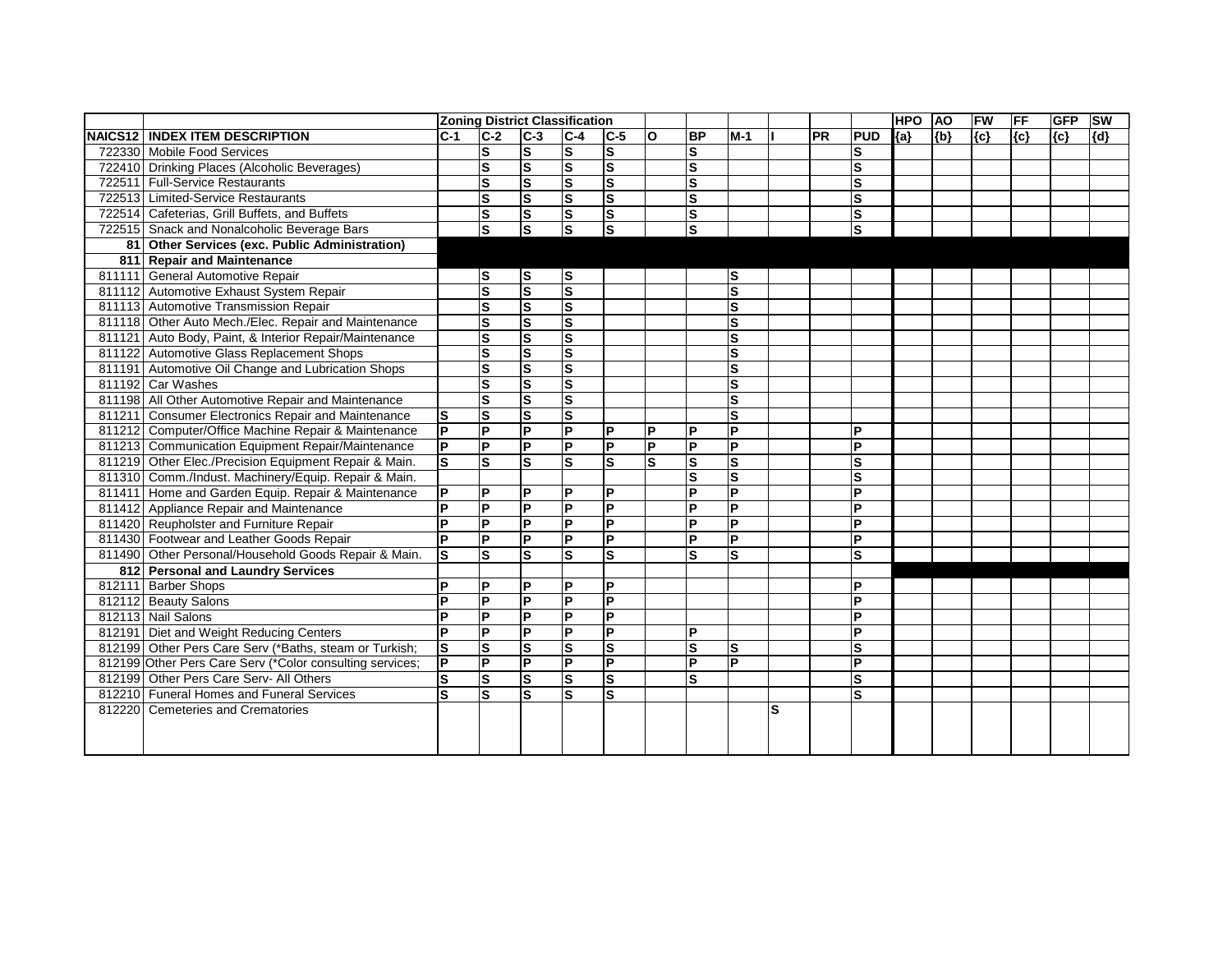| | | Zoning District Classification | | | | | | | | | | | HPO | AO | FW | FF | GFP | SW |
|---|---|---|---|---|---|---|---|---|---|---|---|---|---|---|---|---|---|---|
| NAICS12 | INDEX ITEM DESCRIPTION | C-1 | C-2 | C-3 | C-4 | C-5 | O | BP | M-1 | I | PR | PUD | {a} | {b} | {c} | {c} | {c} | {d} |
| 722330 | Mobile Food Services | | S | S | S | S | | S | | | | S | | | | | | |
| 722410 | Drinking Places (Alcoholic Beverages) | | S | S | S | S | | S | | | | S | | | | | | |
| 722511 | Full-Service Restaurants | | S | S | S | S | | S | | | | S | | | | | | |
| 722513 | Limited-Service Restaurants | | S | S | S | S | | S | | | | S | | | | | | |
| 722514 | Cafeterias, Grill Buffets, and Buffets | | S | S | S | S | | S | | | | S | | | | | | |
| 722515 | Snack and Nonalcoholic Beverage Bars | | S | S | S | S | | S | | | | S | | | | | | |
| 81 | Other Services (exc. Public Administration) | | | | | | | | | | | | | | | | | |
| 811 | Repair and Maintenance | | | | | | | | | | | | | | | | | |
| 811111 | General Automotive Repair | | S | S | S | | | | S | | | | | | | | | |
| 811112 | Automotive Exhaust System Repair | | S | S | S | | | | S | | | | | | | | | |
| 811113 | Automotive Transmission Repair | | S | S | S | | | | S | | | | | | | | | |
| 811118 | Other Auto Mech./Elec. Repair and Maintenance | | S | S | S | | | | S | | | | | | | | | |
| 811121 | Auto Body, Paint, & Interior Repair/Maintenance | | S | S | S | | | | S | | | | | | | | | |
| 811122 | Automotive Glass Replacement Shops | | S | S | S | | | | S | | | | | | | | | |
| 811191 | Automotive Oil Change and Lubrication Shops | | S | S | S | | | | S | | | | | | | | | |
| 811192 | Car Washes | | S | S | S | | | | S | | | | | | | | | |
| 811198 | All Other Automotive Repair and Maintenance | | S | S | S | | | | S | | | | | | | | | |
| 811211 | Consumer Electronics Repair and Maintenance | S | S | S | S | | | | S | | | | | | | | | |
| 811212 | Computer/Office Machine Repair & Maintenance | P | P | P | P | P | P | P | P | | | P | | | | | | |
| 811213 | Communication Equipment Repair/Maintenance | P | P | P | P | P | P | P | P | | | P | | | | | | |
| 811219 | Other Elec./Precision Equipment Repair & Main. | S | S | S | S | S | S | S | S | | | S | | | | | | |
| 811310 | Comm./Indust. Machinery/Equip. Repair & Main. | | | | | | | S | S | | | S | | | | | | |
| 811411 | Home and Garden Equip. Repair & Maintenance | P | P | P | P | P | | P | P | | | P | | | | | | |
| 811412 | Appliance Repair and Maintenance | P | P | P | P | P | | P | P | | | P | | | | | | |
| 811420 | Reupholster and Furniture Repair | P | P | P | P | P | | P | P | | | P | | | | | | |
| 811430 | Footwear and Leather Goods Repair | P | P | P | P | P | | P | P | | | P | | | | | | |
| 811490 | Other Personal/Household Goods Repair & Main. | S | S | S | S | S | | S | S | | | S | | | | | | |
| 812 | Personal and Laundry Services | | | | | | | | | | | | | | | | | |
| 812111 | Barber Shops | P | P | P | P | P | | | | | | P | | | | | | |
| 812112 | Beauty Salons | P | P | P | P | P | | | | | | P | | | | | | |
| 812113 | Nail Salons | P | P | P | P | P | | | | | | P | | | | | | |
| 812191 | Diet and Weight Reducing Centers | P | P | P | P | P | | P | | | | P | | | | | | |
| 812199 | Other Pers Care Serv (*Baths, steam or Turkish; | S | S | S | S | S | | S | S | | | S | | | | | | |
| 812199 | Other Pers Care Serv (*Color consulting services; | P | P | P | P | P | | P | P | | | P | | | | | | |
| 812199 | Other Pers Care Serv- All Others | S | S | S | S | S | | S | | | | S | | | | | | |
| 812210 | Funeral Homes and Funeral Services | S | S | S | S | S | | | | | | S | | | | | | |
| 812220 | Cemeteries and Crematories | | | | | | | | | S | | | | | | | | |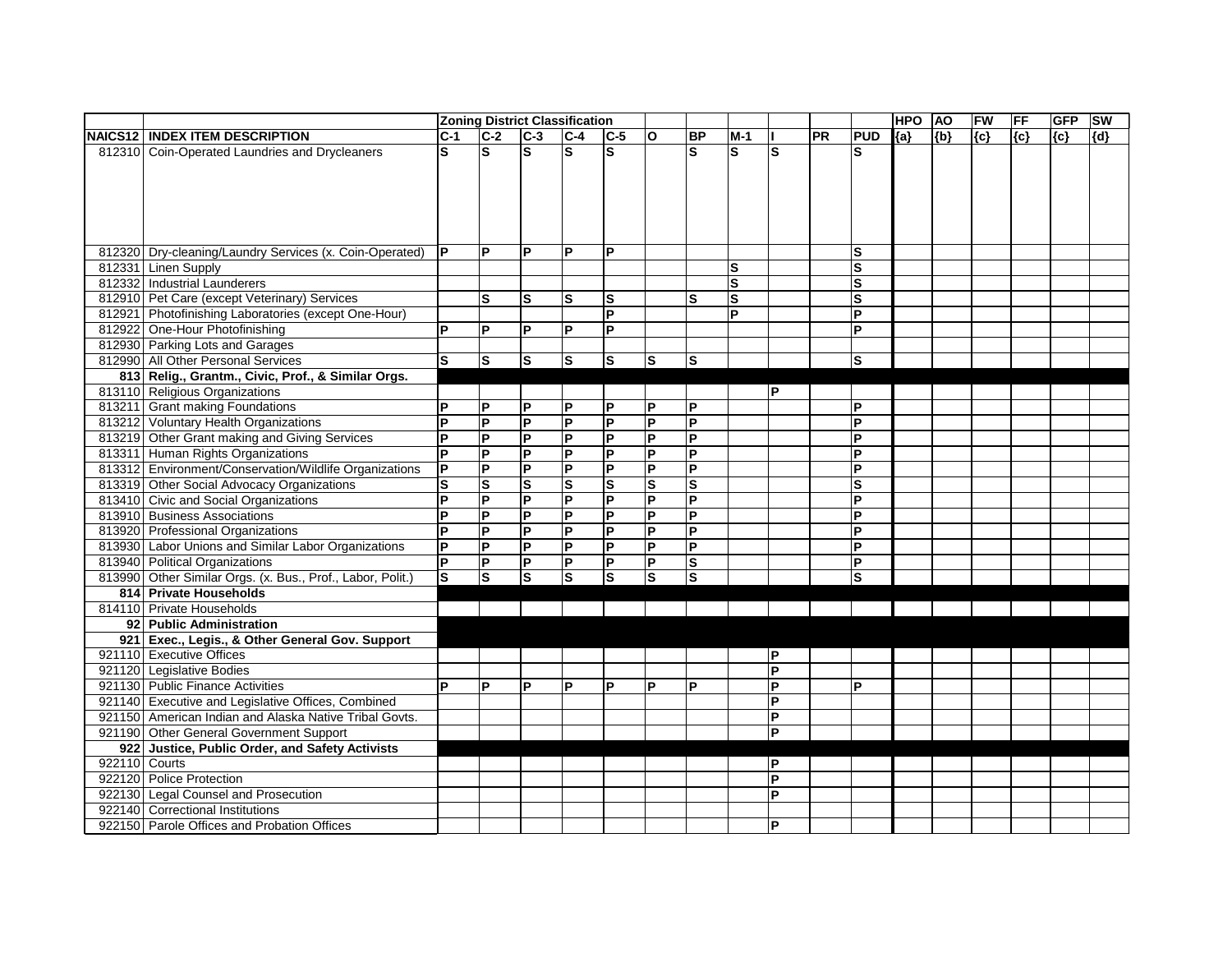| | | Zoning District Classification | | | | | | | | | | | HPO | AO | FW | FF | GFP | SW |
|---|---|---|---|---|---|---|---|---|---|---|---|---|---|---|---|---|---|---|
| NAICS12 | INDEX ITEM DESCRIPTION | C-1 | C-2 | C-3 | C-4 | C-5 | O | BP | M-1 | I | PR | PUD | {a} | {b} | {c} | {c} | {c} | {d} |
| 812310 | Coin-Operated Laundries and Drycleaners | S | S | S | S | S | | S | S | S | | S | | | | | | |
| 812320 | Dry-cleaning/Laundry Services (x. Coin-Operated) | P | P | P | P | P | | | | | | S | | | | | | |
| 812331 | Linen Supply | | | | | | | | S | | | S | | | | | | |
| 812332 | Industrial Launderers | | | | | | | | S | | | S | | | | | | |
| 812910 | Pet Care (except Veterinary) Services | | S | S | S | S | | S | S | | | S | | | | | | |
| 812921 | Photofinishing Laboratories (except One-Hour) | | | | | P | | | P | | | P | | | | | | |
| 812922 | One-Hour Photofinishing | P | P | P | P | P | | | | | | P | | | | | | |
| 812930 | Parking Lots and Garages | | | | | | | | | | | | | | | | | |
| 812990 | All Other Personal Services | S | S | S | S | S | S | S | | | | S | | | | | | |
| **813** | **Relig., Grantm., Civic, Prof., & Similar Orgs.** | | | | | | | | | | | | | | | | | |
| 813110 | Religious Organizations | | | | | | | | | P | | | | | | | | |
| 813211 | Grant making Foundations | P | P | P | P | P | P | P | | | | P | | | | | | |
| 813212 | Voluntary Health Organizations | P | P | P | P | P | P | P | | | | P | | | | | | |
| 813219 | Other Grant making and Giving Services | P | P | P | P | P | P | P | | | | P | | | | | | |
| 813311 | Human Rights Organizations | P | P | P | P | P | P | P | | | | P | | | | | | |
| 813312 | Environment/Conservation/Wildlife Organizations | P | P | P | P | P | P | P | | | | P | | | | | | |
| 813319 | Other Social Advocacy Organizations | S | S | S | S | S | S | S | | | | S | | | | | | |
| 813410 | Civic and Social Organizations | P | P | P | P | P | P | P | | | | P | | | | | | |
| 813910 | Business Associations | P | P | P | P | P | P | P | | | | P | | | | | | |
| 813920 | Professional Organizations | P | P | P | P | P | P | P | | | | P | | | | | | |
| 813930 | Labor Unions and Similar Labor Organizations | P | P | P | P | P | P | P | | | | P | | | | | | |
| 813940 | Political Organizations | P | P | P | P | P | P | S | | | | P | | | | | | |
| 813990 | Other Similar Orgs. (x. Bus., Prof., Labor, Polit.) | S | S | S | S | S | S | S | | | | S | | | | | | |
| **814** | **Private Households** | | | | | | | | | | | | | | | | | |
| 814110 | Private Households | | | | | | | | | | | | | | | | | |
| **92** | **Public Administration** | | | | | | | | | | | | | | | | | |
| **921** | **Exec., Legis., & Other General Gov. Support** | | | | | | | | | | | | | | | | | |
| 921110 | Executive Offices | | | | | | | | | P | | | | | | | | |
| 921120 | Legislative Bodies | | | | | | | | | P | | | | | | | | |
| 921130 | Public Finance Activities | P | P | P | P | P | P | P | | P | | P | | | | | | |
| 921140 | Executive and Legislative Offices, Combined | | | | | | | | | P | | | | | | | | |
| 921150 | American Indian and Alaska Native Tribal Govts. | | | | | | | | | P | | | | | | | | |
| 921190 | Other General Government Support | | | | | | | | | P | | | | | | | | |
| **922** | **Justice, Public Order, and Safety Activists** | | | | | | | | | | | | | | | | | |
| 922110 | Courts | | | | | | | | | P | | | | | | | | |
| 922120 | Police Protection | | | | | | | | | P | | | | | | | | |
| 922130 | Legal Counsel and Prosecution | | | | | | | | | P | | | | | | | | |
| 922140 | Correctional Institutions | | | | | | | | | | | | | | | | | |
| 922150 | Parole Offices and Probation Offices | | | | | | | | | P | | | | | | | | |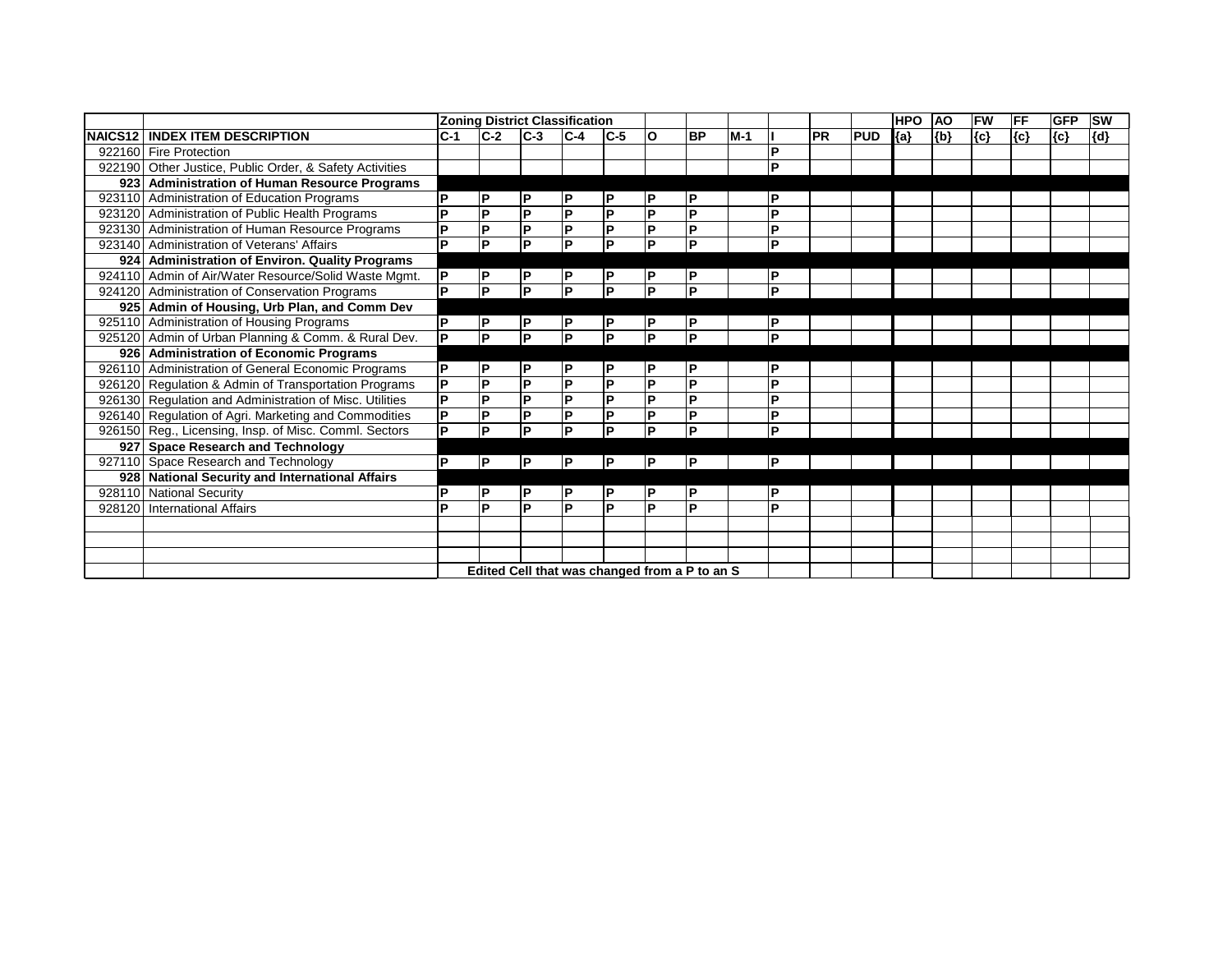| | | Zoning District Classification | | | | | | | | | | | HPO | AO | FW | FF | GFP | SW |
|---|---|---|---|---|---|---|---|---|---|---|---|---|---|---|---|---|---|---|
| NAICS12 | INDEX ITEM DESCRIPTION | C-1 | C-2 | C-3 | C-4 | C-5 | O | BP | M-1 | I | PR | PUD | {a} | {b} | {c} | {c} | {c} | {d} |
| 922160 | Fire Protection | | | | | | | | | P | | | | | | | | |
| 922190 | Other Justice, Public Order, & Safety Activities | | | | | | | | | P | | | | | | | | |
| **923** | **Administration of Human Resource Programs** | | | | | | | | | | | | | | | | | |
| 923110 | Administration of Education Programs | P | P | P | P | P | P | P | | P | | | | | | | | |
| 923120 | Administration of Public Health Programs | P | P | P | P | P | P | P | | P | | | | | | | | |
| 923130 | Administration of Human Resource Programs | P | P | P | P | P | P | P | | P | | | | | | | | |
| 923140 | Administration of Veterans' Affairs | P | P | P | P | P | P | P | | P | | | | | | | | |
| **924** | **Administration of Environ. Quality Programs** | | | | | | | | | | | | | | | | | |
| 924110 | Admin of Air/Water Resource/Solid Waste Mgmt. | P | P | P | P | P | P | P | | P | | | | | | | | |
| 924120 | Administration of Conservation Programs | P | P | P | P | P | P | P | | P | | | | | | | | |
| **925** | **Admin of Housing, Urb Plan, and Comm Dev** | | | | | | | | | | | | | | | | | |
| 925110 | Administration of Housing Programs | P | P | P | P | P | P | P | | P | | | | | | | | |
| 925120 | Admin of Urban Planning & Comm. & Rural Dev. | P | P | P | P | P | P | P | | P | | | | | | | | |
| **926** | **Administration of Economic Programs** | | | | | | | | | | | | | | | | | |
| 926110 | Administration of General Economic Programs | P | P | P | P | P | P | P | | P | | | | | | | | |
| 926120 | Regulation & Admin of Transportation Programs | P | P | P | P | P | P | P | | P | | | | | | | | |
| 926130 | Regulation and Administration of Misc. Utilities | P | P | P | P | P | P | P | | P | | | | | | | | |
| 926140 | Regulation of Agri. Marketing and Commodities | P | P | P | P | P | P | P | | P | | | | | | | | |
| 926150 | Reg., Licensing, Insp. of Misc. Comml. Sectors | P | P | P | P | P | P | P | | P | | | | | | | | |
| **927** | **Space Research and Technology** | | | | | | | | | | | | | | | | | |
| 927110 | Space Research and Technology | P | P | P | P | P | P | P | | P | | | | | | | | |
| **928** | **National Security and International Affairs** | | | | | | | | | | | | | | | | | |
| 928110 | National Security | P | P | P | P | P | P | P | | P | | | | | | | | |
| 928120 | International Affairs | P | P | P | P | P | P | P | | P | | | | | | | | |
| | | | | | | | | | | | | | | | | | | |
| | | | | | | | | | | | | | | | | | | |
| | | | | | | | | | | | | | | | | | | |
| | | **Edited Cell that was changed from a P to an S** | | | | | | | | | | | | | | | | |